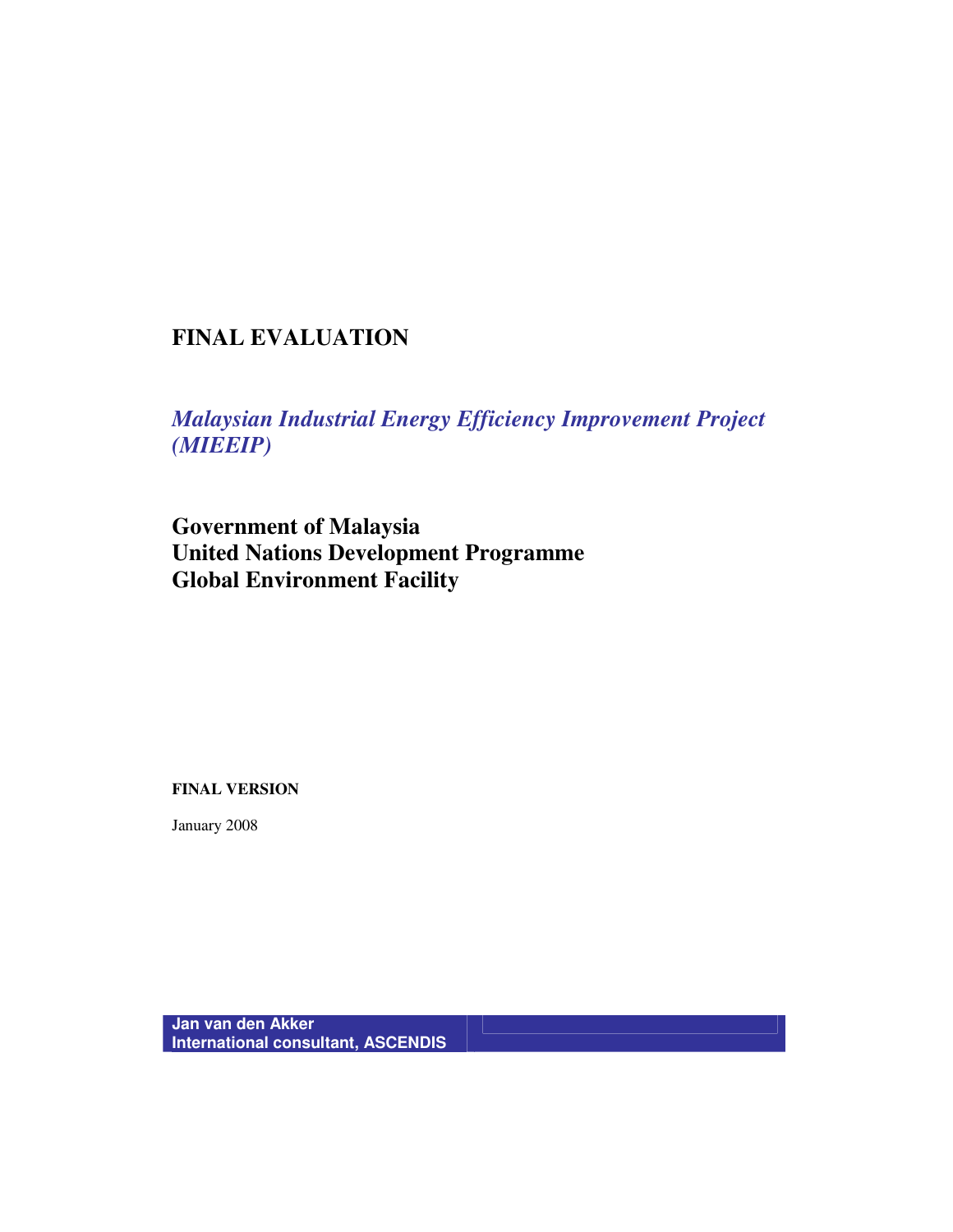# FINAL EVALUATION

## *Malaysian Industrial Energy Efficiency Improvement Project (MIEEIP)*

**Government of Malaysia**
**United Nations Development Programme**
**Global Environment Facility**

**FINAL VERSION**

January 2008

**Jan van den Akker**
**International consultant, ASCENDIS**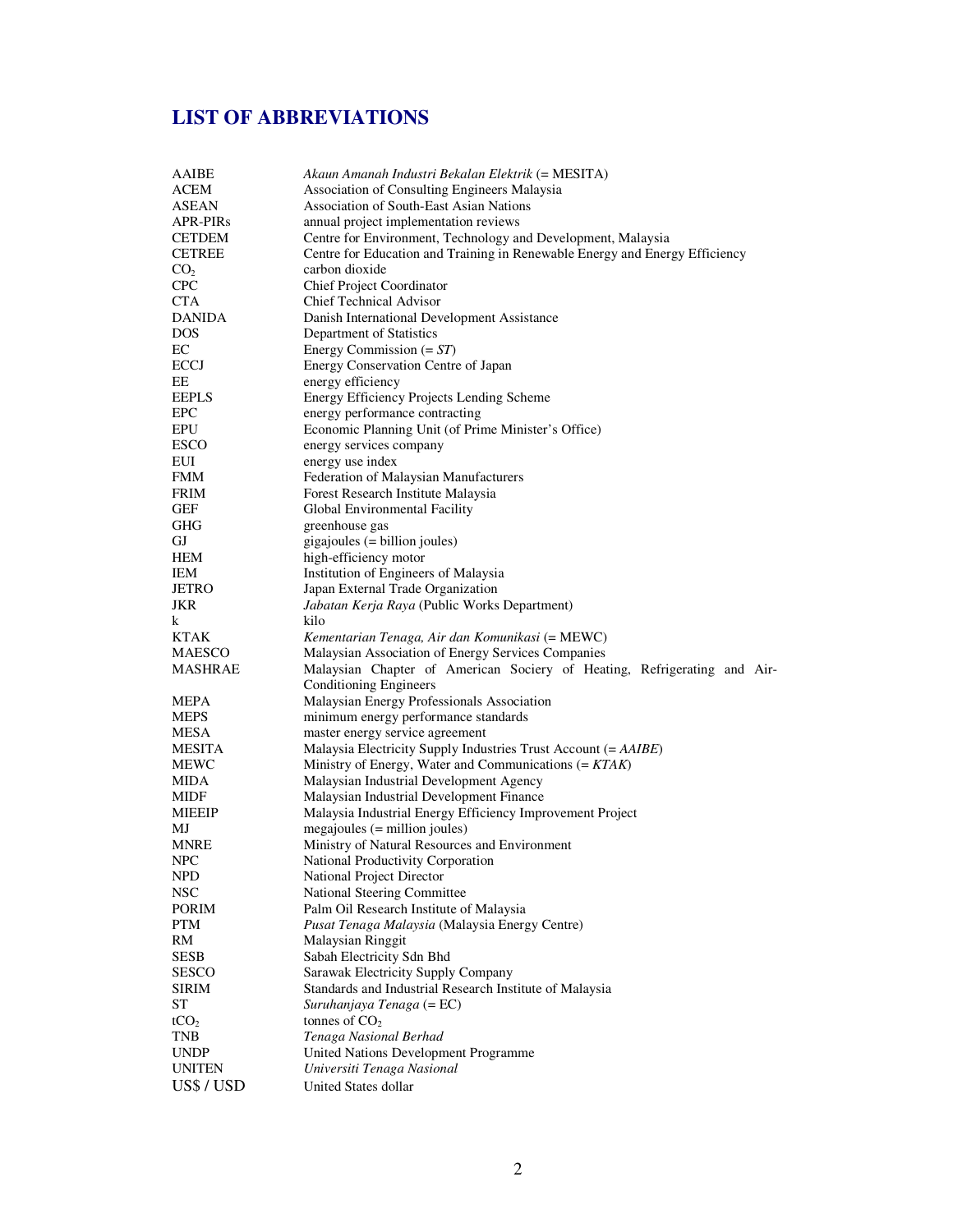# LIST OF ABBREVIATIONS

| | |
|---|---|
| AAIBE | *Akaun Amanah Industri Bekalan Elektrik* (= MESITA) |
| ACEM | Association of Consulting Engineers Malaysia |
| ASEAN | Association of South-East Asian Nations |
| APR-PIRs | annual project implementation reviews |
| CETDEM | Centre for Environment, Technology and Development, Malaysia |
| CETREE | Centre for Education and Training in Renewable Energy and Energy Efficiency |
| $CO_2$ | carbon dioxide |
| CPC | Chief Project Coordinator |
| CTA | Chief Technical Advisor |
| DANIDA | Danish International Development Assistance |
| DOS | Department of Statistics |
| EC | Energy Commission (= *ST*) |
| ECCJ | Energy Conservation Centre of Japan |
| EE | energy efficiency |
| EEPLS | Energy Efficiency Projects Lending Scheme |
| EPC | energy performance contracting |
| EPU | Economic Planning Unit (of Prime Minister's Office) |
| ESCO | energy services company |
| EUI | energy use index |
| FMM | Federation of Malaysian Manufacturers |
| FRIM | Forest Research Institute Malaysia |
| GEF | Global Environmental Facility |
| GHG | greenhouse gas |
| GJ | gigajoules (= billion joules) |
| HEM | high-efficiency motor |
| IEM | Institution of Engineers of Malaysia |
| JETRO | Japan External Trade Organization |
| JKR | *Jabatan Kerja Raya* (Public Works Department) |
| k | kilo |
| KTAK | *Kementarian Tenaga, Air dan Komunikasi* (= MEWC) |
| MAESCO | Malaysian Association of Energy Services Companies |
| MASHRAE | Malaysian Chapter of American Sociery of Heating, Refrigerating and Air-Conditioning Engineers |
| MEPA | Malaysian Energy Professionals Association |
| MEPS | minimum energy performance standards |
| MESA | master energy service agreement |
| MESITA | Malaysia Electricity Supply Industries Trust Account (= *AAIBE*) |
| MEWC | Ministry of Energy, Water and Communications (= *KTAK*) |
| MIDA | Malaysian Industrial Development Agency |
| MIDF | Malaysian Industrial Development Finance |
| MIEEIP | Malaysia Industrial Energy Efficiency Improvement Project |
| MJ | megajoules (= million joules) |
| MNRE | Ministry of Natural Resources and Environment |
| NPC | National Productivity Corporation |
| NPD | National Project Director |
| NSC | National Steering Committee |
| PORIM | Palm Oil Research Institute of Malaysia |
| PTM | *Pusat Tenaga Malaysia* (Malaysia Energy Centre) |
| RM | Malaysian Ringgit |
| SESB | Sabah Electricity Sdn Bhd |
| SESCO | Sarawak Electricity Supply Company |
| SIRIM | Standards and Industrial Research Institute of Malaysia |
| ST | *Suruhanjaya Tenaga* (= EC) |
| $tCO_2$ | tonnes of $CO_2$ |
| TNB | *Tenaga Nasional Berhad* |
| UNDP | United Nations Development Programme |
| UNITEN | *Universiti Tenaga Nasional* |
| US$ / USD | United States dollar |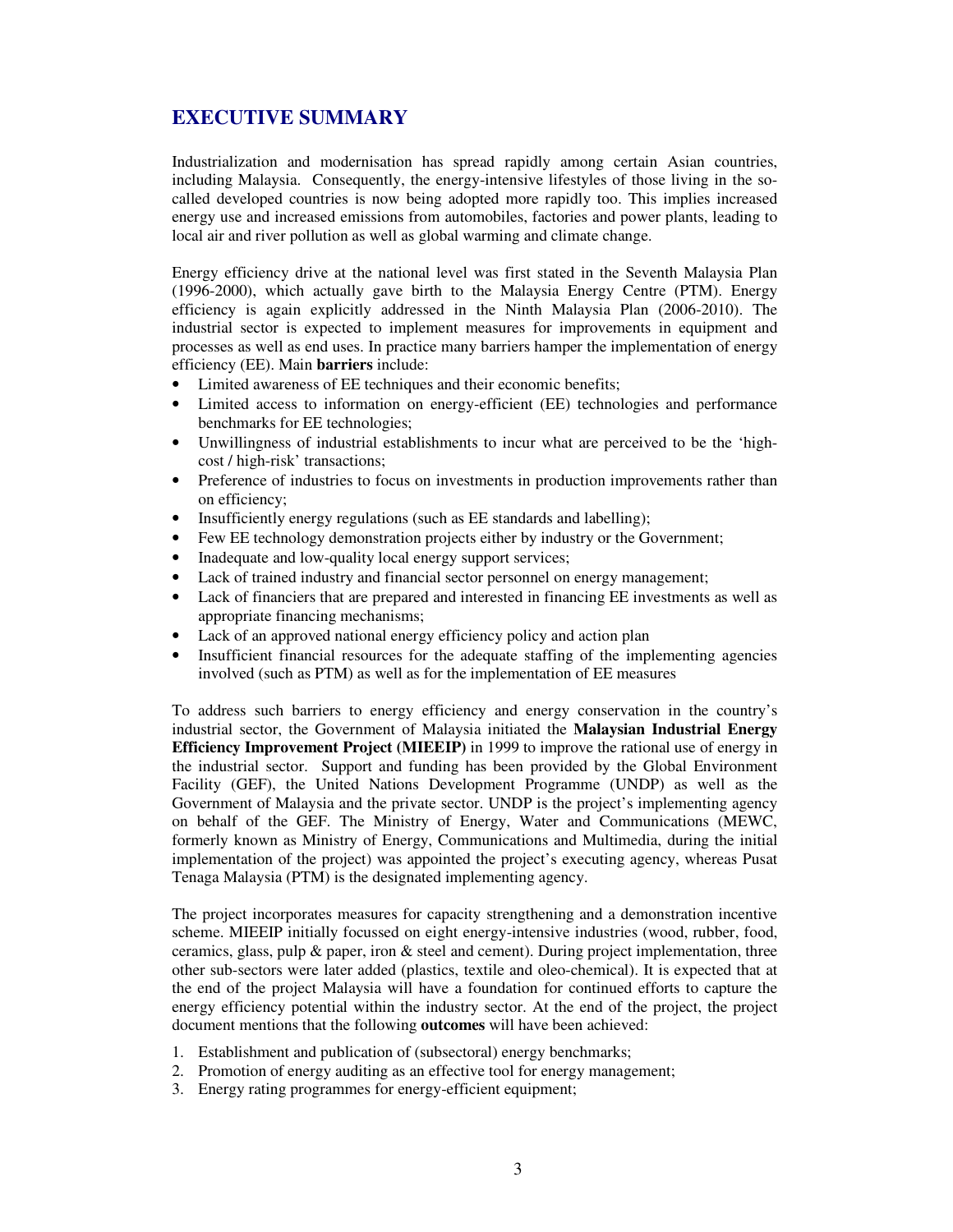# EXECUTIVE SUMMARY

Industrialization and modernisation has spread rapidly among certain Asian countries, including Malaysia. Consequently, the energy-intensive lifestyles of those living in the so-called developed countries is now being adopted more rapidly too. This implies increased energy use and increased emissions from automobiles, factories and power plants, leading to local air and river pollution as well as global warming and climate change.

Energy efficiency drive at the national level was first stated in the Seventh Malaysia Plan (1996-2000), which actually gave birth to the Malaysia Energy Centre (PTM). Energy efficiency is again explicitly addressed in the Ninth Malaysia Plan (2006-2010). The industrial sector is expected to implement measures for improvements in equipment and processes as well as end uses. In practice many barriers hamper the implementation of energy efficiency (EE). Main **barriers** include:

- Limited awareness of EE techniques and their economic benefits;
- Limited access to information on energy-efficient (EE) technologies and performance benchmarks for EE technologies;
- Unwillingness of industrial establishments to incur what are perceived to be the 'high-cost / high-risk' transactions;
- Preference of industries to focus on investments in production improvements rather than on efficiency;
- Insufficiently energy regulations (such as EE standards and labelling);
- Few EE technology demonstration projects either by industry or the Government;
- Inadequate and low-quality local energy support services;
- Lack of trained industry and financial sector personnel on energy management;
- Lack of financiers that are prepared and interested in financing EE investments as well as appropriate financing mechanisms;
- Lack of an approved national energy efficiency policy and action plan
- Insufficient financial resources for the adequate staffing of the implementing agencies involved (such as PTM) as well as for the implementation of EE measures

To address such barriers to energy efficiency and energy conservation in the country's industrial sector, the Government of Malaysia initiated the **Malaysian Industrial Energy Efficiency Improvement Project (MIEEIP)** in 1999 to improve the rational use of energy in the industrial sector. Support and funding has been provided by the Global Environment Facility (GEF), the United Nations Development Programme (UNDP) as well as the Government of Malaysia and the private sector. UNDP is the project's implementing agency on behalf of the GEF. The Ministry of Energy, Water and Communications (MEWC, formerly known as Ministry of Energy, Communications and Multimedia, during the initial implementation of the project) was appointed the project's executing agency, whereas Pusat Tenaga Malaysia (PTM) is the designated implementing agency.

The project incorporates measures for capacity strengthening and a demonstration incentive scheme. MIEEIP initially focussed on eight energy-intensive industries (wood, rubber, food, ceramics, glass, pulp & paper, iron & steel and cement). During project implementation, three other sub-sectors were later added (plastics, textile and oleo-chemical). It is expected that at the end of the project Malaysia will have a foundation for continued efforts to capture the energy efficiency potential within the industry sector. At the end of the project, the project document mentions that the following **outcomes** will have been achieved:

1. Establishment and publication of (subsectoral) energy benchmarks;
2. Promotion of energy auditing as an effective tool for energy management;
3. Energy rating programmes for energy-efficient equipment;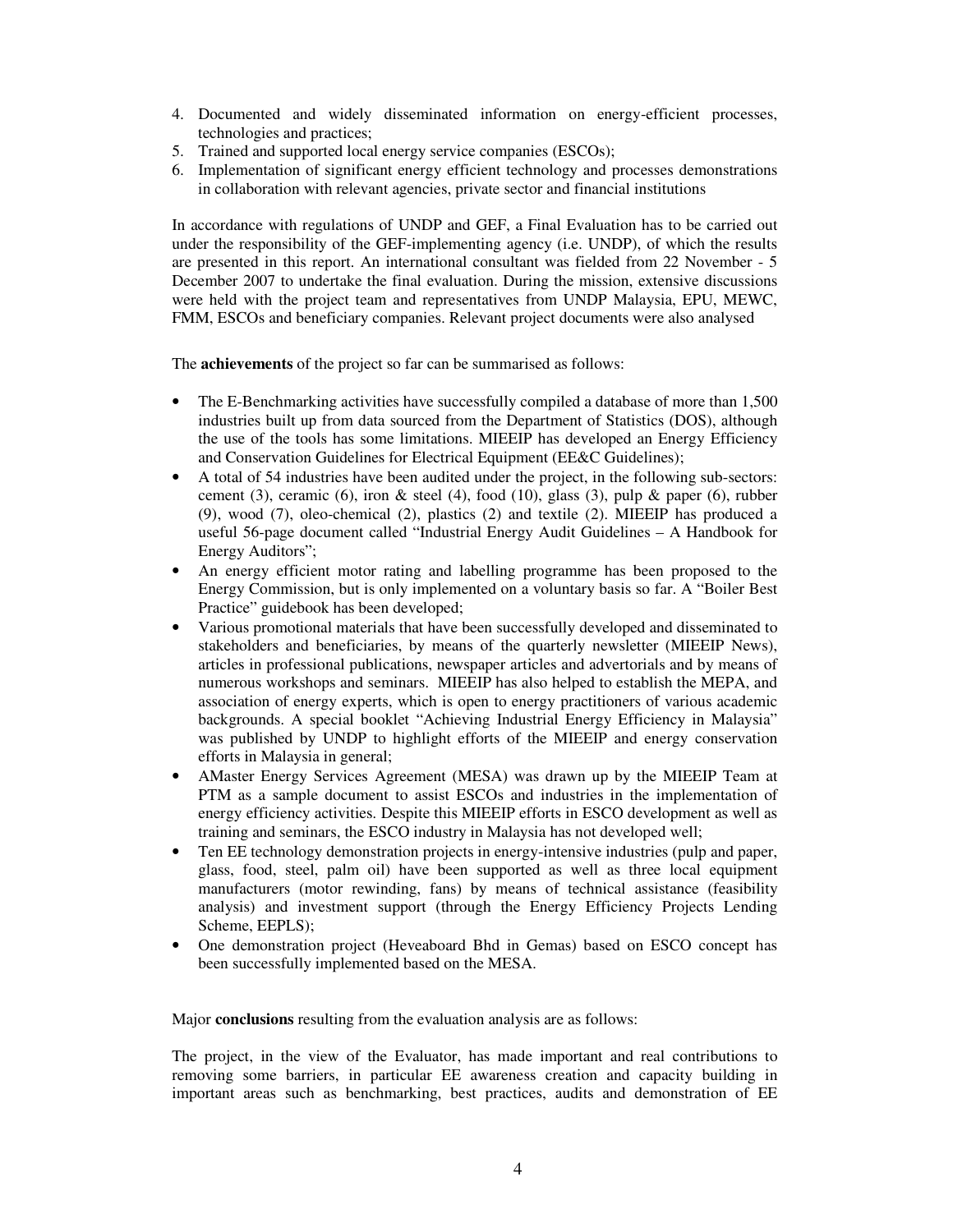4. Documented and widely disseminated information on energy-efficient processes, technologies and practices;
5. Trained and supported local energy service companies (ESCOs);
6. Implementation of significant energy efficient technology and processes demonstrations in collaboration with relevant agencies, private sector and financial institutions

In accordance with regulations of UNDP and GEF, a Final Evaluation has to be carried out under the responsibility of the GEF-implementing agency (i.e. UNDP), of which the results are presented in this report. An international consultant was fielded from 22 November - 5 December 2007 to undertake the final evaluation. During the mission, extensive discussions were held with the project team and representatives from UNDP Malaysia, EPU, MEWC, FMM, ESCOs and beneficiary companies. Relevant project documents were also analysed

The **achievements** of the project so far can be summarised as follows:

- The E-Benchmarking activities have successfully compiled a database of more than 1,500 industries built up from data sourced from the Department of Statistics (DOS), although the use of the tools has some limitations. MIEEIP has developed an Energy Efficiency and Conservation Guidelines for Electrical Equipment (EE&C Guidelines);
- A total of 54 industries have been audited under the project, in the following sub-sectors: cement (3), ceramic (6), iron & steel (4), food (10), glass (3), pulp & paper (6), rubber (9), wood (7), oleo-chemical (2), plastics (2) and textile (2). MIEEIP has produced a useful 56-page document called "Industrial Energy Audit Guidelines – A Handbook for Energy Auditors";
- An energy efficient motor rating and labelling programme has been proposed to the Energy Commission, but is only implemented on a voluntary basis so far. A "Boiler Best Practice" guidebook has been developed;
- Various promotional materials that have been successfully developed and disseminated to stakeholders and beneficiaries, by means of the quarterly newsletter (MIEEIP News), articles in professional publications, newspaper articles and advertorials and by means of numerous workshops and seminars. MIEEIP has also helped to establish the MEPA, and association of energy experts, which is open to energy practitioners of various academic backgrounds. A special booklet "Achieving Industrial Energy Efficiency in Malaysia" was published by UNDP to highlight efforts of the MIEEIP and energy conservation efforts in Malaysia in general;
- AMaster Energy Services Agreement (MESA) was drawn up by the MIEEIP Team at PTM as a sample document to assist ESCOs and industries in the implementation of energy efficiency activities. Despite this MIEEIP efforts in ESCO development as well as training and seminars, the ESCO industry in Malaysia has not developed well;
- Ten EE technology demonstration projects in energy-intensive industries (pulp and paper, glass, food, steel, palm oil) have been supported as well as three local equipment manufacturers (motor rewinding, fans) by means of technical assistance (feasibility analysis) and investment support (through the Energy Efficiency Projects Lending Scheme, EEPLS);
- One demonstration project (Heveaboard Bhd in Gemas) based on ESCO concept has been successfully implemented based on the MESA.

Major **conclusions** resulting from the evaluation analysis are as follows:

The project, in the view of the Evaluator, has made important and real contributions to removing some barriers, in particular EE awareness creation and capacity building in important areas such as benchmarking, best practices, audits and demonstration of EE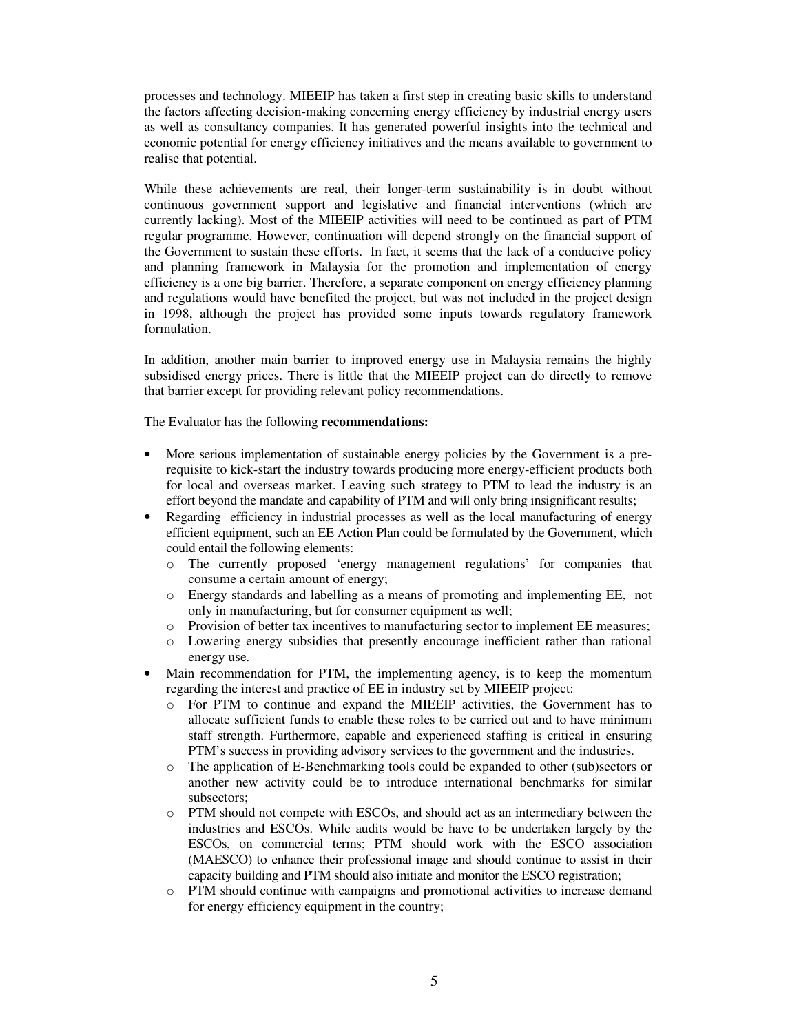processes and technology. MIEEIP has taken a first step in creating basic skills to understand the factors affecting decision-making concerning energy efficiency by industrial energy users as well as consultancy companies. It has generated powerful insights into the technical and economic potential for energy efficiency initiatives and the means available to government to realise that potential.

While these achievements are real, their longer-term sustainability is in doubt without continuous government support and legislative and financial interventions (which are currently lacking). Most of the MIEEIP activities will need to be continued as part of PTM regular programme. However, continuation will depend strongly on the financial support of the Government to sustain these efforts. In fact, it seems that the lack of a conducive policy and planning framework in Malaysia for the promotion and implementation of energy efficiency is a one big barrier. Therefore, a separate component on energy efficiency planning and regulations would have benefited the project, but was not included in the project design in 1998, although the project has provided some inputs towards regulatory framework formulation.

In addition, another main barrier to improved energy use in Malaysia remains the highly subsidised energy prices. There is little that the MIEEIP project can do directly to remove that barrier except for providing relevant policy recommendations.

The Evaluator has the following **recommendations:**

- More serious implementation of sustainable energy policies by the Government is a pre-requisite to kick-start the industry towards producing more energy-efficient products both for local and overseas market. Leaving such strategy to PTM to lead the industry is an effort beyond the mandate and capability of PTM and will only bring insignificant results;
- Regarding efficiency in industrial processes as well as the local manufacturing of energy efficient equipment, such an EE Action Plan could be formulated by the Government, which could entail the following elements:
  - The currently proposed 'energy management regulations' for companies that consume a certain amount of energy;
  - Energy standards and labelling as a means of promoting and implementing EE, not only in manufacturing, but for consumer equipment as well;
  - Provision of better tax incentives to manufacturing sector to implement EE measures;
  - Lowering energy subsidies that presently encourage inefficient rather than rational energy use.
- Main recommendation for PTM, the implementing agency, is to keep the momentum regarding the interest and practice of EE in industry set by MIEEIP project:
  - For PTM to continue and expand the MIEEIP activities, the Government has to allocate sufficient funds to enable these roles to be carried out and to have minimum staff strength. Furthermore, capable and experienced staffing is critical in ensuring PTM's success in providing advisory services to the government and the industries.
  - The application of E-Benchmarking tools could be expanded to other (sub)sectors or another new activity could be to introduce international benchmarks for similar subsectors;
  - PTM should not compete with ESCOs, and should act as an intermediary between the industries and ESCOs. While audits would be have to be undertaken largely by the ESCOs, on commercial terms; PTM should work with the ESCO association (MAESCO) to enhance their professional image and should continue to assist in their capacity building and PTM should also initiate and monitor the ESCO registration;
  - PTM should continue with campaigns and promotional activities to increase demand for energy efficiency equipment in the country;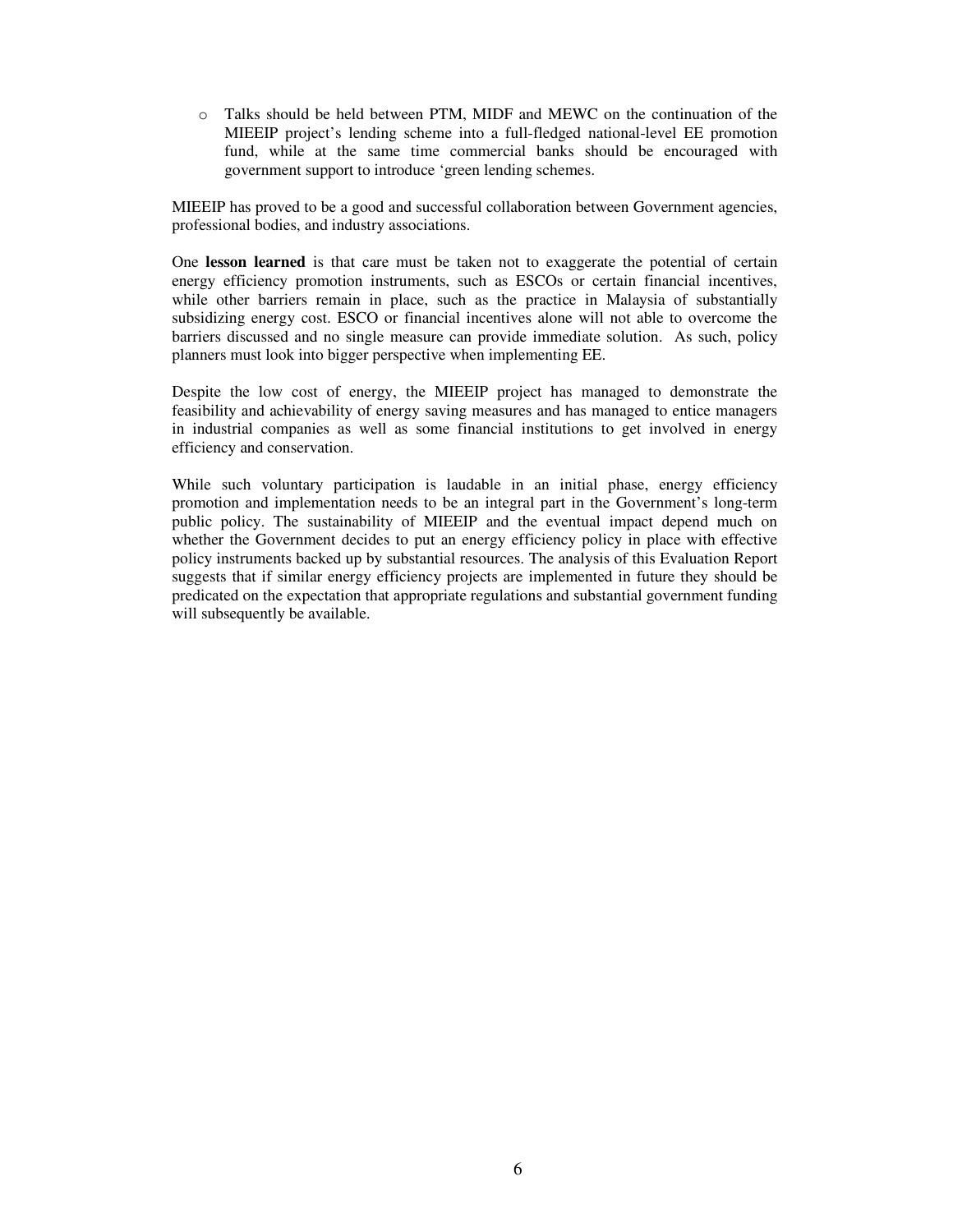- Talks should be held between PTM, MIDF and MEWC on the continuation of the MIEEIP project's lending scheme into a full-fledged national-level EE promotion fund, while at the same time commercial banks should be encouraged with government support to introduce 'green lending schemes.

MIEEIP has proved to be a good and successful collaboration between Government agencies, professional bodies, and industry associations.

One **lesson learned** is that care must be taken not to exaggerate the potential of certain energy efficiency promotion instruments, such as ESCOs or certain financial incentives, while other barriers remain in place, such as the practice in Malaysia of substantially subsidizing energy cost. ESCO or financial incentives alone will not able to overcome the barriers discussed and no single measure can provide immediate solution. As such, policy planners must look into bigger perspective when implementing EE.

Despite the low cost of energy, the MIEEIP project has managed to demonstrate the feasibility and achievability of energy saving measures and has managed to entice managers in industrial companies as well as some financial institutions to get involved in energy efficiency and conservation.

While such voluntary participation is laudable in an initial phase, energy efficiency promotion and implementation needs to be an integral part in the Government's long-term public policy. The sustainability of MIEEIP and the eventual impact depend much on whether the Government decides to put an energy efficiency policy in place with effective policy instruments backed up by substantial resources. The analysis of this Evaluation Report suggests that if similar energy efficiency projects are implemented in future they should be predicated on the expectation that appropriate regulations and substantial government funding will subsequently be available.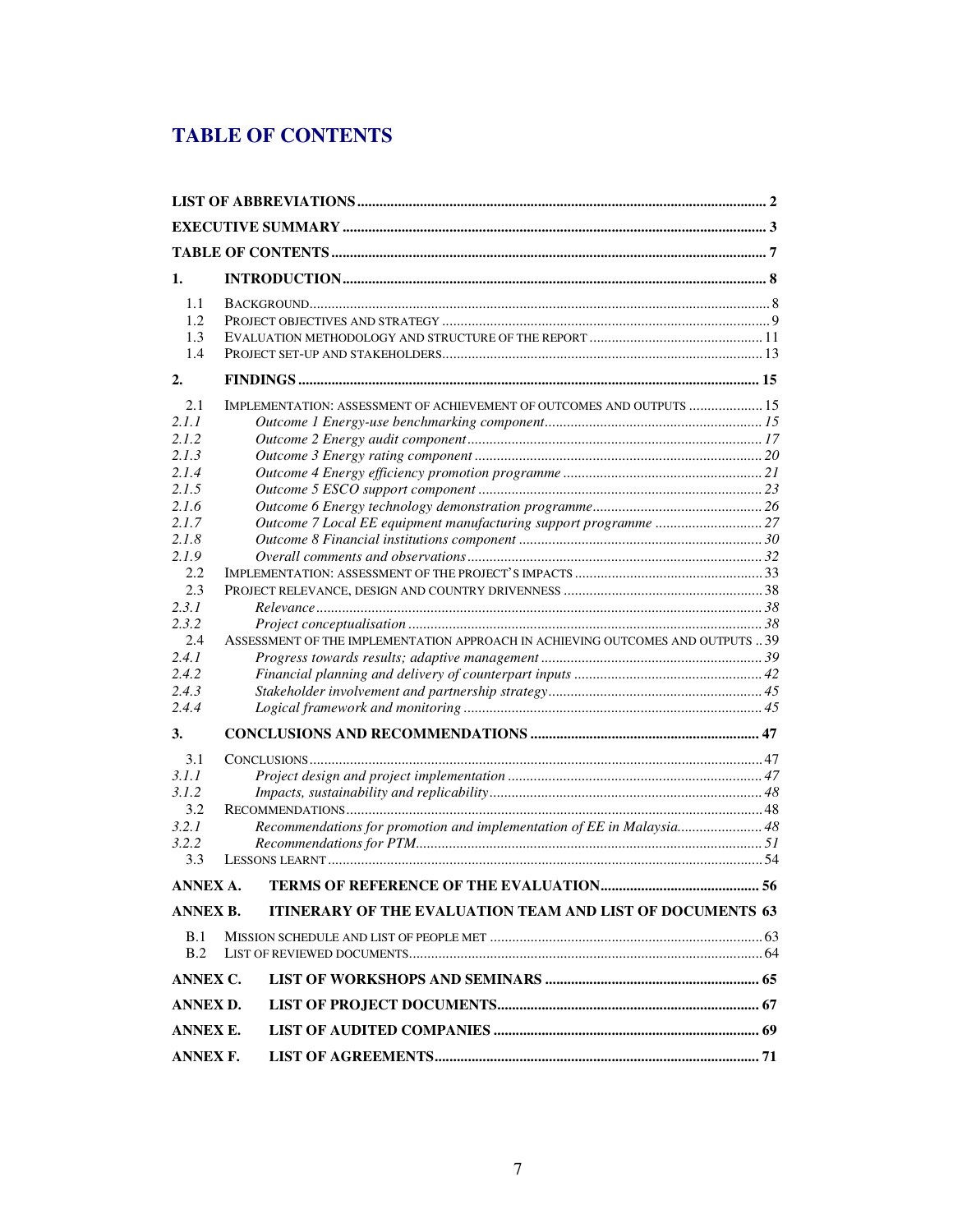# TABLE OF CONTENTS

| | | |
|---|---|---|
| **LIST OF ABBREVIATIONS** | | **2** |
| **EXECUTIVE SUMMARY** | | **3** |
| **TABLE OF CONTENTS** | | **7** |
| **1.** | **INTRODUCTION** | **8** |
| 1.1 | BACKGROUND | 8 |
| 1.2 | PROJECT OBJECTIVES AND STRATEGY | 9 |
| 1.3 | EVALUATION METHODOLOGY AND STRUCTURE OF THE REPORT | 11 |
| 1.4 | PROJECT SET-UP AND STAKEHOLDERS | 13 |
| **2.** | **FINDINGS** | **15** |
| 2.1 | IMPLEMENTATION: ASSESSMENT OF ACHIEVEMENT OF OUTCOMES AND OUTPUTS | 15 |
| *2.1.1* | *Outcome 1 Energy-use benchmarking component* | *15* |
| *2.1.2* | *Outcome 2 Energy audit component* | *17* |
| *2.1.3* | *Outcome 3 Energy rating component* | *20* |
| *2.1.4* | *Outcome 4 Energy efficiency promotion programme* | *21* |
| *2.1.5* | *Outcome 5 ESCO support component* | *23* |
| *2.1.6* | *Outcome 6 Energy technology demonstration programme* | *26* |
| *2.1.7* | *Outcome 7 Local EE equipment manufacturing support programme* | *27* |
| *2.1.8* | *Outcome 8 Financial institutions component* | *30* |
| *2.1.9* | *Overall comments and observations* | *32* |
| 2.2 | IMPLEMENTATION: ASSESSMENT OF THE PROJECT'S IMPACTS | 33 |
| 2.3 | PROJECT RELEVANCE, DESIGN AND COUNTRY DRIVENNESS | 38 |
| *2.3.1* | *Relevance* | *38* |
| *2.3.2* | *Project conceptualisation* | *38* |
| 2.4 | ASSESSMENT OF THE IMPLEMENTATION APPROACH IN ACHIEVING OUTCOMES AND OUTPUTS | 39 |
| *2.4.1* | *Progress towards results; adaptive management* | *39* |
| *2.4.2* | *Financial planning and delivery of counterpart inputs* | *42* |
| *2.4.3* | *Stakeholder involvement and partnership strategy* | *45* |
| *2.4.4* | *Logical framework and monitoring* | *45* |
| **3.** | **CONCLUSIONS AND RECOMMENDATIONS** | **47** |
| 3.1 | CONCLUSIONS | 47 |
| *3.1.1* | *Project design and project implementation* | *47* |
| *3.1.2* | *Impacts, sustainability and replicability* | *48* |
| 3.2 | RECOMMENDATIONS | 48 |
| *3.2.1* | *Recommendations for promotion and implementation of EE in Malaysia* | *48* |
| *3.2.2* | *Recommendations for PTM* | *51* |
| 3.3 | LESSONS LEARNT | 54 |
| **ANNEX A.** | **TERMS OF REFERENCE OF THE EVALUATION** | **56** |
| **ANNEX B.** | **ITINERARY OF THE EVALUATION TEAM AND LIST OF DOCUMENTS** | **63** |
| B.1 | MISSION SCHEDULE AND LIST OF PEOPLE MET | 63 |
| B.2 | LIST OF REVIEWED DOCUMENTS | 64 |
| **ANNEX C.** | **LIST OF WORKSHOPS AND SEMINARS** | **65** |
| **ANNEX D.** | **LIST OF PROJECT DOCUMENTS** | **67** |
| **ANNEX E.** | **LIST OF AUDITED COMPANIES** | **69** |
| **ANNEX F.** | **LIST OF AGREEMENTS** | **71** |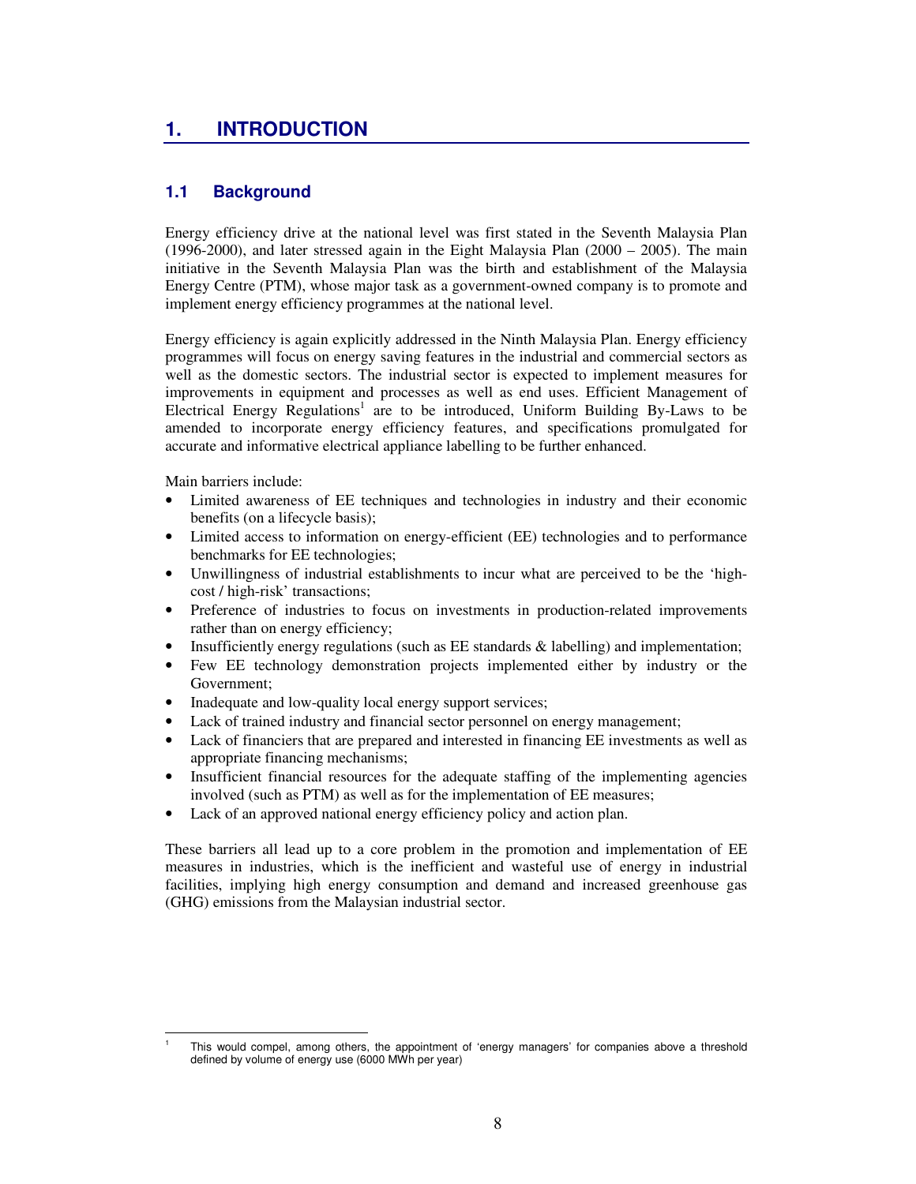# 1. INTRODUCTION

## 1.1 Background

Energy efficiency drive at the national level was first stated in the Seventh Malaysia Plan (1996-2000), and later stressed again in the Eight Malaysia Plan (2000 – 2005). The main initiative in the Seventh Malaysia Plan was the birth and establishment of the Malaysia Energy Centre (PTM), whose major task as a government-owned company is to promote and implement energy efficiency programmes at the national level.

Energy efficiency is again explicitly addressed in the Ninth Malaysia Plan. Energy efficiency programmes will focus on energy saving features in the industrial and commercial sectors as well as the domestic sectors. The industrial sector is expected to implement measures for improvements in equipment and processes as well as end uses. Efficient Management of Electrical Energy Regulations[1] are to be introduced, Uniform Building By-Laws to be amended to incorporate energy efficiency features, and specifications promulgated for accurate and informative electrical appliance labelling to be further enhanced.

Main barriers include:

- Limited awareness of EE techniques and technologies in industry and their economic benefits (on a lifecycle basis);
- Limited access to information on energy-efficient (EE) technologies and to performance benchmarks for EE technologies;
- Unwillingness of industrial establishments to incur what are perceived to be the 'high-cost / high-risk' transactions;
- Preference of industries to focus on investments in production-related improvements rather than on energy efficiency;
- Insufficiently energy regulations (such as EE standards & labelling) and implementation;
- Few EE technology demonstration projects implemented either by industry or the Government;
- Inadequate and low-quality local energy support services;
- Lack of trained industry and financial sector personnel on energy management;
- Lack of financiers that are prepared and interested in financing EE investments as well as appropriate financing mechanisms;
- Insufficient financial resources for the adequate staffing of the implementing agencies involved (such as PTM) as well as for the implementation of EE measures;
- Lack of an approved national energy efficiency policy and action plan.

These barriers all lead up to a core problem in the promotion and implementation of EE measures in industries, which is the inefficient and wasteful use of energy in industrial facilities, implying high energy consumption and demand and increased greenhouse gas (GHG) emissions from the Malaysian industrial sector.

---

[1] This would compel, among others, the appointment of 'energy managers' for companies above a threshold defined by volume of energy use (6000 MWh per year)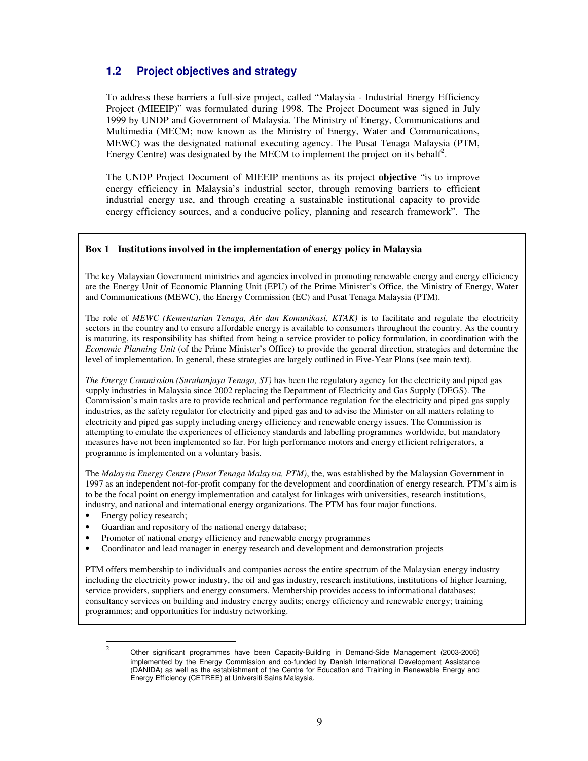## 1.2 Project objectives and strategy

To address these barriers a full-size project, called "Malaysia - Industrial Energy Efficiency Project (MIEEIP)" was formulated during 1998. The Project Document was signed in July 1999 by UNDP and Government of Malaysia. The Ministry of Energy, Communications and Multimedia (MECM; now known as the Ministry of Energy, Water and Communications, MEWC) was the designated national executing agency. The Pusat Tenaga Malaysia (PTM, Energy Centre) was designated by the MECM to implement the project on its behalf[2].

The UNDP Project Document of MIEEIP mentions as its project **objective** "is to improve energy efficiency in Malaysia's industrial sector, through removing barriers to efficient industrial energy use, and through creating a sustainable institutional capacity to provide energy efficiency sources, and a conducive policy, planning and research framework". The

---

**Box 1 Institutions involved in the implementation of energy policy in Malaysia**

The key Malaysian Government ministries and agencies involved in promoting renewable energy and energy efficiency are the Energy Unit of Economic Planning Unit (EPU) of the Prime Minister's Office, the Ministry of Energy, Water and Communications (MEWC), the Energy Commission (EC) and Pusat Tenaga Malaysia (PTM).

The role of *MEWC (Kementarian Tenaga, Air dan Komunikasi, KTAK)* is to facilitate and regulate the electricity sectors in the country and to ensure affordable energy is available to consumers throughout the country. As the country is maturing, its responsibility has shifted from being a service provider to policy formulation, in coordination with the *Economic Planning Unit* (of the Prime Minister's Office) to provide the general direction, strategies and determine the level of implementation. In general, these strategies are largely outlined in Five-Year Plans (see main text).

*The Energy Commission (Suruhanjaya Tenaga, ST)* has been the regulatory agency for the electricity and piped gas supply industries in Malaysia since 2002 replacing the Department of Electricity and Gas Supply (DEGS). The Commission's main tasks are to provide technical and performance regulation for the electricity and piped gas supply industries, as the safety regulator for electricity and piped gas and to advise the Minister on all matters relating to electricity and piped gas supply including energy efficiency and renewable energy issues. The Commission is attempting to emulate the experiences of efficiency standards and labelling programmes worldwide, but mandatory measures have not been implemented so far. For high performance motors and energy efficient refrigerators, a programme is implemented on a voluntary basis.

The *Malaysia Energy Centre (Pusat Tenaga Malaysia, PTM)*, the, was established by the Malaysian Government in 1997 as an independent not-for-profit company for the development and coordination of energy research. PTM's aim is to be the focal point on energy implementation and catalyst for linkages with universities, research institutions, industry, and national and international energy organizations. The PTM has four major functions.

- Energy policy research;
- Guardian and repository of the national energy database;
- Promoter of national energy efficiency and renewable energy programmes
- Coordinator and lead manager in energy research and development and demonstration projects

PTM offers membership to individuals and companies across the entire spectrum of the Malaysian energy industry including the electricity power industry, the oil and gas industry, research institutions, institutions of higher learning, service providers, suppliers and energy consumers. Membership provides access to informational databases; consultancy services on building and industry energy audits; energy efficiency and renewable energy; training programmes; and opportunities for industry networking.

---

[2] Other significant programmes have been Capacity-Building in Demand-Side Management (2003-2005) implemented by the Energy Commission and co-funded by Danish International Development Assistance (DANIDA) as well as the establishment of the Centre for Education and Training in Renewable Energy and Energy Efficiency (CETREE) at Universiti Sains Malaysia.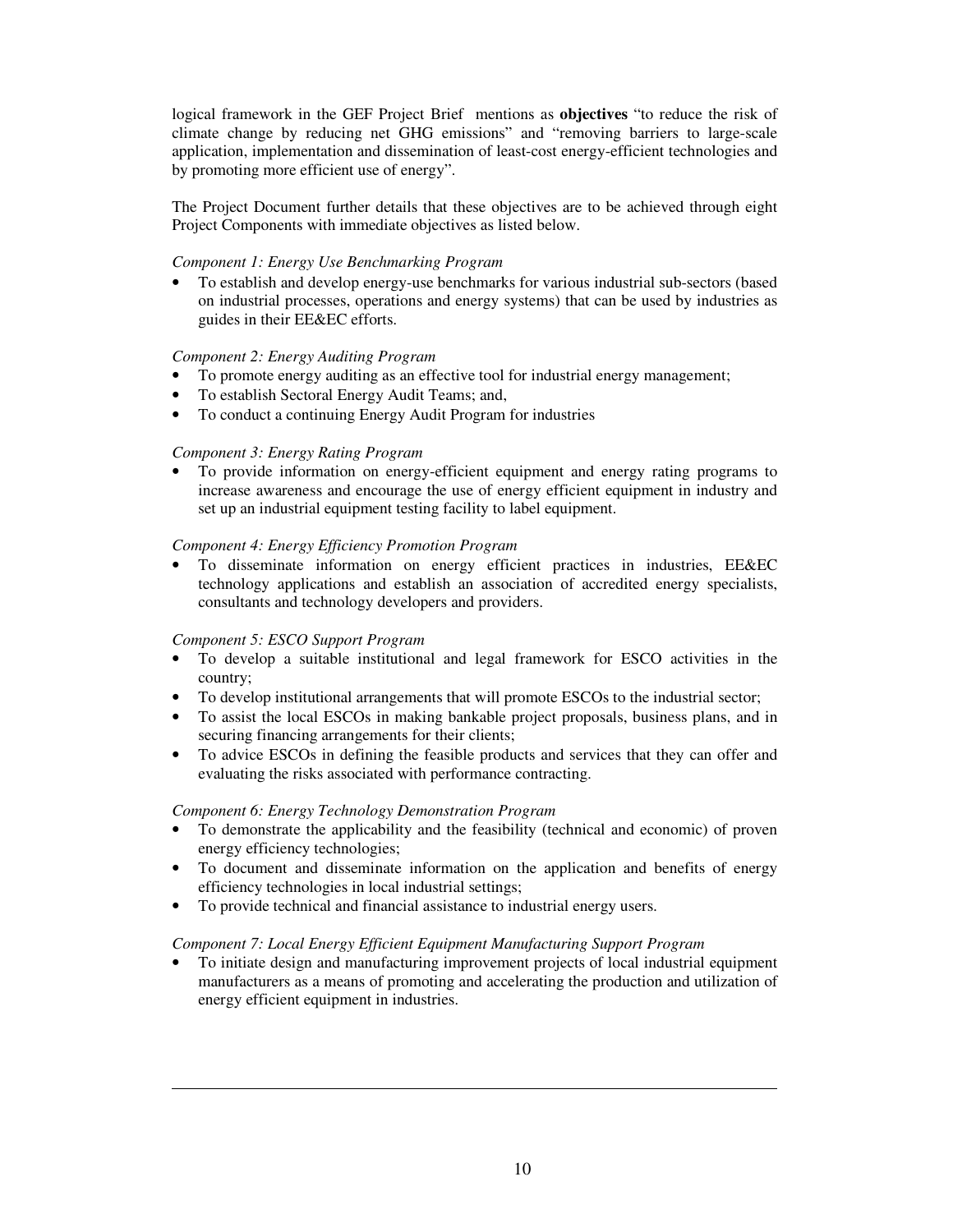logical framework in the GEF Project Brief mentions as **objectives** "to reduce the risk of climate change by reducing net GHG emissions" and "removing barriers to large-scale application, implementation and dissemination of least-cost energy-efficient technologies and by promoting more efficient use of energy".

The Project Document further details that these objectives are to be achieved through eight Project Components with immediate objectives as listed below.

*Component 1: Energy Use Benchmarking Program*

- To establish and develop energy-use benchmarks for various industrial sub-sectors (based on industrial processes, operations and energy systems) that can be used by industries as guides in their EE&EC efforts.

*Component 2: Energy Auditing Program*

- To promote energy auditing as an effective tool for industrial energy management;
- To establish Sectoral Energy Audit Teams; and,
- To conduct a continuing Energy Audit Program for industries

*Component 3: Energy Rating Program*

- To provide information on energy-efficient equipment and energy rating programs to increase awareness and encourage the use of energy efficient equipment in industry and set up an industrial equipment testing facility to label equipment.

*Component 4: Energy Efficiency Promotion Program*

- To disseminate information on energy efficient practices in industries, EE&EC technology applications and establish an association of accredited energy specialists, consultants and technology developers and providers.

*Component 5: ESCO Support Program*

- To develop a suitable institutional and legal framework for ESCO activities in the country;
- To develop institutional arrangements that will promote ESCOs to the industrial sector;
- To assist the local ESCOs in making bankable project proposals, business plans, and in securing financing arrangements for their clients;
- To advice ESCOs in defining the feasible products and services that they can offer and evaluating the risks associated with performance contracting.

*Component 6: Energy Technology Demonstration Program*

- To demonstrate the applicability and the feasibility (technical and economic) of proven energy efficiency technologies;
- To document and disseminate information on the application and benefits of energy efficiency technologies in local industrial settings;
- To provide technical and financial assistance to industrial energy users.

*Component 7: Local Energy Efficient Equipment Manufacturing Support Program*

- To initiate design and manufacturing improvement projects of local industrial equipment manufacturers as a means of promoting and accelerating the production and utilization of energy efficient equipment in industries.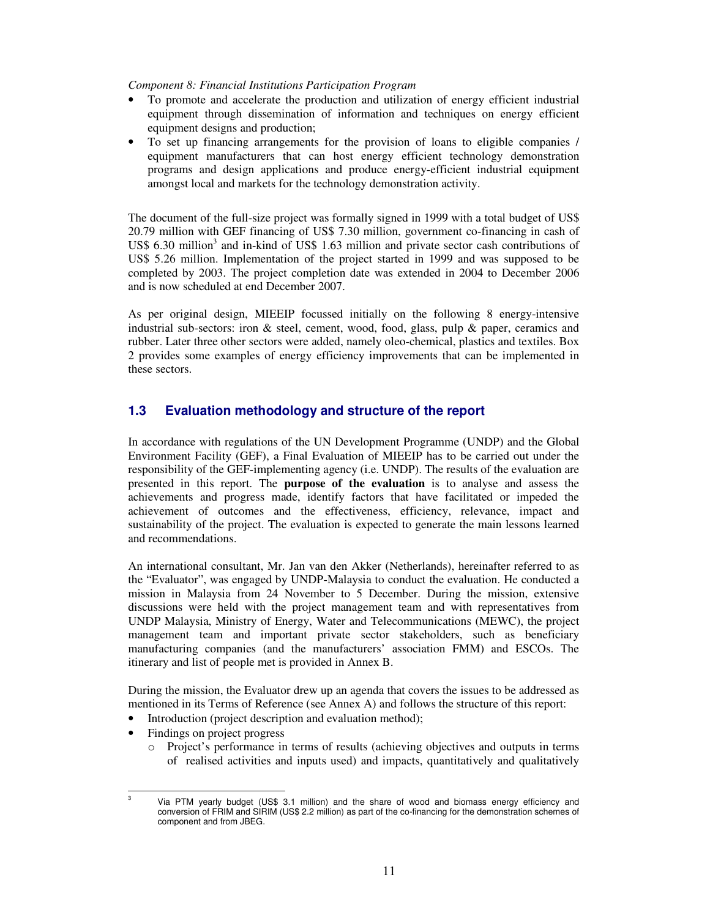*Component 8: Financial Institutions Participation Program*

- To promote and accelerate the production and utilization of energy efficient industrial equipment through dissemination of information and techniques on energy efficient equipment designs and production;
- To set up financing arrangements for the provision of loans to eligible companies / equipment manufacturers that can host energy efficient technology demonstration programs and design applications and produce energy-efficient industrial equipment amongst local and markets for the technology demonstration activity.

The document of the full-size project was formally signed in 1999 with a total budget of US$ 20.79 million with GEF financing of US$ 7.30 million, government co-financing in cash of US$ 6.30 million[3] and in-kind of US$ 1.63 million and private sector cash contributions of US$ 5.26 million. Implementation of the project started in 1999 and was supposed to be completed by 2003. The project completion date was extended in 2004 to December 2006 and is now scheduled at end December 2007.

As per original design, MIEEIP focussed initially on the following 8 energy-intensive industrial sub-sectors: iron & steel, cement, wood, food, glass, pulp & paper, ceramics and rubber. Later three other sectors were added, namely oleo-chemical, plastics and textiles. Box 2 provides some examples of energy efficiency improvements that can be implemented in these sectors.

## 1.3 Evaluation methodology and structure of the report

In accordance with regulations of the UN Development Programme (UNDP) and the Global Environment Facility (GEF), a Final Evaluation of MIEEIP has to be carried out under the responsibility of the GEF-implementing agency (i.e. UNDP). The results of the evaluation are presented in this report. The **purpose of the evaluation** is to analyse and assess the achievements and progress made, identify factors that have facilitated or impeded the achievement of outcomes and the effectiveness, efficiency, relevance, impact and sustainability of the project. The evaluation is expected to generate the main lessons learned and recommendations.

An international consultant, Mr. Jan van den Akker (Netherlands), hereinafter referred to as the "Evaluator", was engaged by UNDP-Malaysia to conduct the evaluation. He conducted a mission in Malaysia from 24 November to 5 December. During the mission, extensive discussions were held with the project management team and with representatives from UNDP Malaysia, Ministry of Energy, Water and Telecommunications (MEWC), the project management team and important private sector stakeholders, such as beneficiary manufacturing companies (and the manufacturers' association FMM) and ESCOs. The itinerary and list of people met is provided in Annex B.

During the mission, the Evaluator drew up an agenda that covers the issues to be addressed as mentioned in its Terms of Reference (see Annex A) and follows the structure of this report:

- Introduction (project description and evaluation method);
- Findings on project progress
  - Project's performance in terms of results (achieving objectives and outputs in terms of realised activities and inputs used) and impacts, quantitatively and qualitatively

[3] Via PTM yearly budget (US$ 3.1 million) and the share of wood and biomass energy efficiency and conversion of FRIM and SIRIM (US$ 2.2 million) as part of the co-financing for the demonstration schemes of component and from JBEG.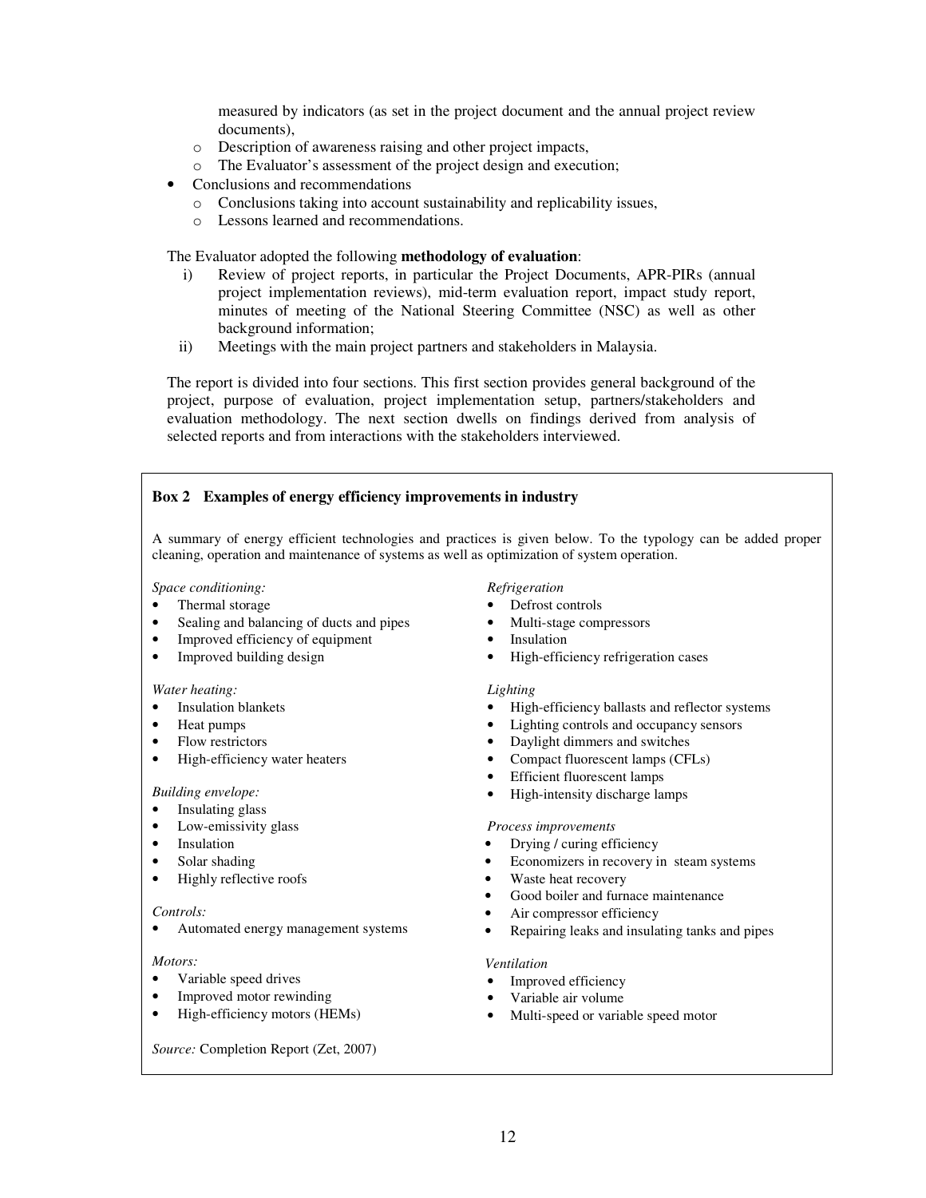measured by indicators (as set in the project document and the annual project review documents),
  - Description of awareness raising and other project impacts,
  - The Evaluator's assessment of the project design and execution;
- Conclusions and recommendations
  - Conclusions taking into account sustainability and replicability issues,
  - Lessons learned and recommendations.

The Evaluator adopted the following **methodology of evaluation**:

i) Review of project reports, in particular the Project Documents, APR-PIRs (annual project implementation reviews), mid-term evaluation report, impact study report, minutes of meeting of the National Steering Committee (NSC) as well as other background information;

ii) Meetings with the main project partners and stakeholders in Malaysia.

The report is divided into four sections. This first section provides general background of the project, purpose of evaluation, project implementation setup, partners/stakeholders and evaluation methodology. The next section dwells on findings derived from analysis of selected reports and from interactions with the stakeholders interviewed.

**Box 2 Examples of energy efficiency improvements in industry**

A summary of energy efficient technologies and practices is given below. To the typology can be added proper cleaning, operation and maintenance of systems as well as optimization of system operation.

*Space conditioning:*
- Thermal storage
- Sealing and balancing of ducts and pipes
- Improved efficiency of equipment
- Improved building design

*Water heating:*
- Insulation blankets
- Heat pumps
- Flow restrictors
- High-efficiency water heaters

*Building envelope:*
- Insulating glass
- Low-emissivity glass
- Insulation
- Solar shading
- Highly reflective roofs

*Controls:*
- Automated energy management systems

*Motors:*
- Variable speed drives
- Improved motor rewinding
- High-efficiency motors (HEMs)

*Refrigeration*
- Defrost controls
- Multi-stage compressors
- Insulation
- High-efficiency refrigeration cases

*Lighting*
- High-efficiency ballasts and reflector systems
- Lighting controls and occupancy sensors
- Daylight dimmers and switches
- Compact fluorescent lamps (CFLs)
- Efficient fluorescent lamps
- High-intensity discharge lamps

*Process improvements*
- Drying / curing efficiency
- Economizers in recovery in steam systems
- Waste heat recovery
- Good boiler and furnace maintenance
- Air compressor efficiency
- Repairing leaks and insulating tanks and pipes

*Ventilation*
- Improved efficiency
- Variable air volume
- Multi-speed or variable speed motor

*Source:* Completion Report (Zet, 2007)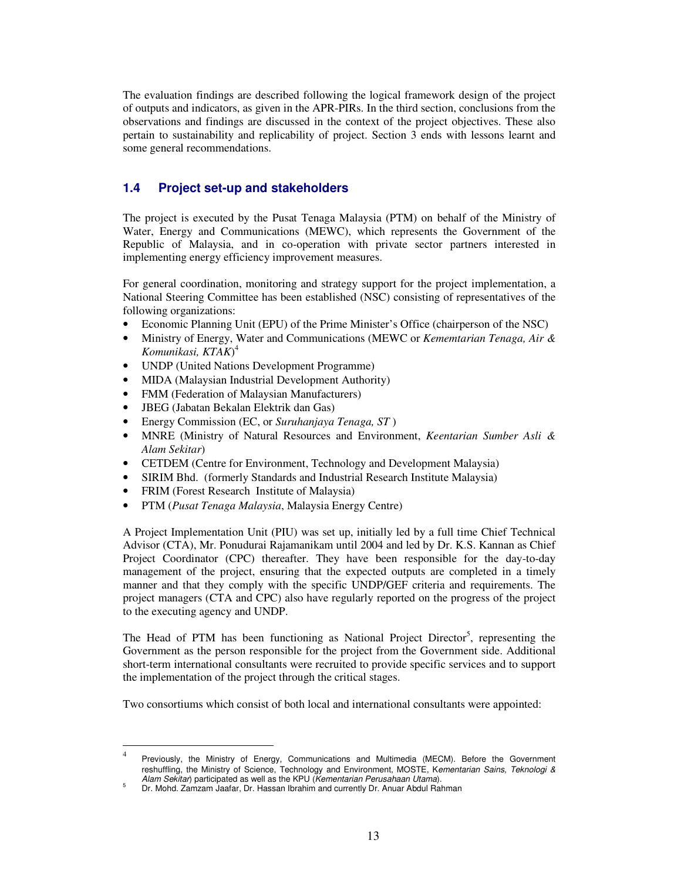The evaluation findings are described following the logical framework design of the project of outputs and indicators, as given in the APR-PIRs. In the third section, conclusions from the observations and findings are discussed in the context of the project objectives. These also pertain to sustainability and replicability of project. Section 3 ends with lessons learnt and some general recommendations.

## 1.4 Project set-up and stakeholders

The project is executed by the Pusat Tenaga Malaysia (PTM) on behalf of the Ministry of Water, Energy and Communications (MEWC), which represents the Government of the Republic of Malaysia, and in co-operation with private sector partners interested in implementing energy efficiency improvement measures.

For general coordination, monitoring and strategy support for the project implementation, a National Steering Committee has been established (NSC) consisting of representatives of the following organizations:

- Economic Planning Unit (EPU) of the Prime Minister's Office (chairperson of the NSC)
- Ministry of Energy, Water and Communications (MEWC or *Kememtarian Tenaga, Air & Komunikasi, KTAK*)[4]
- UNDP (United Nations Development Programme)
- MIDA (Malaysian Industrial Development Authority)
- FMM (Federation of Malaysian Manufacturers)
- JBEG (Jabatan Bekalan Elektrik dan Gas)
- Energy Commission (EC, or *Suruhanjaya Tenaga, ST* )
- MNRE (Ministry of Natural Resources and Environment, *Keentarian Sumber Asli & Alam Sekitar*)
- CETDEM (Centre for Environment, Technology and Development Malaysia)
- SIRIM Bhd. (formerly Standards and Industrial Research Institute Malaysia)
- FRIM (Forest Research Institute of Malaysia)
- PTM (*Pusat Tenaga Malaysia*, Malaysia Energy Centre)

A Project Implementation Unit (PIU) was set up, initially led by a full time Chief Technical Advisor (CTA), Mr. Ponudurai Rajamanikam until 2004 and led by Dr. K.S. Kannan as Chief Project Coordinator (CPC) thereafter. They have been responsible for the day-to-day management of the project, ensuring that the expected outputs are completed in a timely manner and that they comply with the specific UNDP/GEF criteria and requirements. The project managers (CTA and CPC) also have regularly reported on the progress of the project to the executing agency and UNDP.

The Head of PTM has been functioning as National Project Director[5], representing the Government as the person responsible for the project from the Government side. Additional short-term international consultants were recruited to provide specific services and to support the implementation of the project through the critical stages.

Two consortiums which consist of both local and international consultants were appointed:

---

[4] Previously, the Ministry of Energy, Communications and Multimedia (MECM). Before the Government reshuffling, the Ministry of Science, Technology and Environment, MOSTE, *Kementarian Sains, Teknologi & Alam Sekitar*) participated as well as the KPU (*Kementarian Perusahaan Utama*).

[5] Dr. Mohd. Zamzam Jaafar, Dr. Hassan Ibrahim and currently Dr. Anuar Abdul Rahman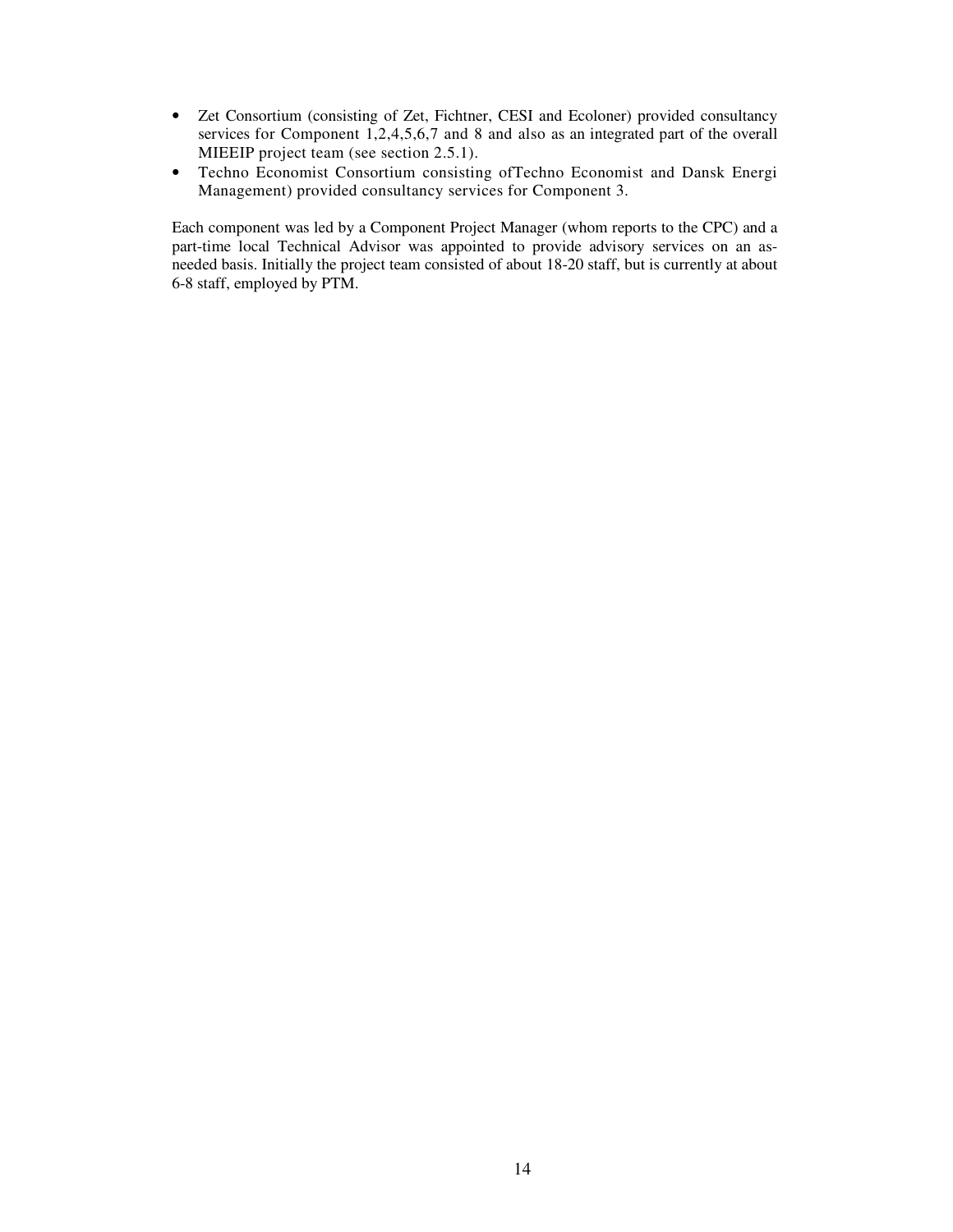- Zet Consortium (consisting of Zet, Fichtner, CESI and Ecoloner) provided consultancy services for Component 1,2,4,5,6,7 and 8 and also as an integrated part of the overall MIEEIP project team (see section 2.5.1).
- Techno Economist Consortium consisting ofTechno Economist and Dansk Energi Management) provided consultancy services for Component 3.

Each component was led by a Component Project Manager (whom reports to the CPC) and a part-time local Technical Advisor was appointed to provide advisory services on an as-needed basis. Initially the project team consisted of about 18-20 staff, but is currently at about 6-8 staff, employed by PTM.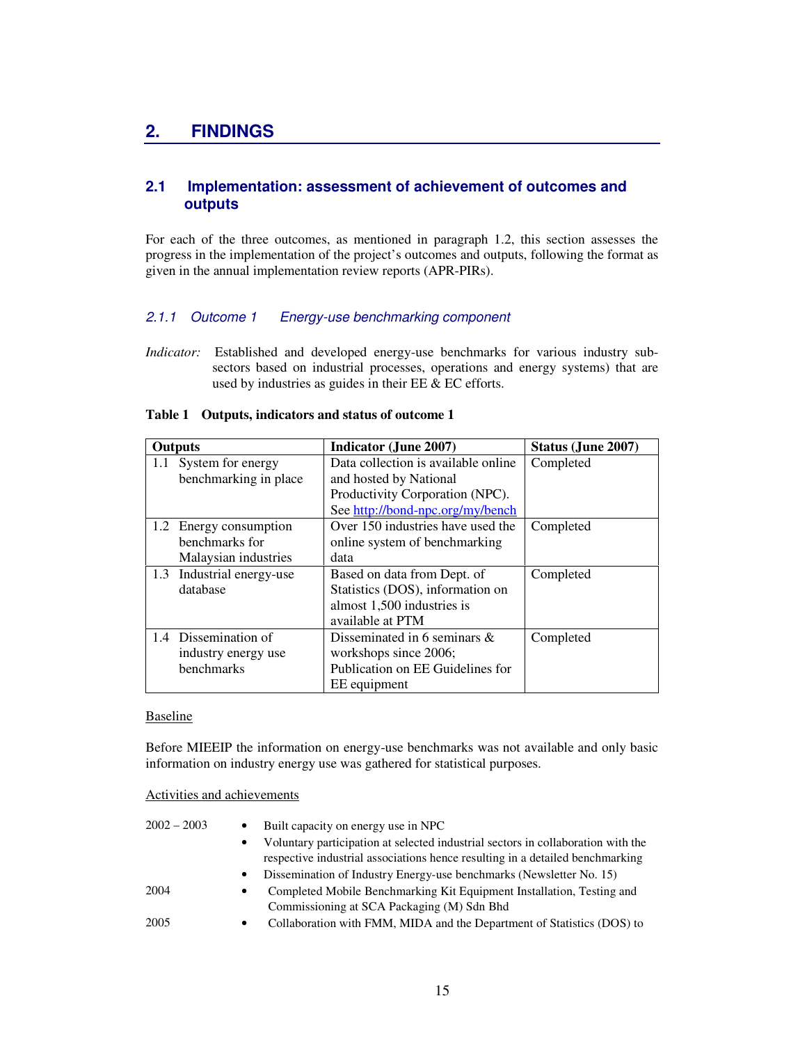# 2. FINDINGS

## 2.1 Implementation: assessment of achievement of outcomes and outputs

For each of the three outcomes, as mentioned in paragraph 1.2, this section assesses the progress in the implementation of the project's outcomes and outputs, following the format as given in the annual implementation review reports (APR-PIRs).

### *2.1.1 Outcome 1 Energy-use benchmarking component*

*Indicator:* Established and developed energy-use benchmarks for various industry sub-sectors based on industrial processes, operations and energy systems) that are used by industries as guides in their EE & EC efforts.

**Table 1 Outputs, indicators and status of outcome 1**

| Outputs | Indicator (June 2007) | Status (June 2007) |
|---|---|---|
| 1.1 System for energy benchmarking in place | Data collection is available online and hosted by National Productivity Corporation (NPC). See http://bond-npc.org/my/bench | Completed |
| 1.2 Energy consumption benchmarks for Malaysian industries | Over 150 industries have used the online system of benchmarking data | Completed |
| 1.3 Industrial energy-use database | Based on data from Dept. of Statistics (DOS), information on almost 1,500 industries is available at PTM | Completed |
| 1.4 Dissemination of industry energy use benchmarks | Disseminated in 6 seminars & workshops since 2006; Publication on EE Guidelines for EE equipment | Completed |

Baseline

Before MIEEIP the information on energy-use benchmarks was not available and only basic information on industry energy use was gathered for statistical purposes.

Activities and achievements

2002 – 2003
- Built capacity on energy use in NPC
- Voluntary participation at selected industrial sectors in collaboration with the respective industrial associations hence resulting in a detailed benchmarking
- Dissemination of Industry Energy-use benchmarks (Newsletter No. 15)

2004
- Completed Mobile Benchmarking Kit Equipment Installation, Testing and Commissioning at SCA Packaging (M) Sdn Bhd

2005
- Collaboration with FMM, MIDA and the Department of Statistics (DOS) to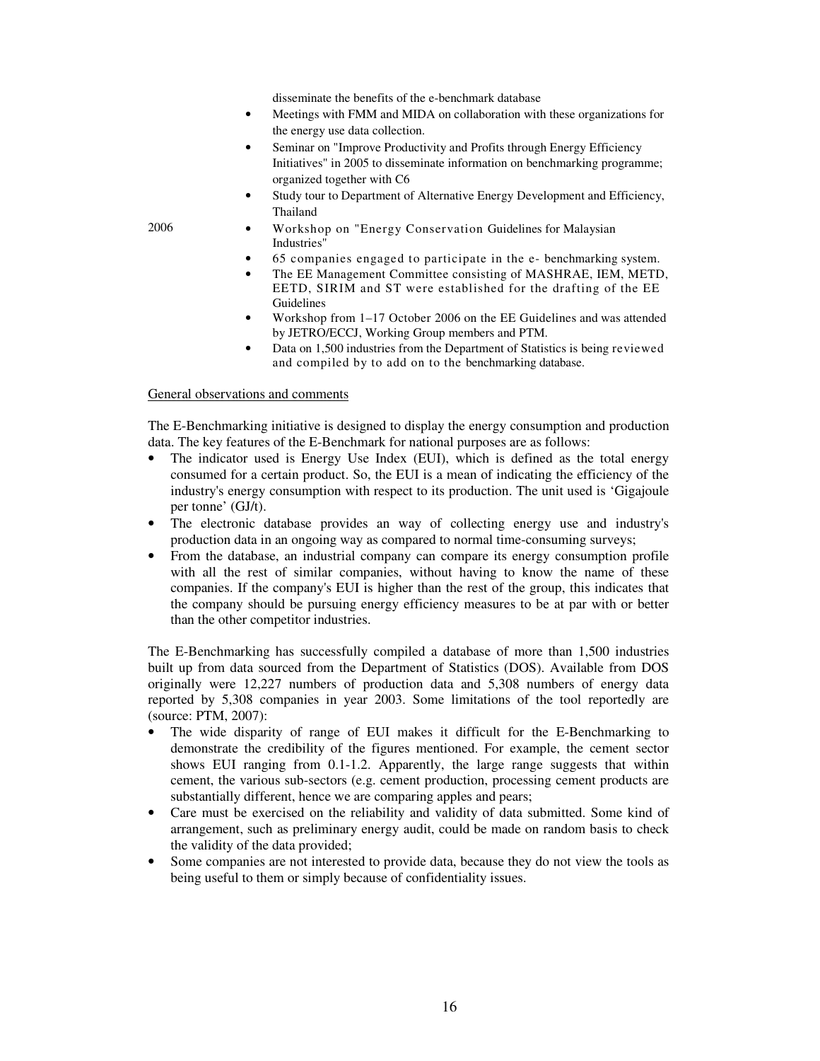disseminate the benefits of the e-benchmark database

- Meetings with FMM and MIDA on collaboration with these organizations for the energy use data collection.
- Seminar on "Improve Productivity and Profits through Energy Efficiency Initiatives" in 2005 to disseminate information on benchmarking programme; organized together with C6
- Study tour to Department of Alternative Energy Development and Efficiency, Thailand

2006

- Workshop on "Energy Conservation Guidelines for Malaysian Industries"
- 65 companies engaged to participate in the e- benchmarking system.
- The EE Management Committee consisting of MASHRAE, IEM, METD, EETD, SIRIM and ST were established for the drafting of the EE Guidelines
- Workshop from 1–17 October 2006 on the EE Guidelines and was attended by JETRO/ECCJ, Working Group members and PTM.
- Data on 1,500 industries from the Department of Statistics is being reviewed and compiled by to add on to the benchmarking database.

General observations and comments

The E-Benchmarking initiative is designed to display the energy consumption and production data. The key features of the E-Benchmark for national purposes are as follows:

- The indicator used is Energy Use Index (EUI), which is defined as the total energy consumed for a certain product. So, the EUI is a mean of indicating the efficiency of the industry's energy consumption with respect to its production. The unit used is 'Gigajoule per tonne' (GJ/t).
- The electronic database provides an way of collecting energy use and industry's production data in an ongoing way as compared to normal time-consuming surveys;
- From the database, an industrial company can compare its energy consumption profile with all the rest of similar companies, without having to know the name of these companies. If the company's EUI is higher than the rest of the group, this indicates that the company should be pursuing energy efficiency measures to be at par with or better than the other competitor industries.

The E-Benchmarking has successfully compiled a database of more than 1,500 industries built up from data sourced from the Department of Statistics (DOS). Available from DOS originally were 12,227 numbers of production data and 5,308 numbers of energy data reported by 5,308 companies in year 2003. Some limitations of the tool reportedly are (source: PTM, 2007):

- The wide disparity of range of EUI makes it difficult for the E-Benchmarking to demonstrate the credibility of the figures mentioned. For example, the cement sector shows EUI ranging from 0.1-1.2. Apparently, the large range suggests that within cement, the various sub-sectors (e.g. cement production, processing cement products are substantially different, hence we are comparing apples and pears;
- Care must be exercised on the reliability and validity of data submitted. Some kind of arrangement, such as preliminary energy audit, could be made on random basis to check the validity of the data provided;
- Some companies are not interested to provide data, because they do not view the tools as being useful to them or simply because of confidentiality issues.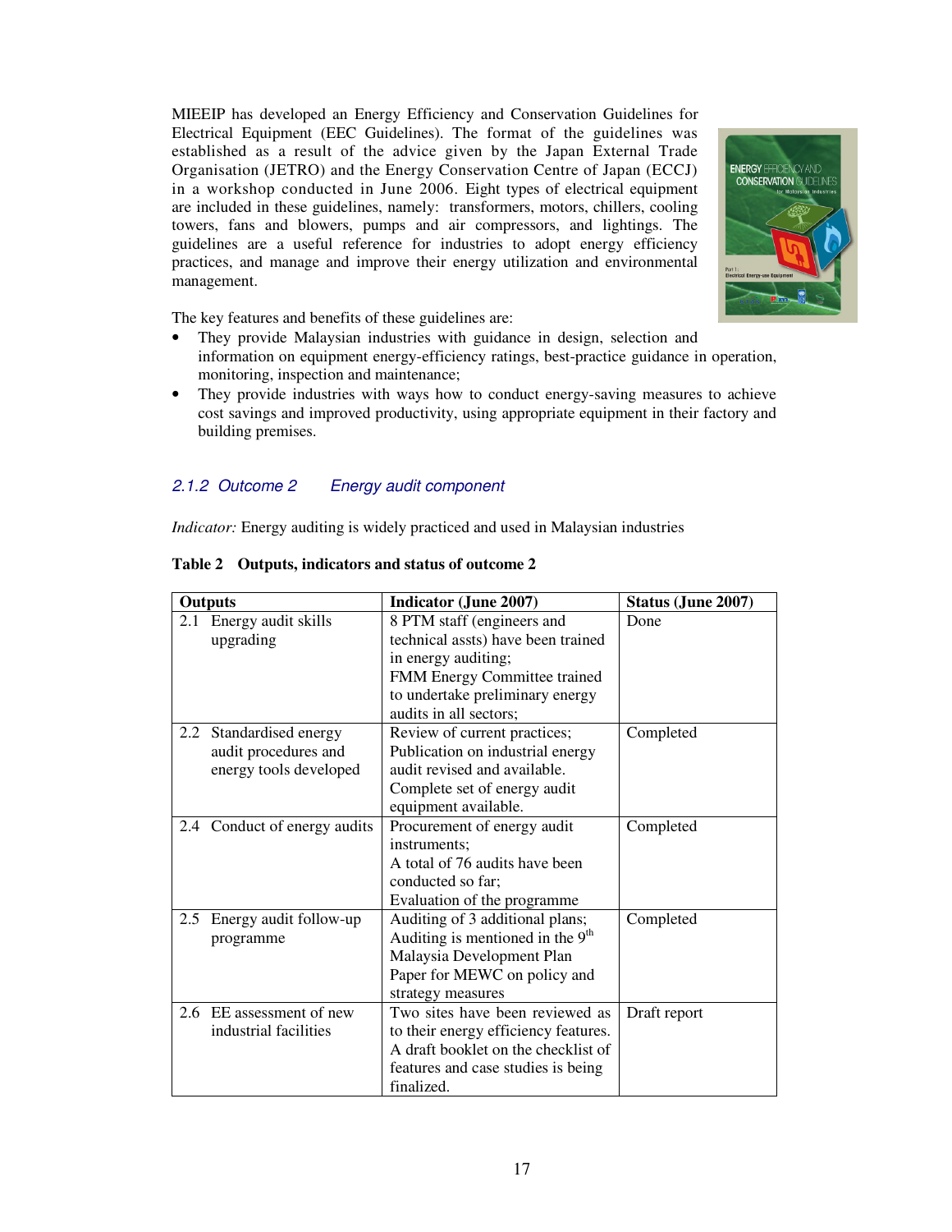MIEEIP has developed an Energy Efficiency and Conservation Guidelines for Electrical Equipment (EEC Guidelines). The format of the guidelines was established as a result of the advice given by the Japan External Trade Organisation (JETRO) and the Energy Conservation Centre of Japan (ECCJ) in a workshop conducted in June 2006. Eight types of electrical equipment are included in these guidelines, namely: transformers, motors, chillers, cooling towers, fans and blowers, pumps and air compressors, and lightings. The guidelines are a useful reference for industries to adopt energy efficiency practices, and manage and improve their energy utilization and environmental management.

The key features and benefits of these guidelines are:

- They provide Malaysian industries with guidance in design, selection and information on equipment energy-efficiency ratings, best-practice guidance in operation, monitoring, inspection and maintenance;
- They provide industries with ways how to conduct energy-saving measures to achieve cost savings and improved productivity, using appropriate equipment in their factory and building premises.

### *2.1.2 Outcome 2 Energy audit component*

*Indicator:* Energy auditing is widely practiced and used in Malaysian industries

**Table 2 Outputs, indicators and status of outcome 2**

| Outputs | Indicator (June 2007) | Status (June 2007) |
|---|---|---|
| 2.1 Energy audit skills upgrading | 8 PTM staff (engineers and technical assts) have been trained in energy auditing; FMM Energy Committee trained to undertake preliminary energy audits in all sectors; | Done |
| 2.2 Standardised energy audit procedures and energy tools developed | Review of current practices; Publication on industrial energy audit revised and available. Complete set of energy audit equipment available. | Completed |
| 2.4 Conduct of energy audits | Procurement of energy audit instruments; A total of 76 audits have been conducted so far; Evaluation of the programme | Completed |
| 2.5 Energy audit follow-up programme | Auditing of 3 additional plans; Auditing is mentioned in the 9th Malaysia Development Plan Paper for MEWC on policy and strategy measures | Completed |
| 2.6 EE assessment of new industrial facilities | Two sites have been reviewed as to their energy efficiency features. A draft booklet on the checklist of features and case studies is being finalized. | Draft report |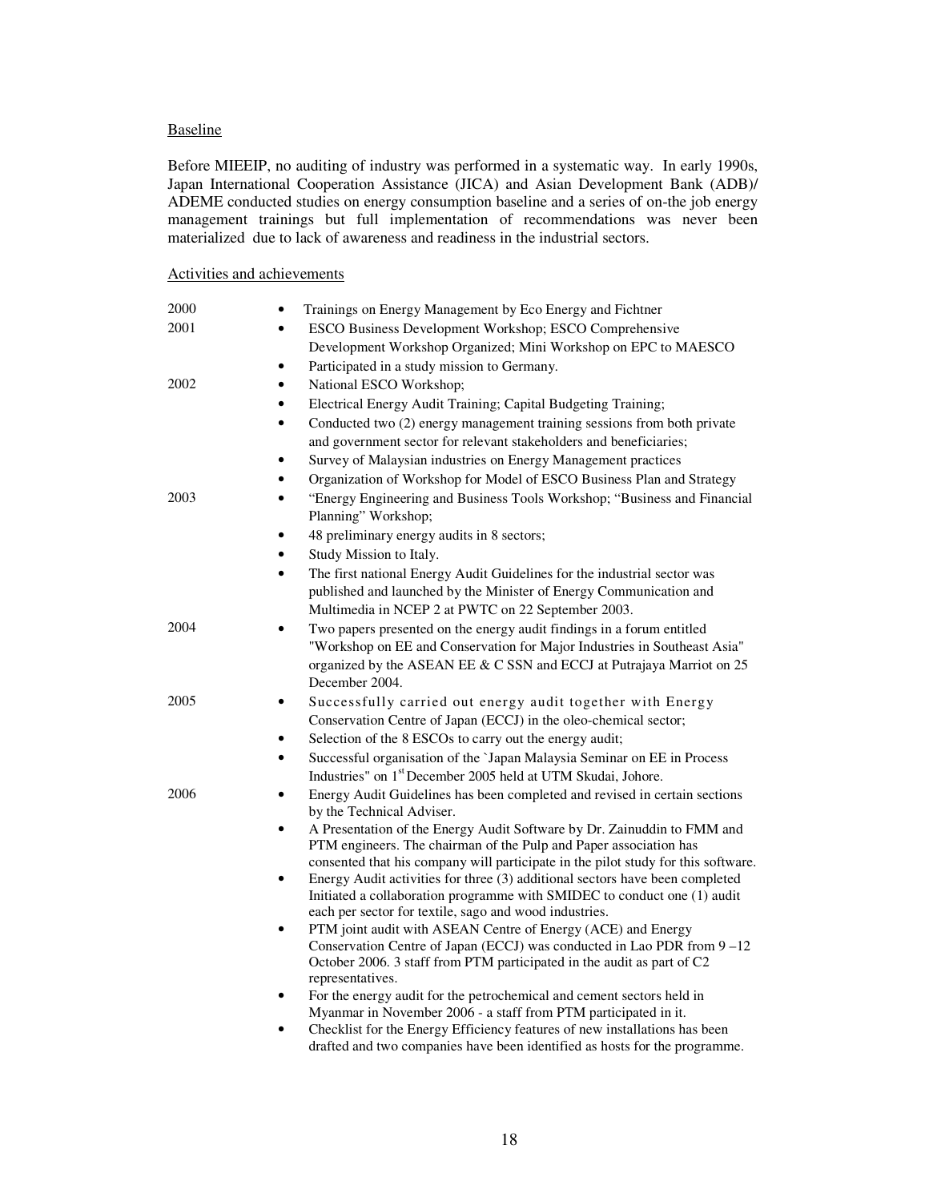Baseline

Before MIEEIP, no auditing of industry was performed in a systematic way. In early 1990s, Japan International Cooperation Assistance (JICA) and Asian Development Bank (ADB)/ ADEME conducted studies on energy consumption baseline and a series of on-the job energy management trainings but full implementation of recommendations was never been materialized due to lack of awareness and readiness in the industrial sectors.

Activities and achievements

| | |
|---|---|
| 2000 | • Trainings on Energy Management by Eco Energy and Fichtner |
| 2001 | • ESCO Business Development Workshop; ESCO Comprehensive Development Workshop Organized; Mini Workshop on EPC to MAESCO<br>• Participated in a study mission to Germany. |
| 2002 | • National ESCO Workshop;<br>• Electrical Energy Audit Training; Capital Budgeting Training;<br>• Conducted two (2) energy management training sessions from both private and government sector for relevant stakeholders and beneficiaries;<br>• Survey of Malaysian industries on Energy Management practices<br>• Organization of Workshop for Model of ESCO Business Plan and Strategy |
| 2003 | • "Energy Engineering and Business Tools Workshop; "Business and Financial Planning" Workshop;<br>• 48 preliminary energy audits in 8 sectors;<br>• Study Mission to Italy.<br>• The first national Energy Audit Guidelines for the industrial sector was published and launched by the Minister of Energy Communication and Multimedia in NCEP 2 at PWTC on 22 September 2003. |
| 2004 | • Two papers presented on the energy audit findings in a forum entitled "Workshop on EE and Conservation for Major Industries in Southeast Asia" organized by the ASEAN EE & C SSN and ECCJ at Putrajaya Marriot on 25 December 2004. |
| 2005 | • Successfully carried out energy audit together with Energy Conservation Centre of Japan (ECCJ) in the oleo-chemical sector;<br>• Selection of the 8 ESCOs to carry out the energy audit;<br>• Successful organisation of the `Japan Malaysia Seminar on EE in Process Industries" on 1st December 2005 held at UTM Skudai, Johore. |
| 2006 | • Energy Audit Guidelines has been completed and revised in certain sections by the Technical Adviser.<br>• A Presentation of the Energy Audit Software by Dr. Zainuddin to FMM and PTM engineers. The chairman of the Pulp and Paper association has consented that his company will participate in the pilot study for this software.<br>• Energy Audit activities for three (3) additional sectors have been completed Initiated a collaboration programme with SMIDEC to conduct one (1) audit each per sector for textile, sago and wood industries.<br>• PTM joint audit with ASEAN Centre of Energy (ACE) and Energy Conservation Centre of Japan (ECCJ) was conducted in Lao PDR from 9 –12 October 2006. 3 staff from PTM participated in the audit as part of C2 representatives.<br>• For the energy audit for the petrochemical and cement sectors held in Myanmar in November 2006 - a staff from PTM participated in it.<br>• Checklist for the Energy Efficiency features of new installations has been drafted and two companies have been identified as hosts for the programme. |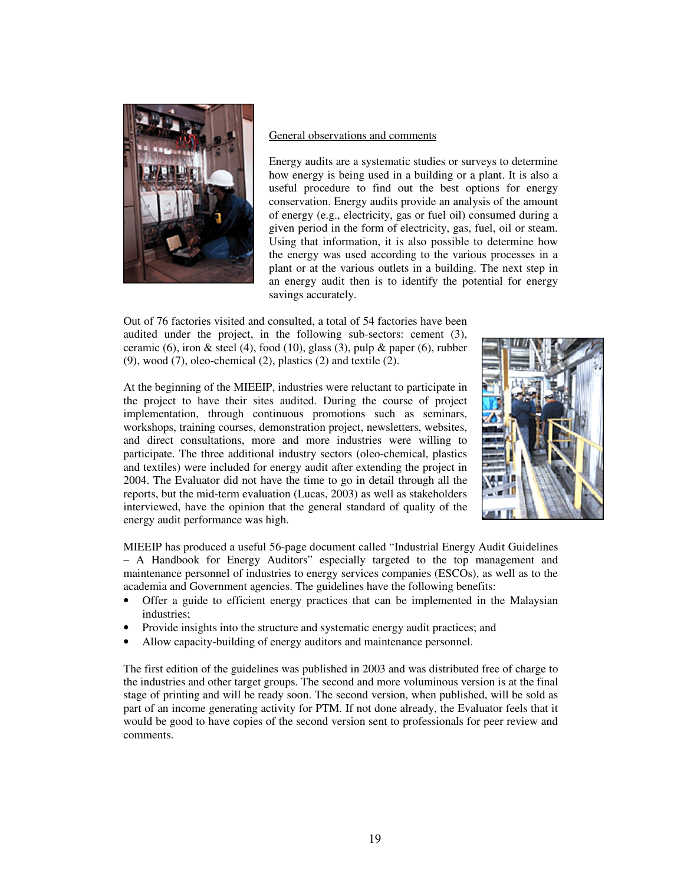General observations and comments

Energy audits are a systematic studies or surveys to determine how energy is being used in a building or a plant. It is also a useful procedure to find out the best options for energy conservation. Energy audits provide an analysis of the amount of energy (e.g., electricity, gas or fuel oil) consumed during a given period in the form of electricity, gas, fuel, oil or steam. Using that information, it is also possible to determine how the energy was used according to the various processes in a plant or at the various outlets in a building. The next step in an energy audit then is to identify the potential for energy savings accurately.

Out of 76 factories visited and consulted, a total of 54 factories have been audited under the project, in the following sub-sectors: cement (3), ceramic (6), iron & steel (4), food (10), glass (3), pulp & paper (6), rubber (9), wood (7), oleo-chemical (2), plastics (2) and textile (2).

At the beginning of the MIEEIP, industries were reluctant to participate in the project to have their sites audited. During the course of project implementation, through continuous promotions such as seminars, workshops, training courses, demonstration project, newsletters, websites, and direct consultations, more and more industries were willing to participate. The three additional industry sectors (oleo-chemical, plastics and textiles) were included for energy audit after extending the project in 2004. The Evaluator did not have the time to go in detail through all the reports, but the mid-term evaluation (Lucas, 2003) as well as stakeholders interviewed, have the opinion that the general standard of quality of the energy audit performance was high.

MIEEIP has produced a useful 56-page document called "Industrial Energy Audit Guidelines – A Handbook for Energy Auditors" especially targeted to the top management and maintenance personnel of industries to energy services companies (ESCOs), as well as to the academia and Government agencies. The guidelines have the following benefits:

- Offer a guide to efficient energy practices that can be implemented in the Malaysian industries;
- Provide insights into the structure and systematic energy audit practices; and
- Allow capacity-building of energy auditors and maintenance personnel.

The first edition of the guidelines was published in 2003 and was distributed free of charge to the industries and other target groups. The second and more voluminous version is at the final stage of printing and will be ready soon. The second version, when published, will be sold as part of an income generating activity for PTM. If not done already, the Evaluator feels that it would be good to have copies of the second version sent to professionals for peer review and comments.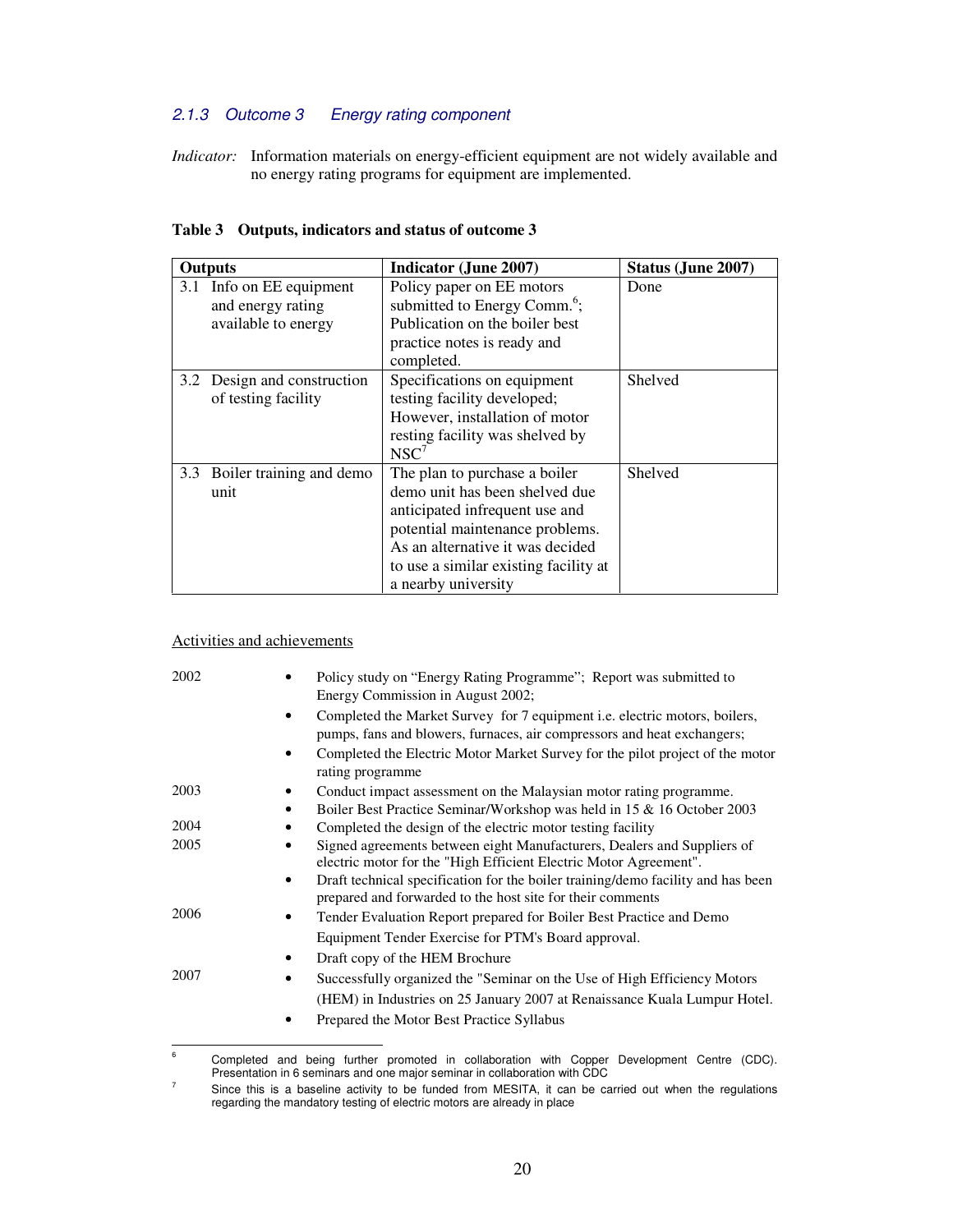### *2.1.3 Outcome 3 Energy rating component*

*Indicator:* Information materials on energy-efficient equipment are not widely available and no energy rating programs for equipment are implemented.

**Table 3 Outputs, indicators and status of outcome 3**

| Outputs | Indicator (June 2007) | Status (June 2007) |
|---|---|---|
| 3.1 Info on EE equipment and energy rating available to energy | Policy paper on EE motors submitted to Energy Comm.[6]; Publication on the boiler best practice notes is ready and completed. | Done |
| 3.2 Design and construction of testing facility | Specifications on equipment testing facility developed; However, installation of motor resting facility was shelved by NSC[7] | Shelved |
| 3.3 Boiler training and demo unit | The plan to purchase a boiler demo unit has been shelved due anticipated infrequent use and potential maintenance problems. As an alternative it was decided to use a similar existing facility at a nearby university | Shelved |

Activities and achievements

2002
- Policy study on "Energy Rating Programme"; Report was submitted to Energy Commission in August 2002;
- Completed the Market Survey for 7 equipment i.e. electric motors, boilers, pumps, fans and blowers, furnaces, air compressors and heat exchangers;
- Completed the Electric Motor Market Survey for the pilot project of the motor rating programme

2003
- Conduct impact assessment on the Malaysian motor rating programme.
- Boiler Best Practice Seminar/Workshop was held in 15 & 16 October 2003

2004
- Completed the design of the electric motor testing facility

2005
- Signed agreements between eight Manufacturers, Dealers and Suppliers of electric motor for the "High Efficient Electric Motor Agreement".
- Draft technical specification for the boiler training/demo facility and has been prepared and forwarded to the host site for their comments

2006
- Tender Evaluation Report prepared for Boiler Best Practice and Demo Equipment Tender Exercise for PTM's Board approval.
- Draft copy of the HEM Brochure

2007
- Successfully organized the "Seminar on the Use of High Efficiency Motors (HEM) in Industries on 25 January 2007 at Renaissance Kuala Lumpur Hotel.
- Prepared the Motor Best Practice Syllabus

---

[6] Completed and being further promoted in collaboration with Copper Development Centre (CDC). Presentation in 6 seminars and one major seminar in collaboration with CDC

[7] Since this is a baseline activity to be funded from MESITA, it can be carried out when the regulations regarding the mandatory testing of electric motors are already in place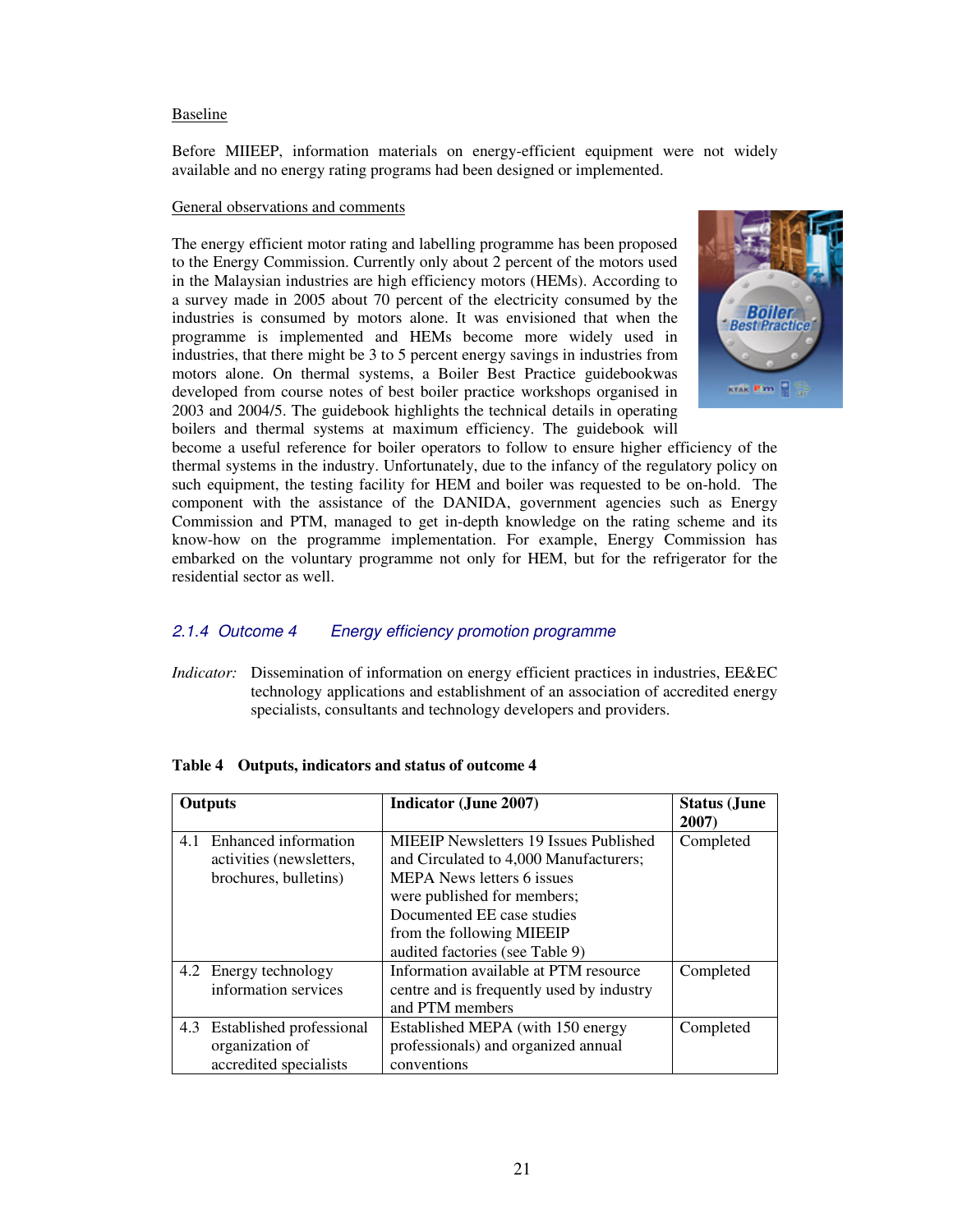Baseline

Before MIIEEP, information materials on energy-efficient equipment were not widely available and no energy rating programs had been designed or implemented.

General observations and comments

The energy efficient motor rating and labelling programme has been proposed to the Energy Commission. Currently only about 2 percent of the motors used in the Malaysian industries are high efficiency motors (HEMs). According to a survey made in 2005 about 70 percent of the electricity consumed by the industries is consumed by motors alone. It was envisioned that when the programme is implemented and HEMs become more widely used in industries, that there might be 3 to 5 percent energy savings in industries from motors alone. On thermal systems, a Boiler Best Practice guidebookwas developed from course notes of best boiler practice workshops organised in 2003 and 2004/5. The guidebook highlights the technical details in operating boilers and thermal systems at maximum efficiency. The guidebook will become a useful reference for boiler operators to follow to ensure higher efficiency of the thermal systems in the industry. Unfortunately, due to the infancy of the regulatory policy on such equipment, the testing facility for HEM and boiler was requested to be on-hold. The component with the assistance of the DANIDA, government agencies such as Energy Commission and PTM, managed to get in-depth knowledge on the rating scheme and its know-how on the programme implementation. For example, Energy Commission has embarked on the voluntary programme not only for HEM, but for the refrigerator for the residential sector as well.

### *2.1.4 Outcome 4 Energy efficiency promotion programme*

*Indicator:* Dissemination of information on energy efficient practices in industries, EE&EC technology applications and establishment of an association of accredited energy specialists, consultants and technology developers and providers.

**Table 4 Outputs, indicators and status of outcome 4**

| Outputs | Indicator (June 2007) | Status (June 2007) |
|---|---|---|
| 4.1 Enhanced information activities (newsletters, brochures, bulletins) | MIEEIP Newsletters 19 Issues Published and Circulated to 4,000 Manufacturers; MEPA News letters 6 issues were published for members; Documented EE case studies from the following MIEEIP audited factories (see Table 9) | Completed |
| 4.2 Energy technology information services | Information available at PTM resource centre and is frequently used by industry and PTM members | Completed |
| 4.3 Established professional organization of accredited specialists | Established MEPA (with 150 energy professionals) and organized annual conventions | Completed |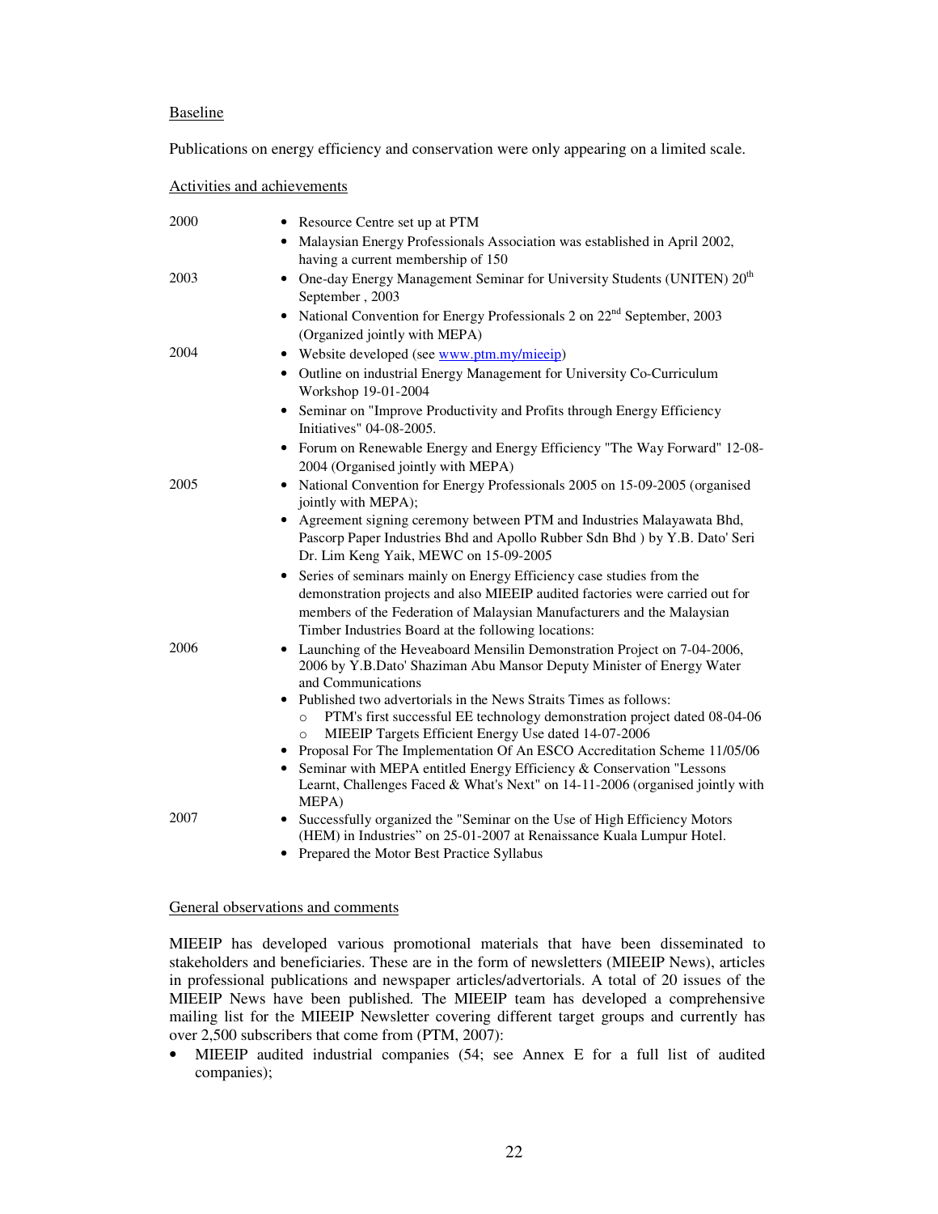Baseline

Publications on energy efficiency and conservation were only appearing on a limited scale.

Activities and achievements

| | |
|---|---|
| 2000 | • Resource Centre set up at PTM<br>• Malaysian Energy Professionals Association was established in April 2002, having a current membership of 150 |
| 2003 | • One-day Energy Management Seminar for University Students (UNITEN) 20th September , 2003<br>• National Convention for Energy Professionals 2 on 22nd September, 2003 (Organized jointly with MEPA) |
| 2004 | • Website developed (see www.ptm.my/mieeip)<br>• Outline on industrial Energy Management for University Co-Curriculum Workshop 19-01-2004<br>• Seminar on "Improve Productivity and Profits through Energy Efficiency Initiatives" 04-08-2005.<br>• Forum on Renewable Energy and Energy Efficiency "The Way Forward" 12-08-2004 (Organised jointly with MEPA) |
| 2005 | • National Convention for Energy Professionals 2005 on 15-09-2005 (organised jointly with MEPA);<br>• Agreement signing ceremony between PTM and Industries Malayawata Bhd, Pascorp Paper Industries Bhd and Apollo Rubber Sdn Bhd ) by Y.B. Dato' Seri Dr. Lim Keng Yaik, MEWC on 15-09-2005<br>• Series of seminars mainly on Energy Efficiency case studies from the demonstration projects and also MIEEIP audited factories were carried out for members of the Federation of Malaysian Manufacturers and the Malaysian Timber Industries Board at the following locations: |
| 2006 | • Launching of the Heveaboard Mensilin Demonstration Project on 7-04-2006, 2006 by Y.B.Dato' Shaziman Abu Mansor Deputy Minister of Energy Water and Communications<br>• Published two advertorials in the News Straits Times as follows:<br>  ○ PTM's first successful EE technology demonstration project dated 08-04-06<br>  ○ MIEEIP Targets Efficient Energy Use dated 14-07-2006<br>• Proposal For The Implementation Of An ESCO Accreditation Scheme 11/05/06<br>• Seminar with MEPA entitled Energy Efficiency & Conservation "Lessons Learnt, Challenges Faced & What's Next" on 14-11-2006 (organised jointly with MEPA) |
| 2007 | • Successfully organized the "Seminar on the Use of High Efficiency Motors (HEM) in Industries" on 25-01-2007 at Renaissance Kuala Lumpur Hotel.<br>• Prepared the Motor Best Practice Syllabus |

General observations and comments

MIEEIP has developed various promotional materials that have been disseminated to stakeholders and beneficiaries. These are in the form of newsletters (MIEEIP News), articles in professional publications and newspaper articles/advertorials. A total of 20 issues of the MIEEIP News have been published. The MIEEIP team has developed a comprehensive mailing list for the MIEEIP Newsletter covering different target groups and currently has over 2,500 subscribers that come from (PTM, 2007):

- MIEEIP audited industrial companies (54; see Annex E for a full list of audited companies);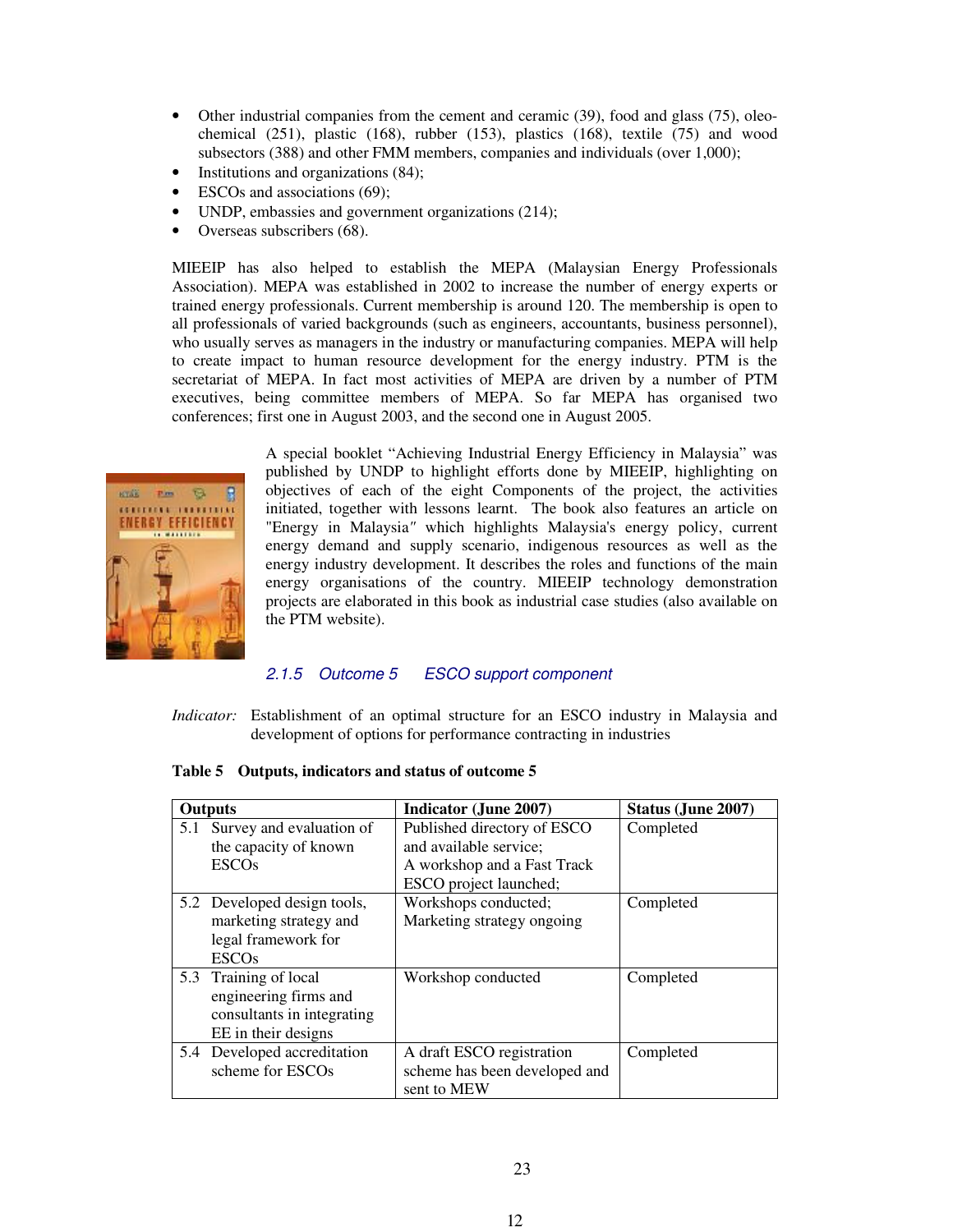- Other industrial companies from the cement and ceramic (39), food and glass (75), oleo-chemical (251), plastic (168), rubber (153), plastics (168), textile (75) and wood subsectors (388) and other FMM members, companies and individuals (over 1,000);
- Institutions and organizations (84);
- ESCOs and associations (69);
- UNDP, embassies and government organizations (214);
- Overseas subscribers (68).

MIEEIP has also helped to establish the MEPA (Malaysian Energy Professionals Association). MEPA was established in 2002 to increase the number of energy experts or trained energy professionals. Current membership is around 120. The membership is open to all professionals of varied backgrounds (such as engineers, accountants, business personnel), who usually serves as managers in the industry or manufacturing companies. MEPA will help to create impact to human resource development for the energy industry. PTM is the secretariat of MEPA. In fact most activities of MEPA are driven by a number of PTM executives, being committee members of MEPA. So far MEPA has organised two conferences; first one in August 2003, and the second one in August 2005.

A special booklet "Achieving Industrial Energy Efficiency in Malaysia" was published by UNDP to highlight efforts done by MIEEIP, highlighting on objectives of each of the eight Components of the project, the activities initiated, together with lessons learnt. The book also features an article on "Energy in Malaysia" which highlights Malaysia's energy policy, current energy demand and supply scenario, indigenous resources as well as the energy industry development. It describes the roles and functions of the main energy organisations of the country. MIEEIP technology demonstration projects are elaborated in this book as industrial case studies (also available on the PTM website).

### 2.1.5 Outcome 5 ESCO support component

*Indicator:* Establishment of an optimal structure for an ESCO industry in Malaysia and development of options for performance contracting in industries

**Table 5 Outputs, indicators and status of outcome 5**

| Outputs | Indicator (June 2007) | Status (June 2007) |
|---|---|---|
| 5.1 Survey and evaluation of the capacity of known ESCOs | Published directory of ESCO and available service; A workshop and a Fast Track ESCO project launched; | Completed |
| 5.2 Developed design tools, marketing strategy and legal framework for ESCOs | Workshops conducted; Marketing strategy ongoing | Completed |
| 5.3 Training of local engineering firms and consultants in integrating EE in their designs | Workshop conducted | Completed |
| 5.4 Developed accreditation scheme for ESCOs | A draft ESCO registration scheme has been developed and sent to MEW | Completed |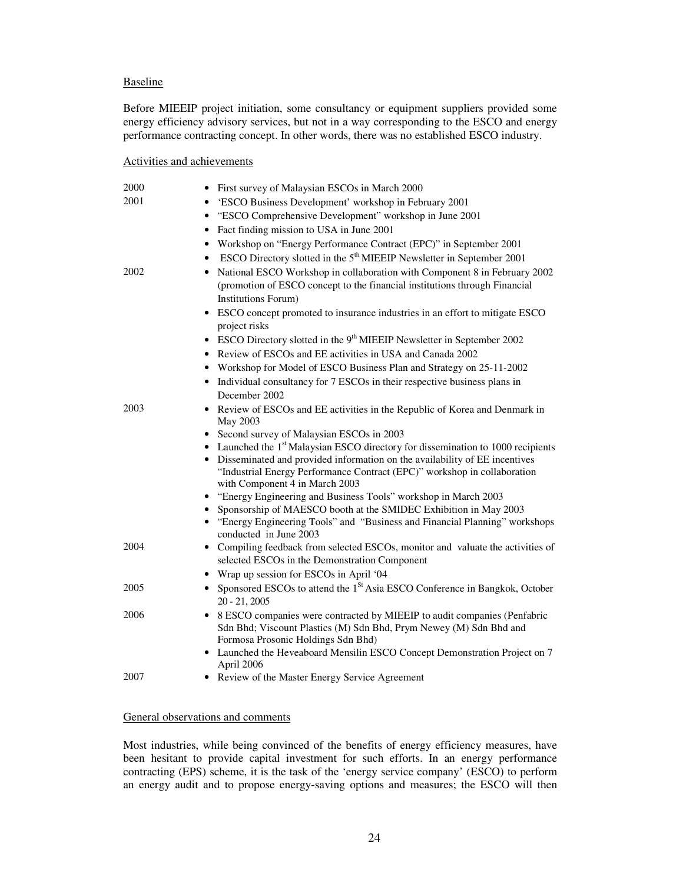Baseline

Before MIEEIP project initiation, some consultancy or equipment suppliers provided some energy efficiency advisory services, but not in a way corresponding to the ESCO and energy performance contracting concept. In other words, there was no established ESCO industry.

Activities and achievements

| | |
|---|---|
| 2000 | • First survey of Malaysian ESCOs in March 2000 |
| 2001 | • 'ESCO Business Development' workshop in February 2001<br>• "ESCO Comprehensive Development" workshop in June 2001<br>• Fact finding mission to USA in June 2001<br>• Workshop on "Energy Performance Contract (EPC)" in September 2001<br>• ESCO Directory slotted in the 5th MIEEIP Newsletter in September 2001 |
| 2002 | • National ESCO Workshop in collaboration with Component 8 in February 2002 (promotion of ESCO concept to the financial institutions through Financial Institutions Forum)<br>• ESCO concept promoted to insurance industries in an effort to mitigate ESCO project risks<br>• ESCO Directory slotted in the 9th MIEEIP Newsletter in September 2002<br>• Review of ESCOs and EE activities in USA and Canada 2002<br>• Workshop for Model of ESCO Business Plan and Strategy on 25-11-2002<br>• Individual consultancy for 7 ESCOs in their respective business plans in December 2002 |
| 2003 | • Review of ESCOs and EE activities in the Republic of Korea and Denmark in May 2003<br>• Second survey of Malaysian ESCOs in 2003<br>• Launched the 1st Malaysian ESCO directory for dissemination to 1000 recipients<br>• Disseminated and provided information on the availability of EE incentives "Industrial Energy Performance Contract (EPC)" workshop in collaboration with Component 4 in March 2003<br>• "Energy Engineering and Business Tools" workshop in March 2003<br>• Sponsorship of MAESCO booth at the SMIDEC Exhibition in May 2003<br>• "Energy Engineering Tools" and "Business and Financial Planning" workshops conducted in June 2003 |
| 2004 | • Compiling feedback from selected ESCOs, monitor and valuate the activities of selected ESCOs in the Demonstration Component<br>• Wrap up session for ESCOs in April '04 |
| 2005 | • Sponsored ESCOs to attend the 1St Asia ESCO Conference in Bangkok, October 20 - 21, 2005 |
| 2006 | • 8 ESCO companies were contracted by MIEEIP to audit companies (Penfabric Sdn Bhd; Viscount Plastics (M) Sdn Bhd, Prym Newey (M) Sdn Bhd and Formosa Prosonic Holdings Sdn Bhd)<br>• Launched the Heveaboard Mensilin ESCO Concept Demonstration Project on 7 April 2006 |
| 2007 | • Review of the Master Energy Service Agreement |

General observations and comments

Most industries, while being convinced of the benefits of energy efficiency measures, have been hesitant to provide capital investment for such efforts. In an energy performance contracting (EPS) scheme, it is the task of the 'energy service company' (ESCO) to perform an energy audit and to propose energy-saving options and measures; the ESCO will then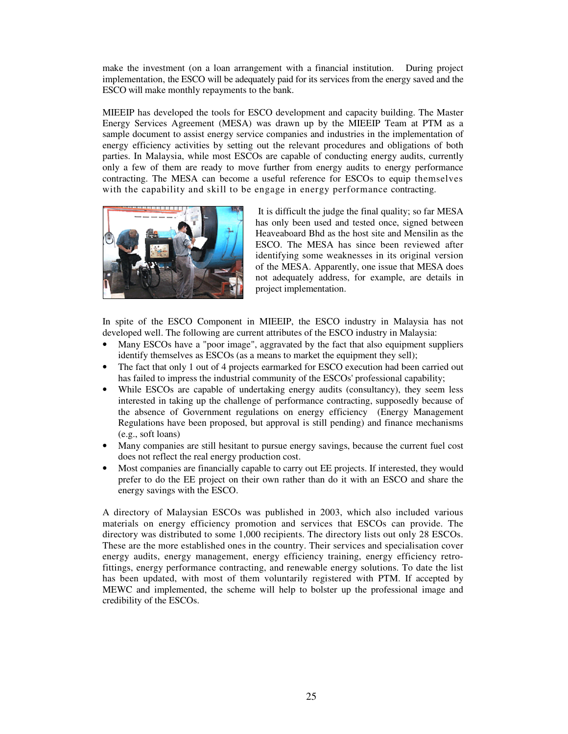make the investment (on a loan arrangement with a financial institution. During project implementation, the ESCO will be adequately paid for its services from the energy saved and the ESCO will make monthly repayments to the bank.

MIEEIP has developed the tools for ESCO development and capacity building. The Master Energy Services Agreement (MESA) was drawn up by the MIEEIP Team at PTM as a sample document to assist energy service companies and industries in the implementation of energy efficiency activities by setting out the relevant procedures and obligations of both parties. In Malaysia, while most ESCOs are capable of conducting energy audits, currently only a few of them are ready to move further from energy audits to energy performance contracting. The MESA can become a useful reference for ESCOs to equip themselves with the capability and skill to be engage in energy performance contracting.

It is difficult the judge the final quality; so far MESA has only been used and tested once, signed between Heaveaboard Bhd as the host site and Mensilin as the ESCO. The MESA has since been reviewed after identifying some weaknesses in its original version of the MESA. Apparently, one issue that MESA does not adequately address, for example, are details in project implementation.

In spite of the ESCO Component in MIEEIP, the ESCO industry in Malaysia has not developed well. The following are current attributes of the ESCO industry in Malaysia:

- Many ESCOs have a "poor image", aggravated by the fact that also equipment suppliers identify themselves as ESCOs (as a means to market the equipment they sell);
- The fact that only 1 out of 4 projects earmarked for ESCO execution had been carried out has failed to impress the industrial community of the ESCOs' professional capability;
- While ESCOs are capable of undertaking energy audits (consultancy), they seem less interested in taking up the challenge of performance contracting, supposedly because of the absence of Government regulations on energy efficiency (Energy Management Regulations have been proposed, but approval is still pending) and finance mechanisms (e.g., soft loans)
- Many companies are still hesitant to pursue energy savings, because the current fuel cost does not reflect the real energy production cost.
- Most companies are financially capable to carry out EE projects. If interested, they would prefer to do the EE project on their own rather than do it with an ESCO and share the energy savings with the ESCO.

A directory of Malaysian ESCOs was published in 2003, which also included various materials on energy efficiency promotion and services that ESCOs can provide. The directory was distributed to some 1,000 recipients. The directory lists out only 28 ESCOs. These are the more established ones in the country. Their services and specialisation cover energy audits, energy management, energy efficiency training, energy efficiency retro-fittings, energy performance contracting, and renewable energy solutions. To date the list has been updated, with most of them voluntarily registered with PTM. If accepted by MEWC and implemented, the scheme will help to bolster up the professional image and credibility of the ESCOs.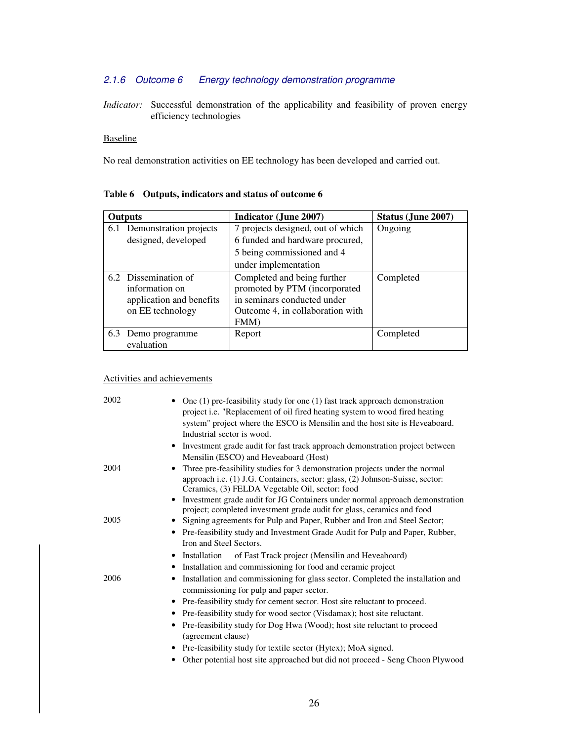#### *2.1.6 Outcome 6 Energy technology demonstration programme*

*Indicator:* Successful demonstration of the applicability and feasibility of proven energy efficiency technologies

Baseline

No real demonstration activities on EE technology has been developed and carried out.

**Table 6 Outputs, indicators and status of outcome 6**

| Outputs | Indicator (June 2007) | Status (June 2007) |
|---|---|---|
| 6.1 Demonstration projects designed, developed | 7 projects designed, out of which 6 funded and hardware procured, 5 being commissioned and 4 under implementation | Ongoing |
| 6.2 Dissemination of information on application and benefits on EE technology | Completed and being further promoted by PTM (incorporated in seminars conducted under Outcome 4, in collaboration with FMM) | Completed |
| 6.3 Demo programme evaluation | Report | Completed |

Activities and achievements

2002

- One (1) pre-feasibility study for one (1) fast track approach demonstration project i.e. "Replacement of oil fired heating system to wood fired heating system" project where the ESCO is Mensilin and the host site is Heveaboard. Industrial sector is wood.
- Investment grade audit for fast track approach demonstration project between Mensilin (ESCO) and Heveaboard (Host)

2004

- Three pre-feasibility studies for 3 demonstration projects under the normal approach i.e. (1) J.G. Containers, sector: glass, (2) Johnson-Suisse, sector: Ceramics, (3) FELDA Vegetable Oil, sector: food
- Investment grade audit for JG Containers under normal approach demonstration project; completed investment grade audit for glass, ceramics and food

2005

- Signing agreements for Pulp and Paper, Rubber and Iron and Steel Sector;
- Pre-feasibility study and Investment Grade Audit for Pulp and Paper, Rubber, Iron and Steel Sectors.
- Installation of Fast Track project (Mensilin and Heveaboard)
- Installation and commissioning for food and ceramic project

2006

- Installation and commissioning for glass sector. Completed the installation and commissioning for pulp and paper sector.
- Pre-feasibility study for cement sector. Host site reluctant to proceed.
- Pre-feasibility study for wood sector (Visdamax); host site reluctant.
- Pre-feasibility study for Dog Hwa (Wood); host site reluctant to proceed (agreement clause)
- Pre-feasibility study for textile sector (Hytex); MoA signed.
- Other potential host site approached but did not proceed - Seng Choon Plywood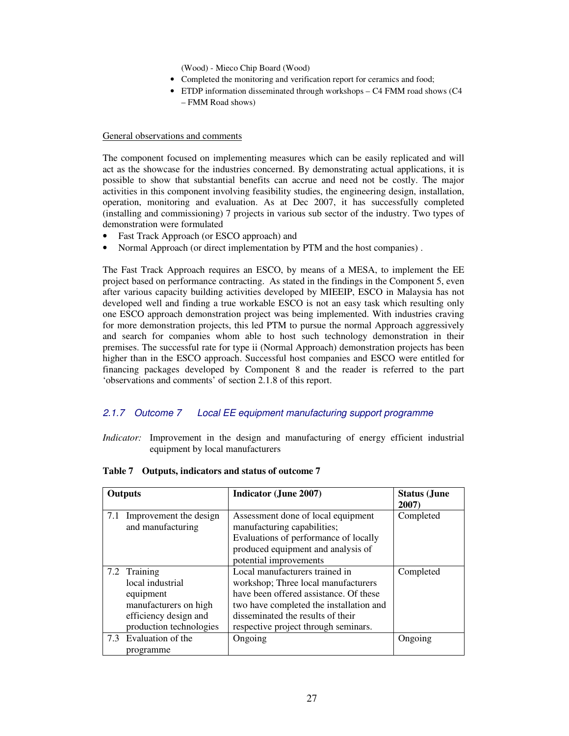(Wood) - Mieco Chip Board (Wood)

- Completed the monitoring and verification report for ceramics and food;
- ETDP information disseminated through workshops – C4 FMM road shows (C4 – FMM Road shows)

General observations and comments

The component focused on implementing measures which can be easily replicated and will act as the showcase for the industries concerned. By demonstrating actual applications, it is possible to show that substantial benefits can accrue and need not be costly. The major activities in this component involving feasibility studies, the engineering design, installation, operation, monitoring and evaluation. As at Dec 2007, it has successfully completed (installing and commissioning) 7 projects in various sub sector of the industry. Two types of demonstration were formulated

- Fast Track Approach (or ESCO approach) and
- Normal Approach (or direct implementation by PTM and the host companies) .

The Fast Track Approach requires an ESCO, by means of a MESA, to implement the EE project based on performance contracting. As stated in the findings in the Component 5, even after various capacity building activities developed by MIEEIP, ESCO in Malaysia has not developed well and finding a true workable ESCO is not an easy task which resulting only one ESCO approach demonstration project was being implemented. With industries craving for more demonstration projects, this led PTM to pursue the normal Approach aggressively and search for companies whom able to host such technology demonstration in their premises. The successful rate for type ii (Normal Approach) demonstration projects has been higher than in the ESCO approach. Successful host companies and ESCO were entitled for financing packages developed by Component 8 and the reader is referred to the part 'observations and comments' of section 2.1.8 of this report.

### *2.1.7 Outcome 7 Local EE equipment manufacturing support programme*

*Indicator:* Improvement in the design and manufacturing of energy efficient industrial equipment by local manufacturers

**Table 7 Outputs, indicators and status of outcome 7**

| Outputs | Indicator (June 2007) | Status (June 2007) |
|---|---|---|
| 7.1 Improvement the design and manufacturing | Assessment done of local equipment manufacturing capabilities; Evaluations of performance of locally produced equipment and analysis of potential improvements | Completed |
| 7.2 Training local industrial equipment manufacturers on high efficiency design and production technologies | Local manufacturers trained in workshop; Three local manufacturers have been offered assistance. Of these two have completed the installation and disseminated the results of their respective project through seminars. | Completed |
| 7.3 Evaluation of the programme | Ongoing | Ongoing |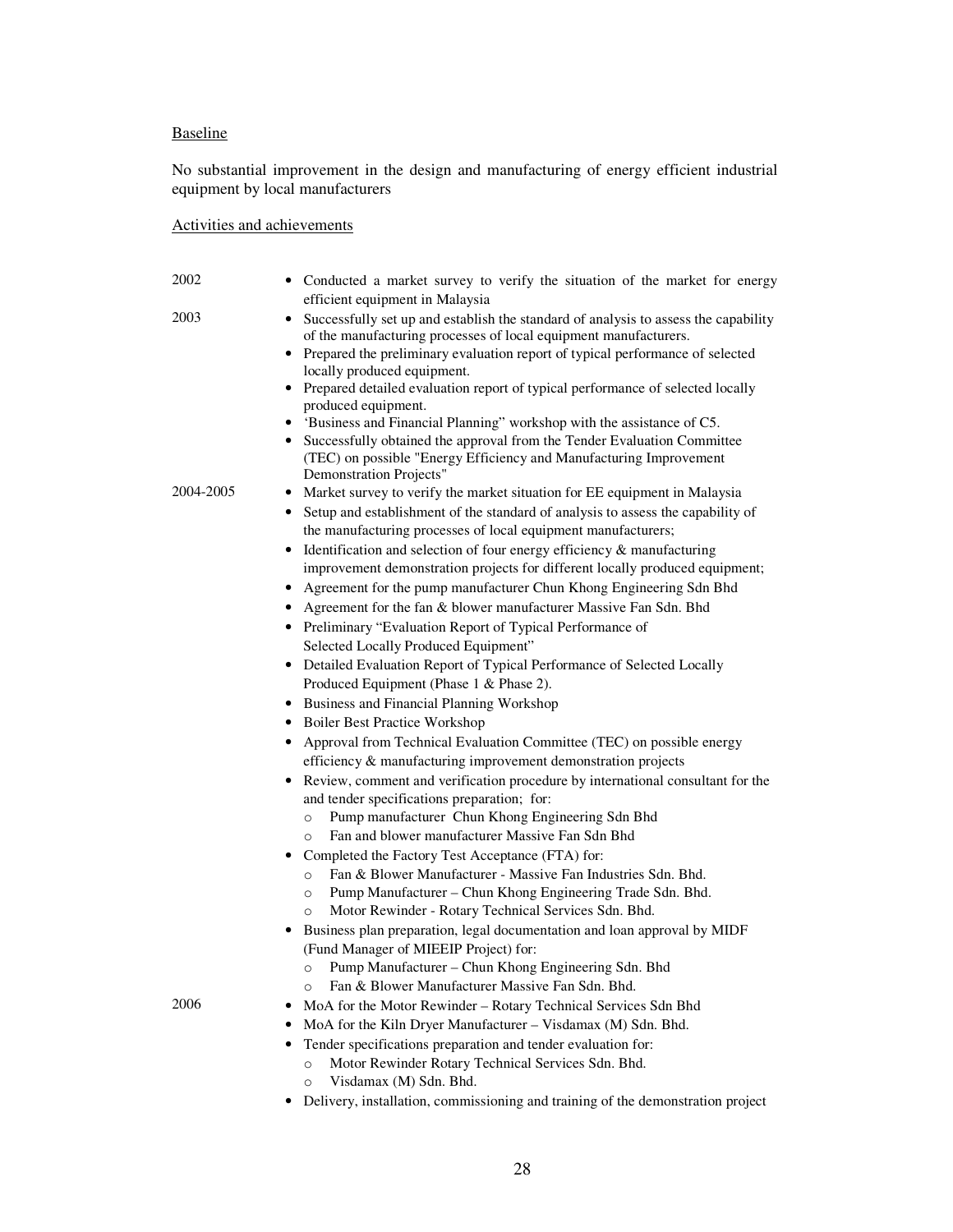Baseline

No substantial improvement in the design and manufacturing of energy efficient industrial equipment by local manufacturers

Activities and achievements

| | |
|---|---|
| 2002 | • Conducted a market survey to verify the situation of the market for energy efficient equipment in Malaysia |
| 2003 | • Successfully set up and establish the standard of analysis to assess the capability of the manufacturing processes of local equipment manufacturers.<br>• Prepared the preliminary evaluation report of typical performance of selected locally produced equipment.<br>• Prepared detailed evaluation report of typical performance of selected locally produced equipment.<br>• 'Business and Financial Planning" workshop with the assistance of C5.<br>• Successfully obtained the approval from the Tender Evaluation Committee (TEC) on possible "Energy Efficiency and Manufacturing Improvement Demonstration Projects" |
| 2004-2005 | • Market survey to verify the market situation for EE equipment in Malaysia<br>• Setup and establishment of the standard of analysis to assess the capability of the manufacturing processes of local equipment manufacturers;<br>• Identification and selection of four energy efficiency & manufacturing improvement demonstration projects for different locally produced equipment;<br>• Agreement for the pump manufacturer Chun Khong Engineering Sdn Bhd<br>• Agreement for the fan & blower manufacturer Massive Fan Sdn. Bhd<br>• Preliminary "Evaluation Report of Typical Performance of Selected Locally Produced Equipment"<br>• Detailed Evaluation Report of Typical Performance of Selected Locally Produced Equipment (Phase 1 & Phase 2).<br>• Business and Financial Planning Workshop<br>• Boiler Best Practice Workshop<br>• Approval from Technical Evaluation Committee (TEC) on possible energy efficiency & manufacturing improvement demonstration projects<br>• Review, comment and verification procedure by international consultant for the and tender specifications preparation; for:<br>&nbsp;&nbsp;o Pump manufacturer Chun Khong Engineering Sdn Bhd<br>&nbsp;&nbsp;o Fan and blower manufacturer Massive Fan Sdn Bhd<br>• Completed the Factory Test Acceptance (FTA) for:<br>&nbsp;&nbsp;o Fan & Blower Manufacturer - Massive Fan Industries Sdn. Bhd.<br>&nbsp;&nbsp;o Pump Manufacturer – Chun Khong Engineering Trade Sdn. Bhd.<br>&nbsp;&nbsp;o Motor Rewinder - Rotary Technical Services Sdn. Bhd.<br>• Business plan preparation, legal documentation and loan approval by MIDF (Fund Manager of MIEEIP Project) for:<br>&nbsp;&nbsp;o Pump Manufacturer – Chun Khong Engineering Sdn. Bhd<br>&nbsp;&nbsp;o Fan & Blower Manufacturer Massive Fan Sdn. Bhd. |
| 2006 | • MoA for the Motor Rewinder – Rotary Technical Services Sdn Bhd<br>• MoA for the Kiln Dryer Manufacturer – Visdamax (M) Sdn. Bhd.<br>• Tender specifications preparation and tender evaluation for:<br>&nbsp;&nbsp;o Motor Rewinder Rotary Technical Services Sdn. Bhd.<br>&nbsp;&nbsp;o Visdamax (M) Sdn. Bhd.<br>• Delivery, installation, commissioning and training of the demonstration project |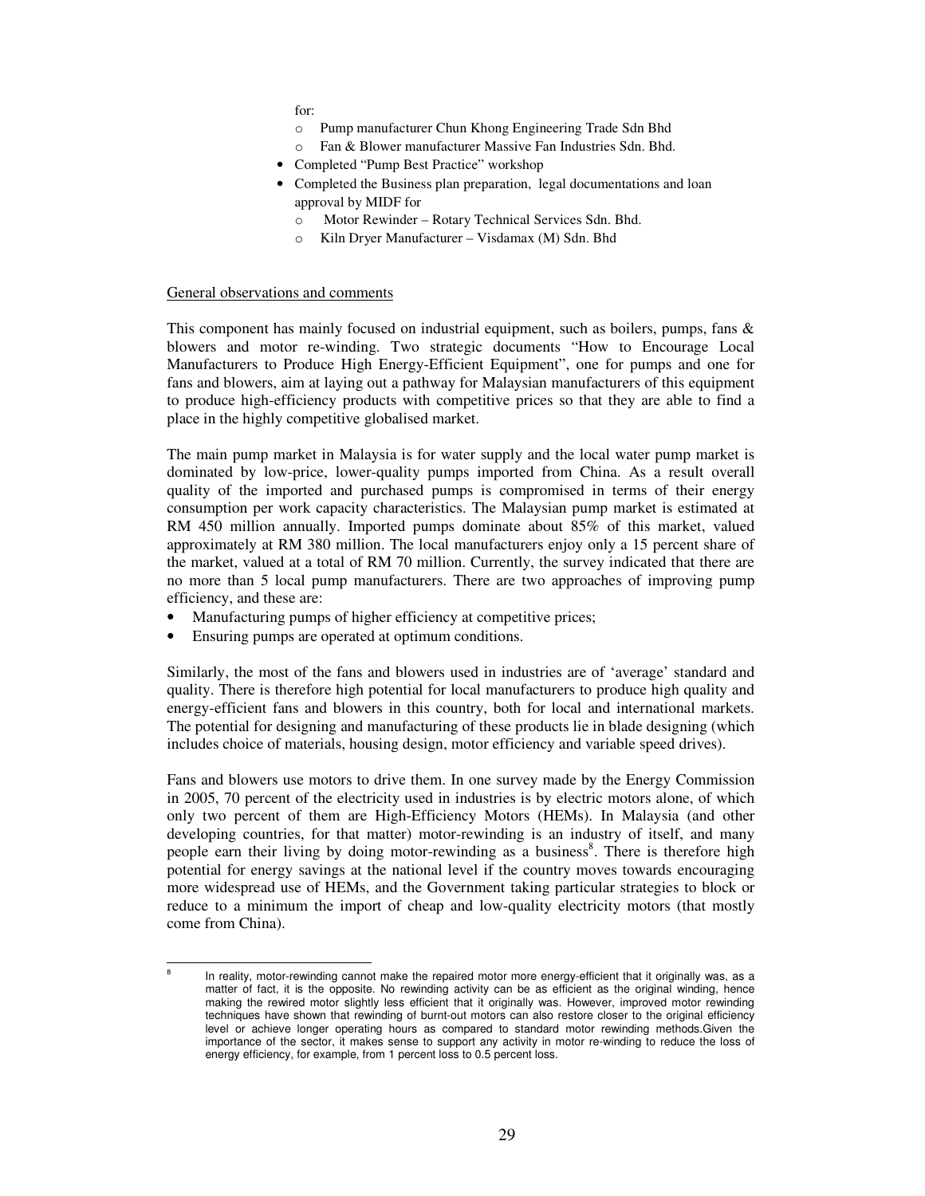for:

- Pump manufacturer Chun Khong Engineering Trade Sdn Bhd
- Fan & Blower manufacturer Massive Fan Industries Sdn. Bhd.

- Completed "Pump Best Practice" workshop
- Completed the Business plan preparation, legal documentations and loan approval by MIDF for
  - Motor Rewinder – Rotary Technical Services Sdn. Bhd.
  - Kiln Dryer Manufacturer – Visdamax (M) Sdn. Bhd

General observations and comments

This component has mainly focused on industrial equipment, such as boilers, pumps, fans & blowers and motor re-winding. Two strategic documents "How to Encourage Local Manufacturers to Produce High Energy-Efficient Equipment", one for pumps and one for fans and blowers, aim at laying out a pathway for Malaysian manufacturers of this equipment to produce high-efficiency products with competitive prices so that they are able to find a place in the highly competitive globalised market.

The main pump market in Malaysia is for water supply and the local water pump market is dominated by low-price, lower-quality pumps imported from China. As a result overall quality of the imported and purchased pumps is compromised in terms of their energy consumption per work capacity characteristics. The Malaysian pump market is estimated at RM 450 million annually. Imported pumps dominate about 85% of this market, valued approximately at RM 380 million. The local manufacturers enjoy only a 15 percent share of the market, valued at a total of RM 70 million. Currently, the survey indicated that there are no more than 5 local pump manufacturers. There are two approaches of improving pump efficiency, and these are:

- Manufacturing pumps of higher efficiency at competitive prices;
- Ensuring pumps are operated at optimum conditions.

Similarly, the most of the fans and blowers used in industries are of 'average' standard and quality. There is therefore high potential for local manufacturers to produce high quality and energy-efficient fans and blowers in this country, both for local and international markets. The potential for designing and manufacturing of these products lie in blade designing (which includes choice of materials, housing design, motor efficiency and variable speed drives).

Fans and blowers use motors to drive them. In one survey made by the Energy Commission in 2005, 70 percent of the electricity used in industries is by electric motors alone, of which only two percent of them are High-Efficiency Motors (HEMs). In Malaysia (and other developing countries, for that matter) motor-rewinding is an industry of itself, and many people earn their living by doing motor-rewinding as a business[8]. There is therefore high potential for energy savings at the national level if the country moves towards encouraging more widespread use of HEMs, and the Government taking particular strategies to block or reduce to a minimum the import of cheap and low-quality electricity motors (that mostly come from China).

---

[8] In reality, motor-rewinding cannot make the repaired motor more energy-efficient that it originally was, as a matter of fact, it is the opposite. No rewinding activity can be as efficient as the original winding, hence making the rewired motor slightly less efficient that it originally was. However, improved motor rewinding techniques have shown that rewinding of burnt-out motors can also restore closer to the original efficiency level or achieve longer operating hours as compared to standard motor rewinding methods.Given the importance of the sector, it makes sense to support any activity in motor re-winding to reduce the loss of energy efficiency, for example, from 1 percent loss to 0.5 percent loss.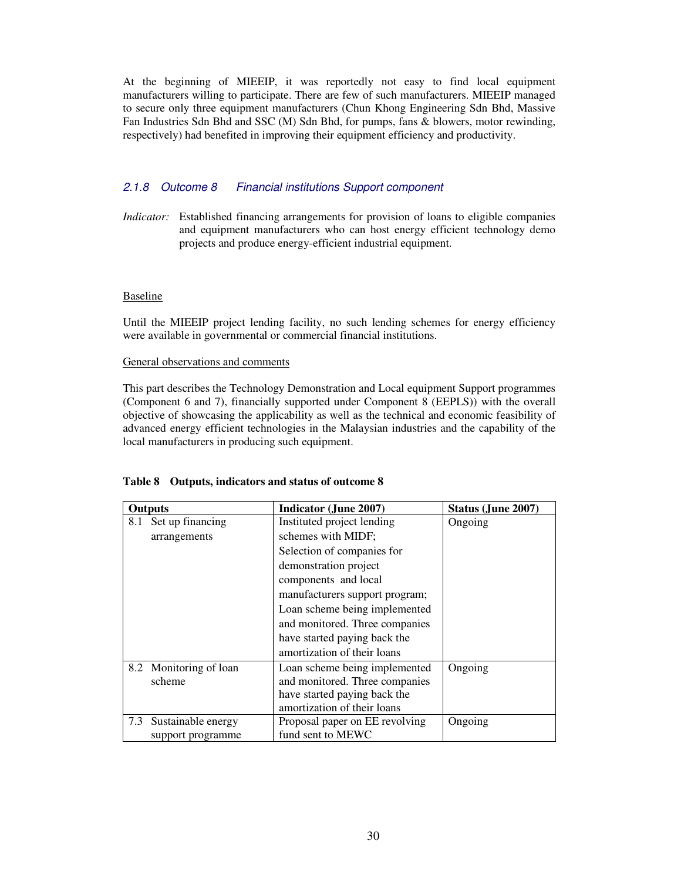At the beginning of MIEEIP, it was reportedly not easy to find local equipment manufacturers willing to participate. There are few of such manufacturers. MIEEIP managed to secure only three equipment manufacturers (Chun Khong Engineering Sdn Bhd, Massive Fan Industries Sdn Bhd and SSC (M) Sdn Bhd, for pumps, fans & blowers, motor rewinding, respectively) had benefited in improving their equipment efficiency and productivity.

### *2.1.8 Outcome 8 Financial institutions Support component*

*Indicator:* Established financing arrangements for provision of loans to eligible companies and equipment manufacturers who can host energy efficient technology demo projects and produce energy-efficient industrial equipment.

Baseline

Until the MIEEIP project lending facility, no such lending schemes for energy efficiency were available in governmental or commercial financial institutions.

General observations and comments

This part describes the Technology Demonstration and Local equipment Support programmes (Component 6 and 7), financially supported under Component 8 (EEPLS)) with the overall objective of showcasing the applicability as well as the technical and economic feasibility of advanced energy efficient technologies in the Malaysian industries and the capability of the local manufacturers in producing such equipment.

**Table 8 Outputs, indicators and status of outcome 8**

| Outputs | Indicator (June 2007) | Status (June 2007) |
|---|---|---|
| 8.1 Set up financing arrangements | Instituted project lending schemes with MIDF; Selection of companies for demonstration project components and local manufacturers support program; Loan scheme being implemented and monitored. Three companies have started paying back the amortization of their loans | Ongoing |
| 8.2 Monitoring of loan scheme | Loan scheme being implemented and monitored. Three companies have started paying back the amortization of their loans | Ongoing |
| 7.3 Sustainable energy support programme | Proposal paper on EE revolving fund sent to MEWC | Ongoing |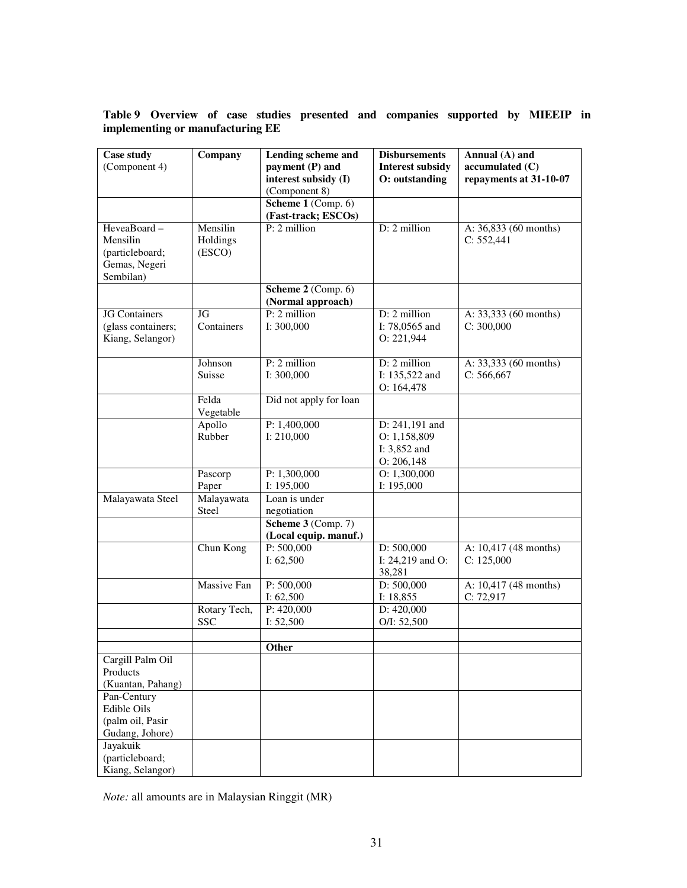**Table 9 Overview of case studies presented and companies supported by MIEEIP in implementing or manufacturing EE**

| Case study (Component 4) | Company | Lending scheme and payment (P) and interest subsidy (I) (Component 8) | Disbursements Interest subsidy O: outstanding | Annual (A) and accumulated (C) repayments at 31-10-07 |
|---|---|---|---|---|
| | | **Scheme 1** (Comp. 6) **(Fast-track; ESCOs)** | | |
| HeveaBoard – Mensilin (particleboard; Gemas, Negeri Sembilan) | Mensilin Holdings (ESCO) | P: 2 million | D: 2 million | A: 36,833 (60 months) C: 552,441 |
| | | **Scheme 2** (Comp. 6) **(Normal approach)** | | |
| JG Containers (glass containers; Kiang, Selangor) | JG Containers | P: 2 million I: 300,000 | D: 2 million I: 78,0565 and O: 221,944 | A: 33,333 (60 months) C: 300,000 |
| | Johnson Suisse | P: 2 million I: 300,000 | D: 2 million I: 135,522 and O: 164,478 | A: 33,333 (60 months) C: 566,667 |
| | Felda Vegetable | Did not apply for loan | | |
| | Apollo Rubber | P: 1,400,000 I: 210,000 | D: 241,191 and O: 1,158,809 I: 3,852 and O: 206,148 | |
| | Pascorp Paper | P: 1,300,000 I: 195,000 | O: 1,300,000 I: 195,000 | |
| Malayawata Steel | Malayawata Steel | Loan is under negotiation | | |
| | | **Scheme 3** (Comp. 7) **(Local equip. manuf.)** | | |
| | Chun Kong | P: 500,000 I: 62,500 | D: 500,000 I: 24,219 and O: 38,281 | A: 10,417 (48 months) C: 125,000 |
| | Massive Fan | P: 500,000 I: 62,500 | D: 500,000 I: 18,855 | A: 10,417 (48 months) C: 72,917 |
| | Rotary Tech, SSC | P: 420,000 I: 52,500 | D: 420,000 O/I: 52,500 | |
| | | | | |
| | | **Other** | | |
| Cargill Palm Oil Products (Kuantan, Pahang) | | | | |
| Pan-Century Edible Oils (palm oil, Pasir Gudang, Johore) | | | | |
| Jayakuik (particleboard; Kiang, Selangor) | | | | |

*Note:* all amounts are in Malaysian Ringgit (MR)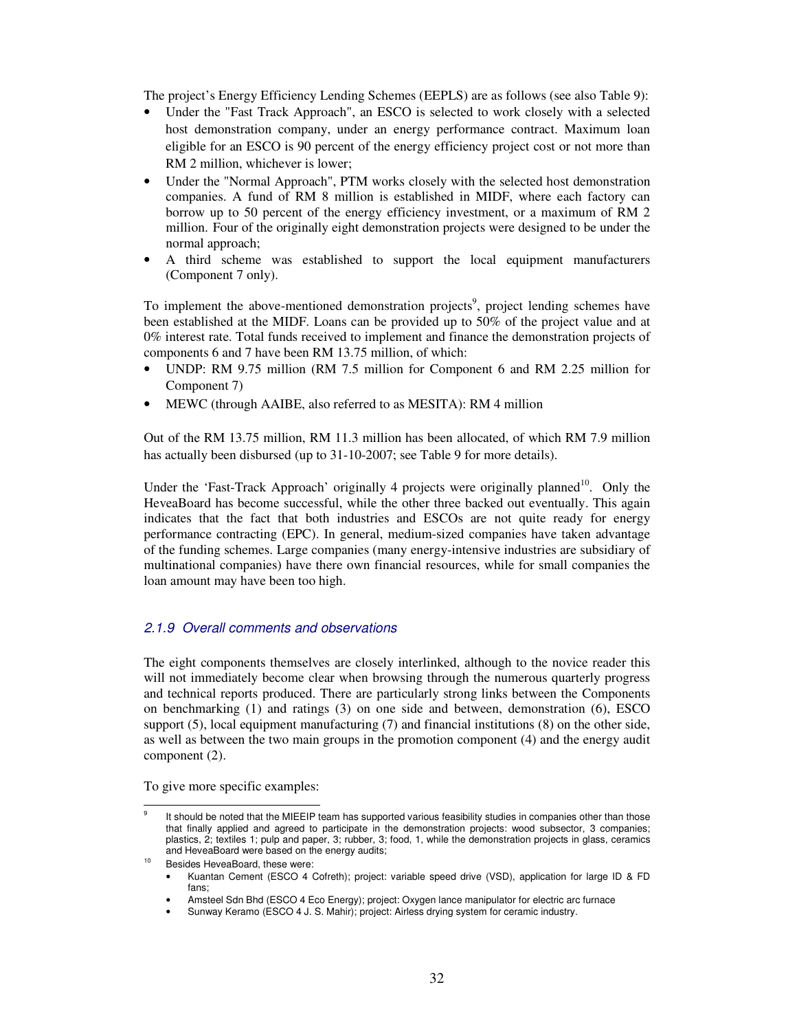The project's Energy Efficiency Lending Schemes (EEPLS) are as follows (see also Table 9):

- Under the "Fast Track Approach", an ESCO is selected to work closely with a selected host demonstration company, under an energy performance contract. Maximum loan eligible for an ESCO is 90 percent of the energy efficiency project cost or not more than RM 2 million, whichever is lower;
- Under the "Normal Approach", PTM works closely with the selected host demonstration companies. A fund of RM 8 million is established in MIDF, where each factory can borrow up to 50 percent of the energy efficiency investment, or a maximum of RM 2 million. Four of the originally eight demonstration projects were designed to be under the normal approach;
- A third scheme was established to support the local equipment manufacturers (Component 7 only).

To implement the above-mentioned demonstration projects[9], project lending schemes have been established at the MIDF. Loans can be provided up to 50% of the project value and at 0% interest rate. Total funds received to implement and finance the demonstration projects of components 6 and 7 have been RM 13.75 million, of which:

- UNDP: RM 9.75 million (RM 7.5 million for Component 6 and RM 2.25 million for Component 7)
- MEWC (through AAIBE, also referred to as MESITA): RM 4 million

Out of the RM 13.75 million, RM 11.3 million has been allocated, of which RM 7.9 million has actually been disbursed (up to 31-10-2007; see Table 9 for more details).

Under the 'Fast-Track Approach' originally 4 projects were originally planned[10]. Only the HeveaBoard has become successful, while the other three backed out eventually. This again indicates that the fact that both industries and ESCOs are not quite ready for energy performance contracting (EPC). In general, medium-sized companies have taken advantage of the funding schemes. Large companies (many energy-intensive industries are subsidiary of multinational companies) have there own financial resources, while for small companies the loan amount may have been too high.

### *2.1.9 Overall comments and observations*

The eight components themselves are closely interlinked, although to the novice reader this will not immediately become clear when browsing through the numerous quarterly progress and technical reports produced. There are particularly strong links between the Components on benchmarking (1) and ratings (3) on one side and between, demonstration (6), ESCO support (5), local equipment manufacturing (7) and financial institutions (8) on the other side, as well as between the two main groups in the promotion component (4) and the energy audit component (2).

To give more specific examples:

---

[9] It should be noted that the MIEEIP team has supported various feasibility studies in companies other than those that finally applied and agreed to participate in the demonstration projects: wood subsector, 3 companies; plastics, 2; textiles 1; pulp and paper, 3; rubber, 3; food, 1, while the demonstration projects in glass, ceramics and HeveaBoard were based on the energy audits;

[10] Besides HeveaBoard, these were:
- Kuantan Cement (ESCO 4 Cofreth); project: variable speed drive (VSD), application for large ID & FD fans;
- Amsteel Sdn Bhd (ESCO 4 Eco Energy); project: Oxygen lance manipulator for electric arc furnace
- Sunway Keramo (ESCO 4 J. S. Mahir); project: Airless drying system for ceramic industry.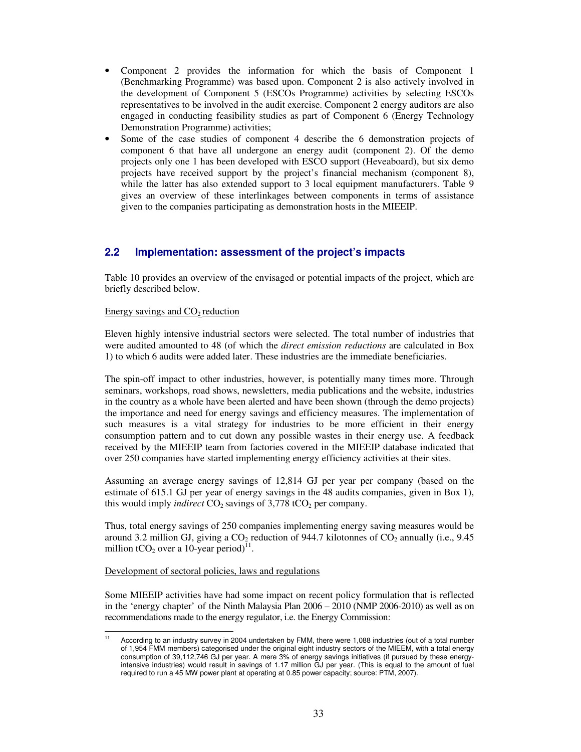- Component 2 provides the information for which the basis of Component 1 (Benchmarking Programme) was based upon. Component 2 is also actively involved in the development of Component 5 (ESCOs Programme) activities by selecting ESCOs representatives to be involved in the audit exercise. Component 2 energy auditors are also engaged in conducting feasibility studies as part of Component 6 (Energy Technology Demonstration Programme) activities;
- Some of the case studies of component 4 describe the 6 demonstration projects of component 6 that have all undergone an energy audit (component 2). Of the demo projects only one 1 has been developed with ESCO support (Heveaboard), but six demo projects have received support by the project's financial mechanism (component 8), while the latter has also extended support to 3 local equipment manufacturers. Table 9 gives an overview of these interlinkages between components in terms of assistance given to the companies participating as demonstration hosts in the MIEEIP.

## 2.2 Implementation: assessment of the project's impacts

Table 10 provides an overview of the envisaged or potential impacts of the project, which are briefly described below.

Energy savings and $CO_2$ reduction

Eleven highly intensive industrial sectors were selected. The total number of industries that were audited amounted to 48 (of which the *direct emission reductions* are calculated in Box 1) to which 6 audits were added later. These industries are the immediate beneficiaries.

The spin-off impact to other industries, however, is potentially many times more. Through seminars, workshops, road shows, newsletters, media publications and the website, industries in the country as a whole have been alerted and have been shown (through the demo projects) the importance and need for energy savings and efficiency measures. The implementation of such measures is a vital strategy for industries to be more efficient in their energy consumption pattern and to cut down any possible wastes in their energy use. A feedback received by the MIEEIP team from factories covered in the MIEEIP database indicated that over 250 companies have started implementing energy efficiency activities at their sites.

Assuming an average energy savings of 12,814 GJ per year per company (based on the estimate of 615.1 GJ per year of energy savings in the 48 audits companies, given in Box 1), this would imply *indirect* $CO_2$ savings of 3,778 $tCO_2$ per company.

Thus, total energy savings of 250 companies implementing energy saving measures would be around 3.2 million GJ, giving a $CO_2$ reduction of 944.7 kilotonnes of $CO_2$ annually (i.e., 9.45 million $tCO_2$ over a 10-year period)[11].

Development of sectoral policies, laws and regulations

Some MIEEIP activities have had some impact on recent policy formulation that is reflected in the 'energy chapter' of the Ninth Malaysia Plan 2006 – 2010 (NMP 2006-2010) as well as on recommendations made to the energy regulator, i.e. the Energy Commission:

[11] According to an industry survey in 2004 undertaken by FMM, there were 1,088 industries (out of a total number of 1,954 FMM members) categorised under the original eight industry sectors of the MIEEM, with a total energy consumption of 39,112,746 GJ per year. A mere 3% of energy savings initiatives (if pursued by these energy-intensive industries) would result in savings of 1.17 million GJ per year. (This is equal to the amount of fuel required to run a 45 MW power plant at operating at 0.85 power capacity; source: PTM, 2007).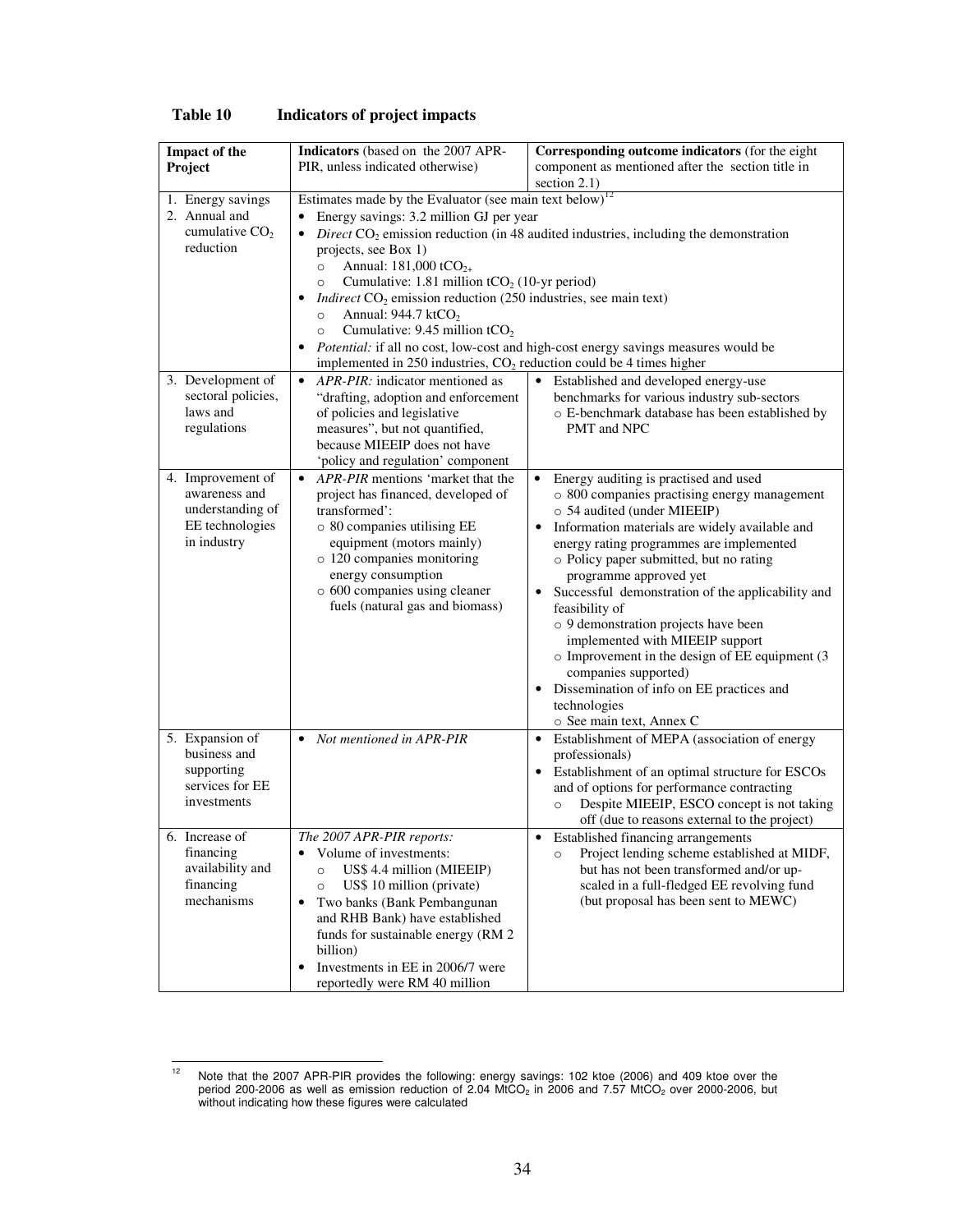**Table 10 Indicators of project impacts**

| Impact of the Project | Indicators (based on the 2007 APR-PIR, unless indicated otherwise) | Corresponding outcome indicators (for the eight component as mentioned after the section title in section 2.1) |
|---|---|---|
| 1. Energy savings<br>2. Annual and cumulative $CO_2$ reduction | Estimates made by the Evaluator (see main text below)[12]<br>• Energy savings: 3.2 million GJ per year<br>• *Direct* $CO_2$ emission reduction (in 48 audited industries, including the demonstration projects, see Box 1)<br>  ○ Annual: 181,000 $tCO_{2+}$<br>  ○ Cumulative: 1.81 million $tCO_2$ (10-yr period)<br>• *Indirect* $CO_2$ emission reduction (250 industries, see main text)<br>  ○ Annual: 944.7 $ktCO_2$<br>  ○ Cumulative: 9.45 million $tCO_2$<br>• *Potential:* if all no cost, low-cost and high-cost energy savings measures would be implemented in 250 industries, $CO_2$ reduction could be 4 times higher | |
| 3. Development of sectoral policies, laws and regulations | • *APR-PIR:* indicator mentioned as "drafting, adoption and enforcement of policies and legislative measures", but not quantified, because MIEEIP does not have 'policy and regulation' component | • Established and developed energy-use benchmarks for various industry sub-sectors<br>  ○ E-benchmark database has been established by PMT and NPC |
| 4. Improvement of awareness and understanding of EE technologies in industry | • *APR-PIR* mentions 'market that the project has financed, developed of transformed':<br>  ○ 80 companies utilising EE equipment (motors mainly)<br>  ○ 120 companies monitoring energy consumption<br>  ○ 600 companies using cleaner fuels (natural gas and biomass) | • Energy auditing is practised and used<br>  ○ 800 companies practising energy management<br>  ○ 54 audited (under MIEEIP)<br>• Information materials are widely available and energy rating programmes are implemented<br>  ○ Policy paper submitted, but no rating programme approved yet<br>• Successful demonstration of the applicability and feasibility of<br>  ○ 9 demonstration projects have been implemented with MIEEIP support<br>  ○ Improvement in the design of EE equipment (3 companies supported)<br>• Dissemination of info on EE practices and technologies<br>  ○ See main text, Annex C |
| 5. Expansion of business and supporting services for EE investments | • *Not mentioned in APR-PIR* | • Establishment of MEPA (association of energy professionals)<br>• Establishment of an optimal structure for ESCOs and of options for performance contracting<br>  ○ Despite MIEEIP, ESCO concept is not taking off (due to reasons external to the project) |
| 6. Increase of financing availability and financing mechanisms | *The 2007 APR-PIR reports:*<br>• Volume of investments:<br>  ○ US$ 4.4 million (MIEEIP)<br>  ○ US$ 10 million (private)<br>• Two banks (Bank Pembangunan and RHB Bank) have established funds for sustainable energy (RM 2 billion)<br>• Investments in EE in 2006/7 were reportedly were RM 40 million | • Established financing arrangements<br>  ○ Project lending scheme established at MIDF, but has not been transformed and/or up-scaled in a full-fledged EE revolving fund (but proposal has been sent to MEWC) |

[12] Note that the 2007 APR-PIR provides the following: energy savings: 102 ktoe (2006) and 409 ktoe over the period 200-2006 as well as emission reduction of 2.04 $MtCO_2$ in 2006 and 7.57 $MtCO_2$ over 2000-2006, but without indicating how these figures were calculated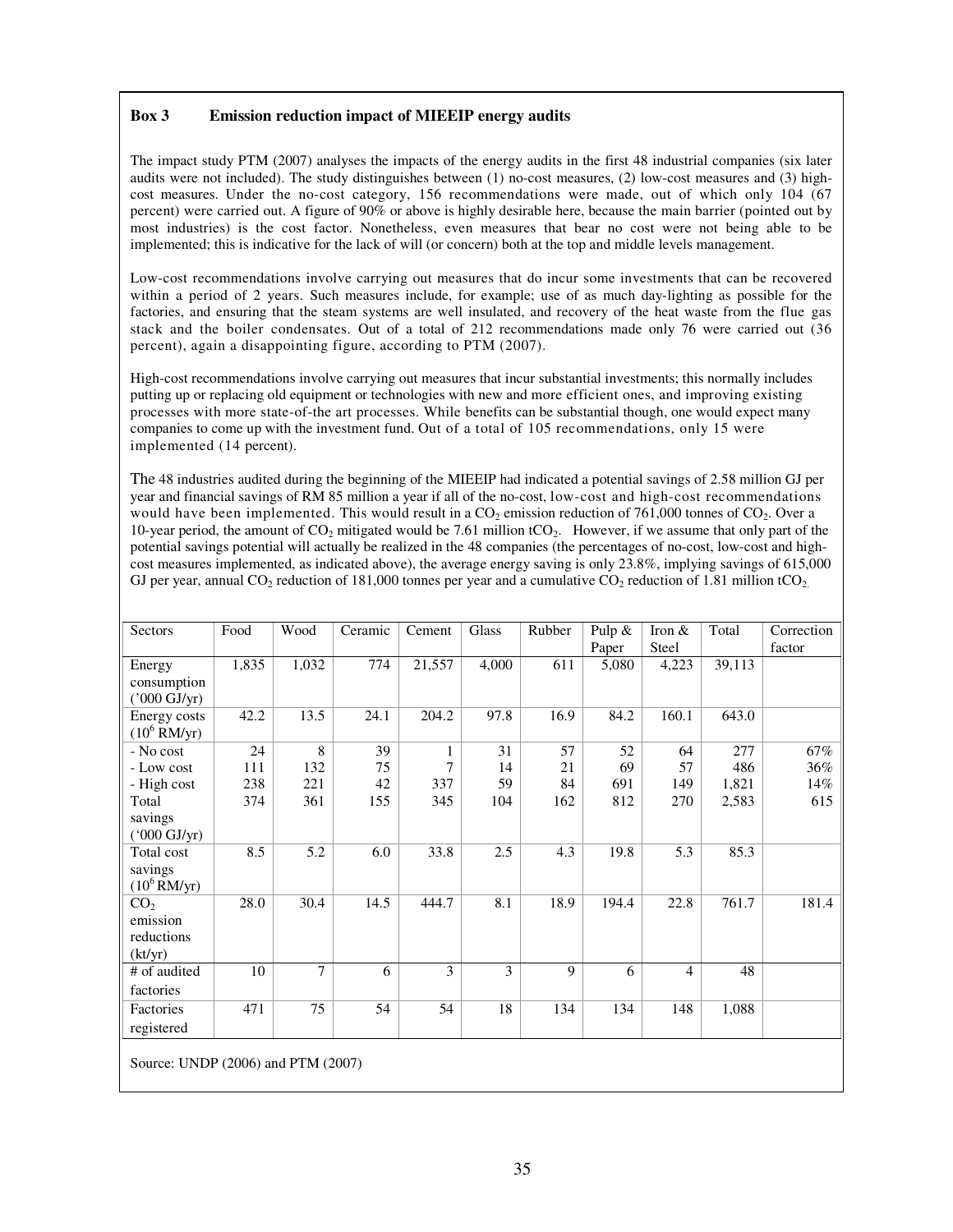### Box 3 Emission reduction impact of MIEEIP energy audits

The impact study PTM (2007) analyses the impacts of the energy audits in the first 48 industrial companies (six later audits were not included). The study distinguishes between (1) no-cost measures, (2) low-cost measures and (3) high-cost measures. Under the no-cost category, 156 recommendations were made, out of which only 104 (67 percent) were carried out. A figure of 90% or above is highly desirable here, because the main barrier (pointed out by most industries) is the cost factor. Nonetheless, even measures that bear no cost were not being able to be implemented; this is indicative for the lack of will (or concern) both at the top and middle levels management.

Low-cost recommendations involve carrying out measures that do incur some investments that can be recovered within a period of 2 years. Such measures include, for example; use of as much day-lighting as possible for the factories, and ensuring that the steam systems are well insulated, and recovery of the heat waste from the flue gas stack and the boiler condensates. Out of a total of 212 recommendations made only 76 were carried out (36 percent), again a disappointing figure, according to PTM (2007).

High-cost recommendations involve carrying out measures that incur substantial investments; this normally includes putting up or replacing old equipment or technologies with new and more efficient ones, and improving existing processes with more state-of-the art processes. While benefits can be substantial though, one would expect many companies to come up with the investment fund. Out of a total of 105 recommendations, only 15 were implemented (14 percent).

The 48 industries audited during the beginning of the MIEEIP had indicated a potential savings of 2.58 million GJ per year and financial savings of RM 85 million a year if all of the no-cost, low-cost and high-cost recommendations would have been implemented. This would result in a $CO_2$ emission reduction of 761,000 tonnes of $CO_2$. Over a 10-year period, the amount of $CO_2$ mitigated would be 7.61 million $tCO_2$. However, if we assume that only part of the potential savings potential will actually be realized in the 48 companies (the percentages of no-cost, low-cost and high-cost measures implemented, as indicated above), the average energy saving is only 23.8%, implying savings of 615,000 GJ per year, annual $CO_2$ reduction of 181,000 tonnes per year and a cumulative $CO_2$ reduction of 1.81 million $tCO_2$.

| Sectors | Food | Wood | Ceramic | Cement | Glass | Rubber | Pulp & Paper | Iron & Steel | Total | Correction factor |
|---|---|---|---|---|---|---|---|---|---|---|
| Energy consumption ('000 GJ/yr) | 1,835 | 1,032 | 774 | 21,557 | 4,000 | 611 | 5,080 | 4,223 | 39,113 | |
| Energy costs ($10^6$ RM/yr) | 42.2 | 13.5 | 24.1 | 204.2 | 97.8 | 16.9 | 84.2 | 160.1 | 643.0 | |
| - No cost | 24 | 8 | 39 | 1 | 31 | 57 | 52 | 64 | 277 | 67% |
| - Low cost | 111 | 132 | 75 | 7 | 14 | 21 | 69 | 57 | 486 | 36% |
| - High cost | 238 | 221 | 42 | 337 | 59 | 84 | 691 | 149 | 1,821 | 14% |
| Total savings ('000 GJ/yr) | 374 | 361 | 155 | 345 | 104 | 162 | 812 | 270 | 2,583 | 615 |
| Total cost savings ($10^6$ RM/yr) | 8.5 | 5.2 | 6.0 | 33.8 | 2.5 | 4.3 | 19.8 | 5.3 | 85.3 | |
| $CO_2$ emission reductions (kt/yr) | 28.0 | 30.4 | 14.5 | 444.7 | 8.1 | 18.9 | 194.4 | 22.8 | 761.7 | 181.4 |
| # of audited factories | 10 | 7 | 6 | 3 | 3 | 9 | 6 | 4 | 48 | |
| Factories registered | 471 | 75 | 54 | 54 | 18 | 134 | 134 | 148 | 1,088 | |

Source: UNDP (2006) and PTM (2007)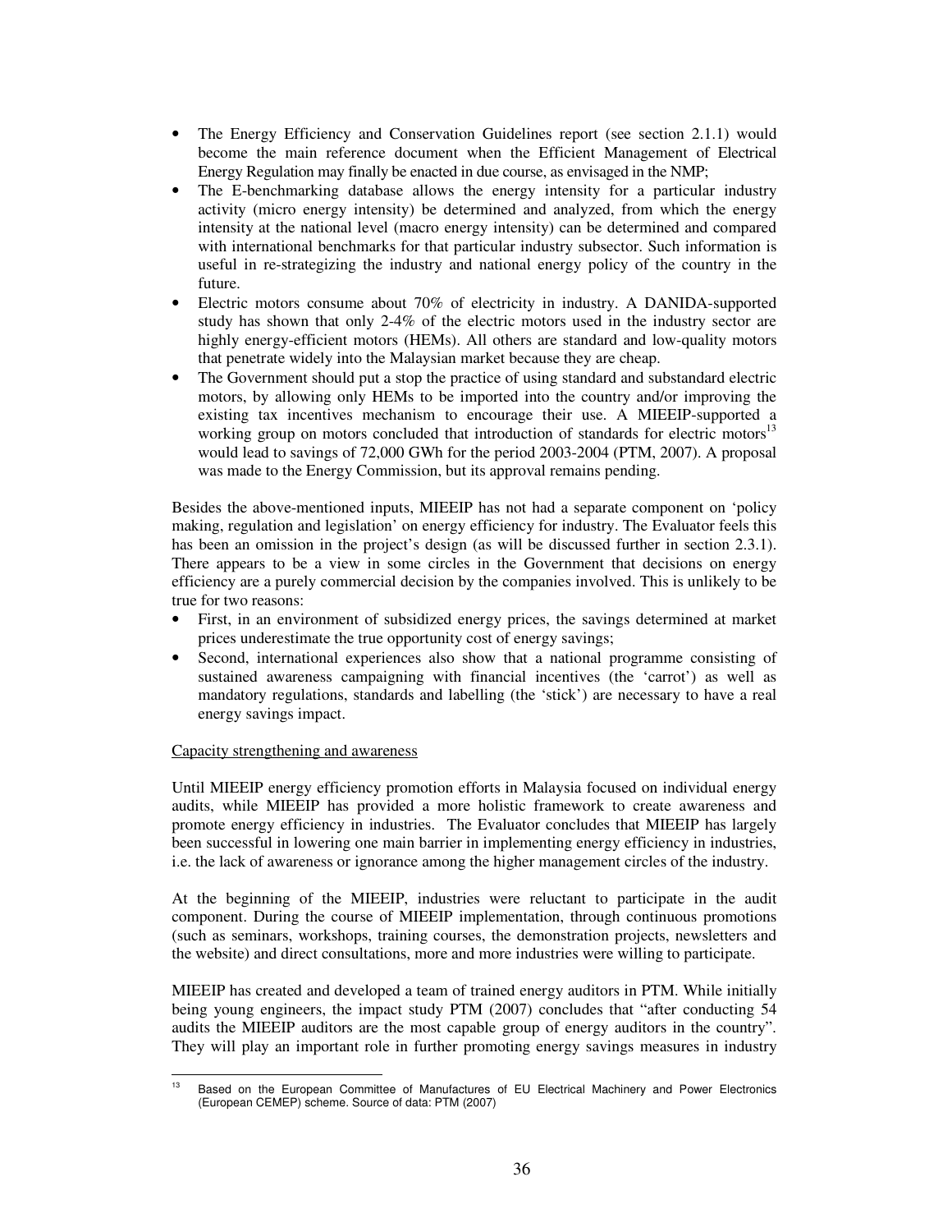- The Energy Efficiency and Conservation Guidelines report (see section 2.1.1) would become the main reference document when the Efficient Management of Electrical Energy Regulation may finally be enacted in due course, as envisaged in the NMP;
- The E-benchmarking database allows the energy intensity for a particular industry activity (micro energy intensity) be determined and analyzed, from which the energy intensity at the national level (macro energy intensity) can be determined and compared with international benchmarks for that particular industry subsector. Such information is useful in re-strategizing the industry and national energy policy of the country in the future.
- Electric motors consume about 70% of electricity in industry. A DANIDA-supported study has shown that only 2-4% of the electric motors used in the industry sector are highly energy-efficient motors (HEMs). All others are standard and low-quality motors that penetrate widely into the Malaysian market because they are cheap.
- The Government should put a stop the practice of using standard and substandard electric motors, by allowing only HEMs to be imported into the country and/or improving the existing tax incentives mechanism to encourage their use. A MIEEIP-supported a working group on motors concluded that introduction of standards for electric motors[13] would lead to savings of 72,000 GWh for the period 2003-2004 (PTM, 2007). A proposal was made to the Energy Commission, but its approval remains pending.

Besides the above-mentioned inputs, MIEEIP has not had a separate component on 'policy making, regulation and legislation' on energy efficiency for industry. The Evaluator feels this has been an omission in the project's design (as will be discussed further in section 2.3.1). There appears to be a view in some circles in the Government that decisions on energy efficiency are a purely commercial decision by the companies involved. This is unlikely to be true for two reasons:

- First, in an environment of subsidized energy prices, the savings determined at market prices underestimate the true opportunity cost of energy savings;
- Second, international experiences also show that a national programme consisting of sustained awareness campaigning with financial incentives (the 'carrot') as well as mandatory regulations, standards and labelling (the 'stick') are necessary to have a real energy savings impact.

<u>Capacity strengthening and awareness</u>

Until MIEEIP energy efficiency promotion efforts in Malaysia focused on individual energy audits, while MIEEIP has provided a more holistic framework to create awareness and promote energy efficiency in industries. The Evaluator concludes that MIEEIP has largely been successful in lowering one main barrier in implementing energy efficiency in industries, i.e. the lack of awareness or ignorance among the higher management circles of the industry.

At the beginning of the MIEEIP, industries were reluctant to participate in the audit component. During the course of MIEEIP implementation, through continuous promotions (such as seminars, workshops, training courses, the demonstration projects, newsletters and the website) and direct consultations, more and more industries were willing to participate.

MIEEIP has created and developed a team of trained energy auditors in PTM. While initially being young engineers, the impact study PTM (2007) concludes that "after conducting 54 audits the MIEEIP auditors are the most capable group of energy auditors in the country". They will play an important role in further promoting energy savings measures in industry

---

[13] Based on the European Committee of Manufactures of EU Electrical Machinery and Power Electronics (European CEMEP) scheme. Source of data: PTM (2007)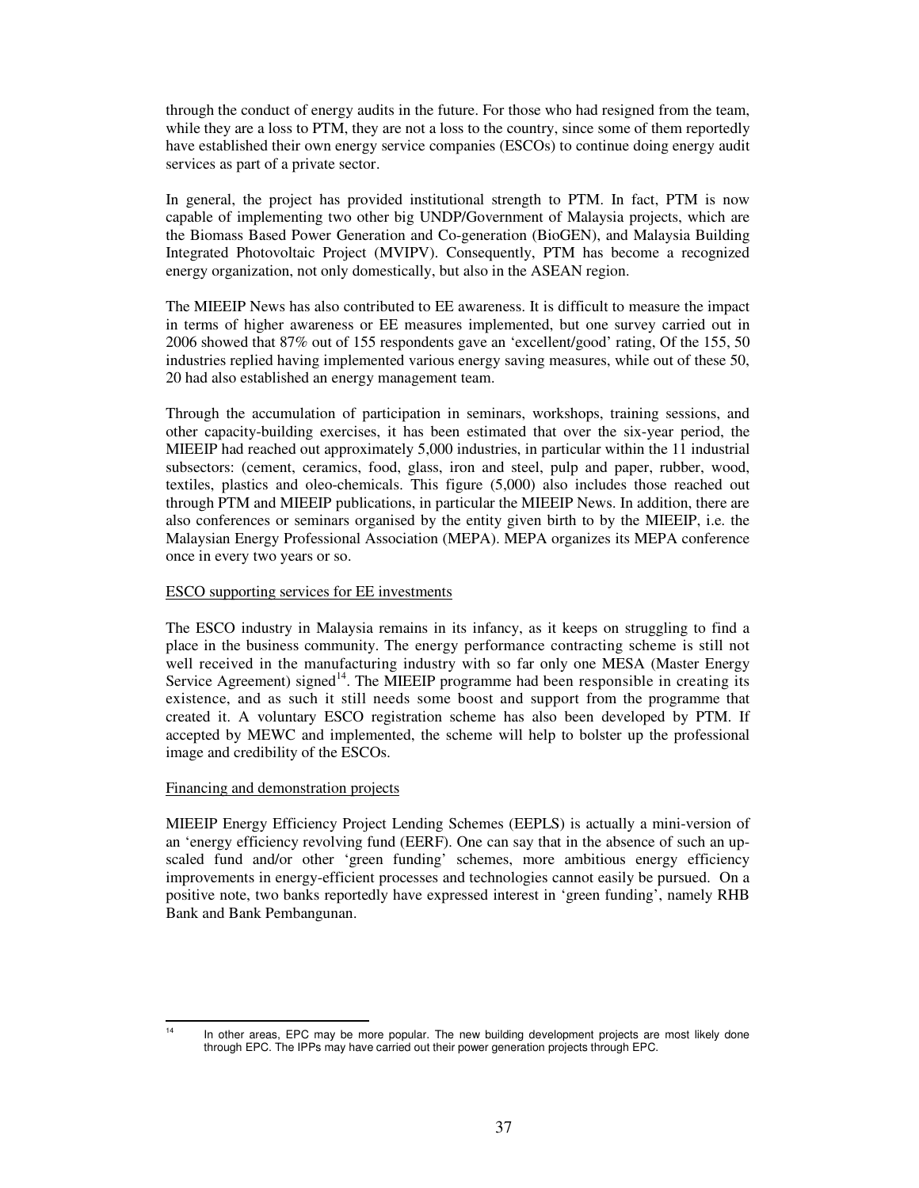through the conduct of energy audits in the future. For those who had resigned from the team, while they are a loss to PTM, they are not a loss to the country, since some of them reportedly have established their own energy service companies (ESCOs) to continue doing energy audit services as part of a private sector.

In general, the project has provided institutional strength to PTM. In fact, PTM is now capable of implementing two other big UNDP/Government of Malaysia projects, which are the Biomass Based Power Generation and Co-generation (BioGEN), and Malaysia Building Integrated Photovoltaic Project (MVIPV). Consequently, PTM has become a recognized energy organization, not only domestically, but also in the ASEAN region.

The MIEEIP News has also contributed to EE awareness. It is difficult to measure the impact in terms of higher awareness or EE measures implemented, but one survey carried out in 2006 showed that 87% out of 155 respondents gave an 'excellent/good' rating, Of the 155, 50 industries replied having implemented various energy saving measures, while out of these 50, 20 had also established an energy management team.

Through the accumulation of participation in seminars, workshops, training sessions, and other capacity-building exercises, it has been estimated that over the six-year period, the MIEEIP had reached out approximately 5,000 industries, in particular within the 11 industrial subsectors: (cement, ceramics, food, glass, iron and steel, pulp and paper, rubber, wood, textiles, plastics and oleo-chemicals. This figure (5,000) also includes those reached out through PTM and MIEEIP publications, in particular the MIEEIP News. In addition, there are also conferences or seminars organised by the entity given birth to by the MIEEIP, i.e. the Malaysian Energy Professional Association (MEPA). MEPA organizes its MEPA conference once in every two years or so.

ESCO supporting services for EE investments

The ESCO industry in Malaysia remains in its infancy, as it keeps on struggling to find a place in the business community. The energy performance contracting scheme is still not well received in the manufacturing industry with so far only one MESA (Master Energy Service Agreement) signed[14]. The MIEEIP programme had been responsible in creating its existence, and as such it still needs some boost and support from the programme that created it. A voluntary ESCO registration scheme has also been developed by PTM. If accepted by MEWC and implemented, the scheme will help to bolster up the professional image and credibility of the ESCOs.

Financing and demonstration projects

MIEEIP Energy Efficiency Project Lending Schemes (EEPLS) is actually a mini-version of an 'energy efficiency revolving fund (EERF). One can say that in the absence of such an up-scaled fund and/or other 'green funding' schemes, more ambitious energy efficiency improvements in energy-efficient processes and technologies cannot easily be pursued. On a positive note, two banks reportedly have expressed interest in 'green funding', namely RHB Bank and Bank Pembangunan.

---

[14] In other areas, EPC may be more popular. The new building development projects are most likely done through EPC. The IPPs may have carried out their power generation projects through EPC.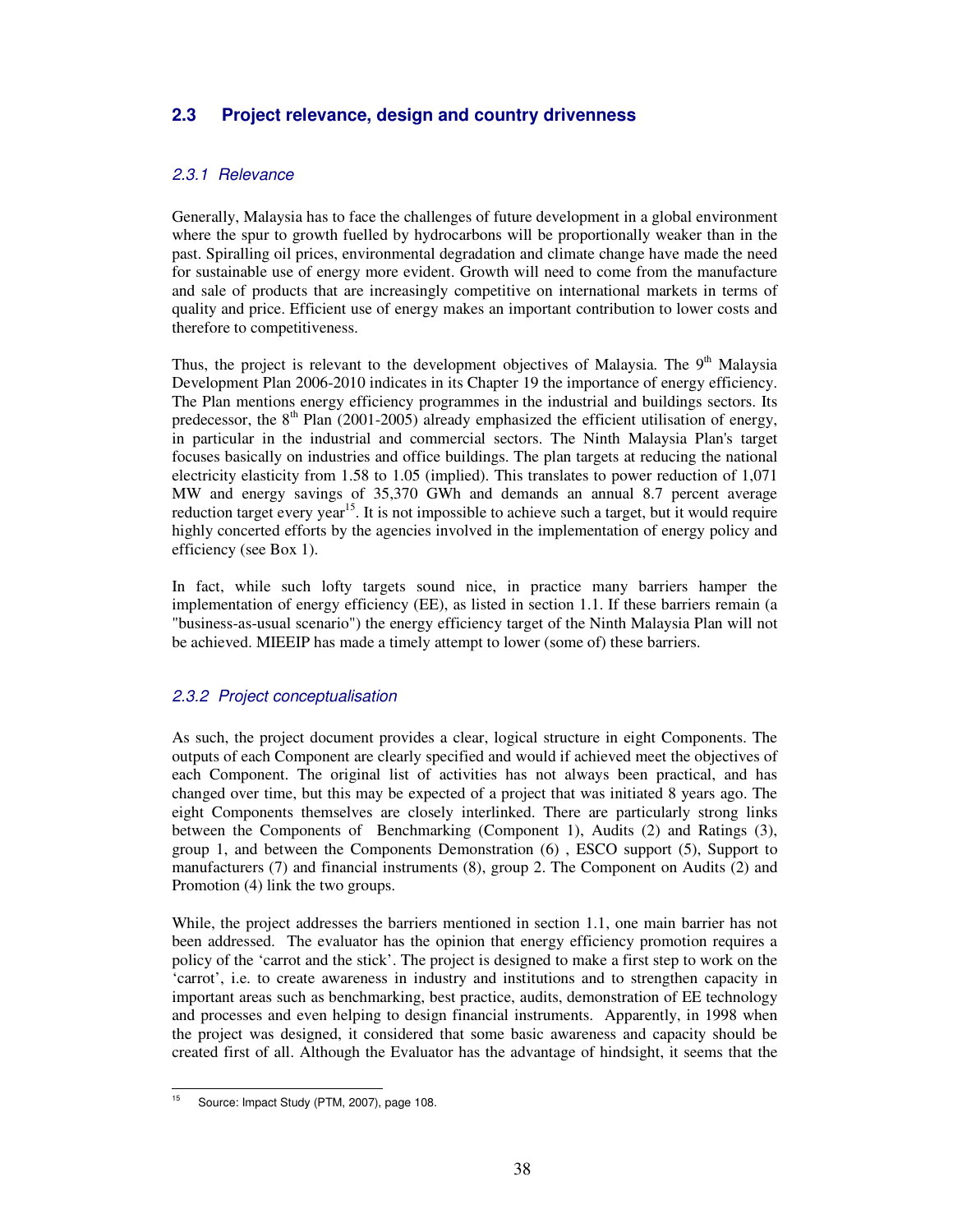## 2.3 Project relevance, design and country drivenness

### *2.3.1 Relevance*

Generally, Malaysia has to face the challenges of future development in a global environment where the spur to growth fuelled by hydrocarbons will be proportionally weaker than in the past. Spiralling oil prices, environmental degradation and climate change have made the need for sustainable use of energy more evident. Growth will need to come from the manufacture and sale of products that are increasingly competitive on international markets in terms of quality and price. Efficient use of energy makes an important contribution to lower costs and therefore to competitiveness.

Thus, the project is relevant to the development objectives of Malaysia. The 9th Malaysia Development Plan 2006-2010 indicates in its Chapter 19 the importance of energy efficiency. The Plan mentions energy efficiency programmes in the industrial and buildings sectors. Its predecessor, the 8th Plan (2001-2005) already emphasized the efficient utilisation of energy, in particular in the industrial and commercial sectors. The Ninth Malaysia Plan's target focuses basically on industries and office buildings. The plan targets at reducing the national electricity elasticity from 1.58 to 1.05 (implied). This translates to power reduction of 1,071 MW and energy savings of 35,370 GWh and demands an annual 8.7 percent average reduction target every year[15]. It is not impossible to achieve such a target, but it would require highly concerted efforts by the agencies involved in the implementation of energy policy and efficiency (see Box 1).

In fact, while such lofty targets sound nice, in practice many barriers hamper the implementation of energy efficiency (EE), as listed in section 1.1. If these barriers remain (a "business-as-usual scenario") the energy efficiency target of the Ninth Malaysia Plan will not be achieved. MIEEIP has made a timely attempt to lower (some of) these barriers.

### *2.3.2 Project conceptualisation*

As such, the project document provides a clear, logical structure in eight Components. The outputs of each Component are clearly specified and would if achieved meet the objectives of each Component. The original list of activities has not always been practical, and has changed over time, but this may be expected of a project that was initiated 8 years ago. The eight Components themselves are closely interlinked. There are particularly strong links between the Components of Benchmarking (Component 1), Audits (2) and Ratings (3), group 1, and between the Components Demonstration (6) , ESCO support (5), Support to manufacturers (7) and financial instruments (8), group 2. The Component on Audits (2) and Promotion (4) link the two groups.

While, the project addresses the barriers mentioned in section 1.1, one main barrier has not been addressed. The evaluator has the opinion that energy efficiency promotion requires a policy of the 'carrot and the stick'. The project is designed to make a first step to work on the 'carrot', i.e. to create awareness in industry and institutions and to strengthen capacity in important areas such as benchmarking, best practice, audits, demonstration of EE technology and processes and even helping to design financial instruments. Apparently, in 1998 when the project was designed, it considered that some basic awareness and capacity should be created first of all. Although the Evaluator has the advantage of hindsight, it seems that the

---

[15] Source: Impact Study (PTM, 2007), page 108.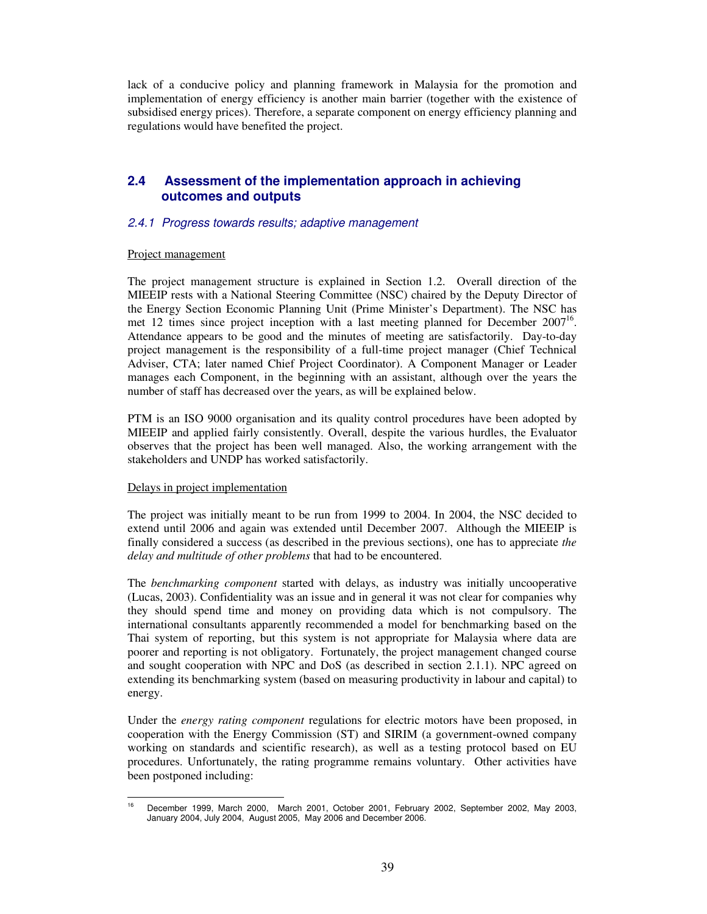lack of a conducive policy and planning framework in Malaysia for the promotion and implementation of energy efficiency is another main barrier (together with the existence of subsidised energy prices). Therefore, a separate component on energy efficiency planning and regulations would have benefited the project.

## 2.4 Assessment of the implementation approach in achieving outcomes and outputs

### *2.4.1 Progress towards results; adaptive management*

Project management

The project management structure is explained in Section 1.2. Overall direction of the MIEEIP rests with a National Steering Committee (NSC) chaired by the Deputy Director of the Energy Section Economic Planning Unit (Prime Minister's Department). The NSC has met 12 times since project inception with a last meeting planned for December 2007[16]. Attendance appears to be good and the minutes of meeting are satisfactorily. Day-to-day project management is the responsibility of a full-time project manager (Chief Technical Adviser, CTA; later named Chief Project Coordinator). A Component Manager or Leader manages each Component, in the beginning with an assistant, although over the years the number of staff has decreased over the years, as will be explained below.

PTM is an ISO 9000 organisation and its quality control procedures have been adopted by MIEEIP and applied fairly consistently. Overall, despite the various hurdles, the Evaluator observes that the project has been well managed. Also, the working arrangement with the stakeholders and UNDP has worked satisfactorily.

Delays in project implementation

The project was initially meant to be run from 1999 to 2004. In 2004, the NSC decided to extend until 2006 and again was extended until December 2007. Although the MIEEIP is finally considered a success (as described in the previous sections), one has to appreciate *the delay and multitude of other problems* that had to be encountered.

The *benchmarking component* started with delays, as industry was initially uncooperative (Lucas, 2003). Confidentiality was an issue and in general it was not clear for companies why they should spend time and money on providing data which is not compulsory. The international consultants apparently recommended a model for benchmarking based on the Thai system of reporting, but this system is not appropriate for Malaysia where data are poorer and reporting is not obligatory. Fortunately, the project management changed course and sought cooperation with NPC and DoS (as described in section 2.1.1). NPC agreed on extending its benchmarking system (based on measuring productivity in labour and capital) to energy.

Under the *energy rating component* regulations for electric motors have been proposed, in cooperation with the Energy Commission (ST) and SIRIM (a government-owned company working on standards and scientific research), as well as a testing protocol based on EU procedures. Unfortunately, the rating programme remains voluntary. Other activities have been postponed including:

---

[16] December 1999, March 2000, March 2001, October 2001, February 2002, September 2002, May 2003, January 2004, July 2004, August 2005, May 2006 and December 2006.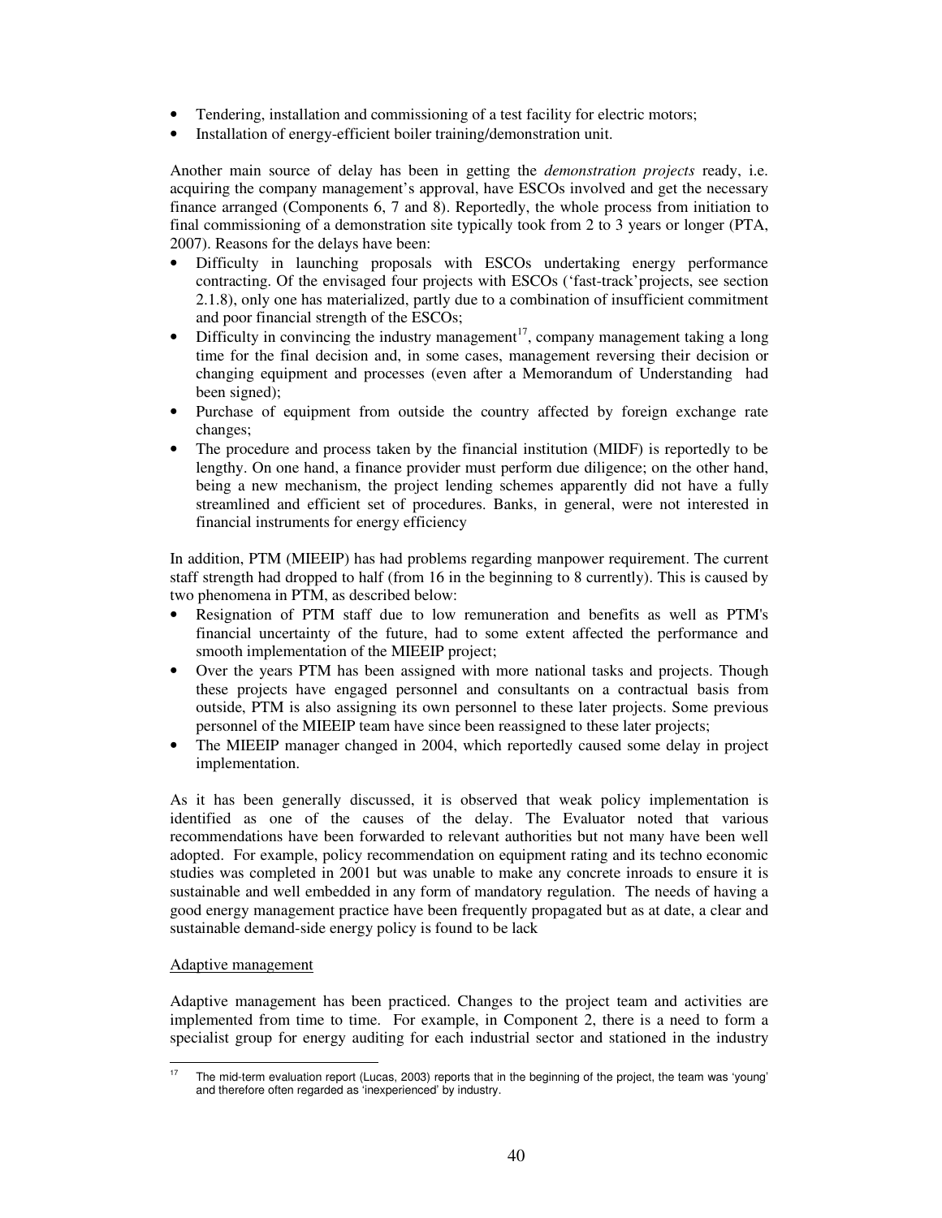- Tendering, installation and commissioning of a test facility for electric motors;
- Installation of energy-efficient boiler training/demonstration unit.

Another main source of delay has been in getting the *demonstration projects* ready, i.e. acquiring the company management's approval, have ESCOs involved and get the necessary finance arranged (Components 6, 7 and 8). Reportedly, the whole process from initiation to final commissioning of a demonstration site typically took from 2 to 3 years or longer (PTA, 2007). Reasons for the delays have been:

- Difficulty in launching proposals with ESCOs undertaking energy performance contracting. Of the envisaged four projects with ESCOs ('fast-track' projects, see section 2.1.8), only one has materialized, partly due to a combination of insufficient commitment and poor financial strength of the ESCOs;
- Difficulty in convincing the industry management[17], company management taking a long time for the final decision and, in some cases, management reversing their decision or changing equipment and processes (even after a Memorandum of Understanding had been signed);
- Purchase of equipment from outside the country affected by foreign exchange rate changes;
- The procedure and process taken by the financial institution (MIDF) is reportedly to be lengthy. On one hand, a finance provider must perform due diligence; on the other hand, being a new mechanism, the project lending schemes apparently did not have a fully streamlined and efficient set of procedures. Banks, in general, were not interested in financial instruments for energy efficiency

In addition, PTM (MIEEIP) has had problems regarding manpower requirement. The current staff strength had dropped to half (from 16 in the beginning to 8 currently). This is caused by two phenomena in PTM, as described below:

- Resignation of PTM staff due to low remuneration and benefits as well as PTM's financial uncertainty of the future, had to some extent affected the performance and smooth implementation of the MIEEIP project;
- Over the years PTM has been assigned with more national tasks and projects. Though these projects have engaged personnel and consultants on a contractual basis from outside, PTM is also assigning its own personnel to these later projects. Some previous personnel of the MIEEIP team have since been reassigned to these later projects;
- The MIEEIP manager changed in 2004, which reportedly caused some delay in project implementation.

As it has been generally discussed, it is observed that weak policy implementation is identified as one of the causes of the delay. The Evaluator noted that various recommendations have been forwarded to relevant authorities but not many have been well adopted. For example, policy recommendation on equipment rating and its techno economic studies was completed in 2001 but was unable to make any concrete inroads to ensure it is sustainable and well embedded in any form of mandatory regulation. The needs of having a good energy management practice have been frequently propagated but as at date, a clear and sustainable demand-side energy policy is found to be lack

<u>Adaptive management</u>

Adaptive management has been practiced. Changes to the project team and activities are implemented from time to time. For example, in Component 2, there is a need to form a specialist group for energy auditing for each industrial sector and stationed in the industry

---

[17] The mid-term evaluation report (Lucas, 2003) reports that in the beginning of the project, the team was 'young' and therefore often regarded as 'inexperienced' by industry.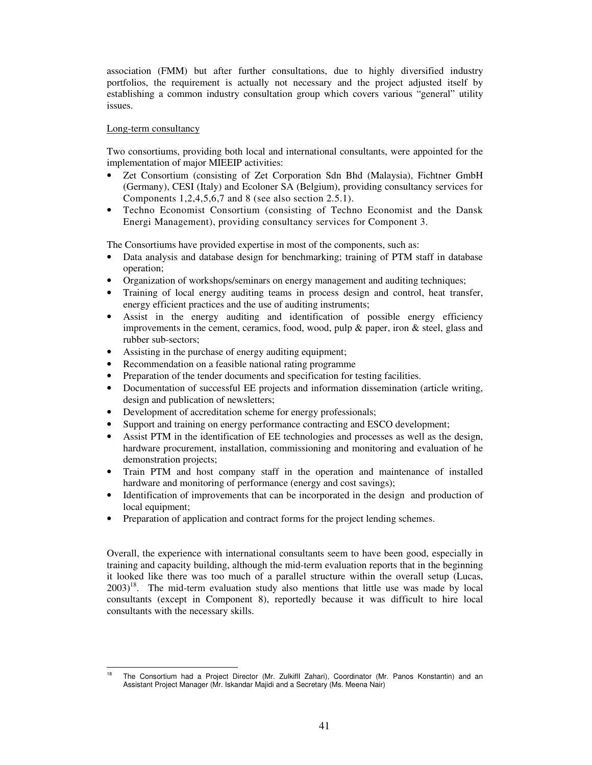association (FMM) but after further consultations, due to highly diversified industry portfolios, the requirement is actually not necessary and the project adjusted itself by establishing a common industry consultation group which covers various "general" utility issues.

Long-term consultancy

Two consortiums, providing both local and international consultants, were appointed for the implementation of major MIEEIP activities:

- Zet Consortium (consisting of Zet Corporation Sdn Bhd (Malaysia), Fichtner GmbH (Germany), CESI (Italy) and Ecoloner SA (Belgium), providing consultancy services for Components 1,2,4,5,6,7 and 8 (see also section 2.5.1).
- Techno Economist Consortium (consisting of Techno Economist and the Dansk Energi Management), providing consultancy services for Component 3.

The Consortiums have provided expertise in most of the components, such as:

- Data analysis and database design for benchmarking; training of PTM staff in database operation;
- Organization of workshops/seminars on energy management and auditing techniques;
- Training of local energy auditing teams in process design and control, heat transfer, energy efficient practices and the use of auditing instruments;
- Assist in the energy auditing and identification of possible energy efficiency improvements in the cement, ceramics, food, wood, pulp & paper, iron & steel, glass and rubber sub-sectors;
- Assisting in the purchase of energy auditing equipment;
- Recommendation on a feasible national rating programme
- Preparation of the tender documents and specification for testing facilities.
- Documentation of successful EE projects and information dissemination (article writing, design and publication of newsletters;
- Development of accreditation scheme for energy professionals;
- Support and training on energy performance contracting and ESCO development;
- Assist PTM in the identification of EE technologies and processes as well as the design, hardware procurement, installation, commissioning and monitoring and evaluation of he demonstration projects;
- Train PTM and host company staff in the operation and maintenance of installed hardware and monitoring of performance (energy and cost savings);
- Identification of improvements that can be incorporated in the design and production of local equipment;
- Preparation of application and contract forms for the project lending schemes.

Overall, the experience with international consultants seem to have been good, especially in training and capacity building, although the mid-term evaluation reports that in the beginning it looked like there was too much of a parallel structure within the overall setup (Lucas, 2003)[18]. The mid-term evaluation study also mentions that little use was made by local consultants (except in Component 8), reportedly because it was difficult to hire local consultants with the necessary skills.

---

[18] The Consortium had a Project Director (Mr. Zulkifll Zahari), Coordinator (Mr. Panos Konstantin) and an Assistant Project Manager (Mr. Iskandar Majidi and a Secretary (Ms. Meena Nair)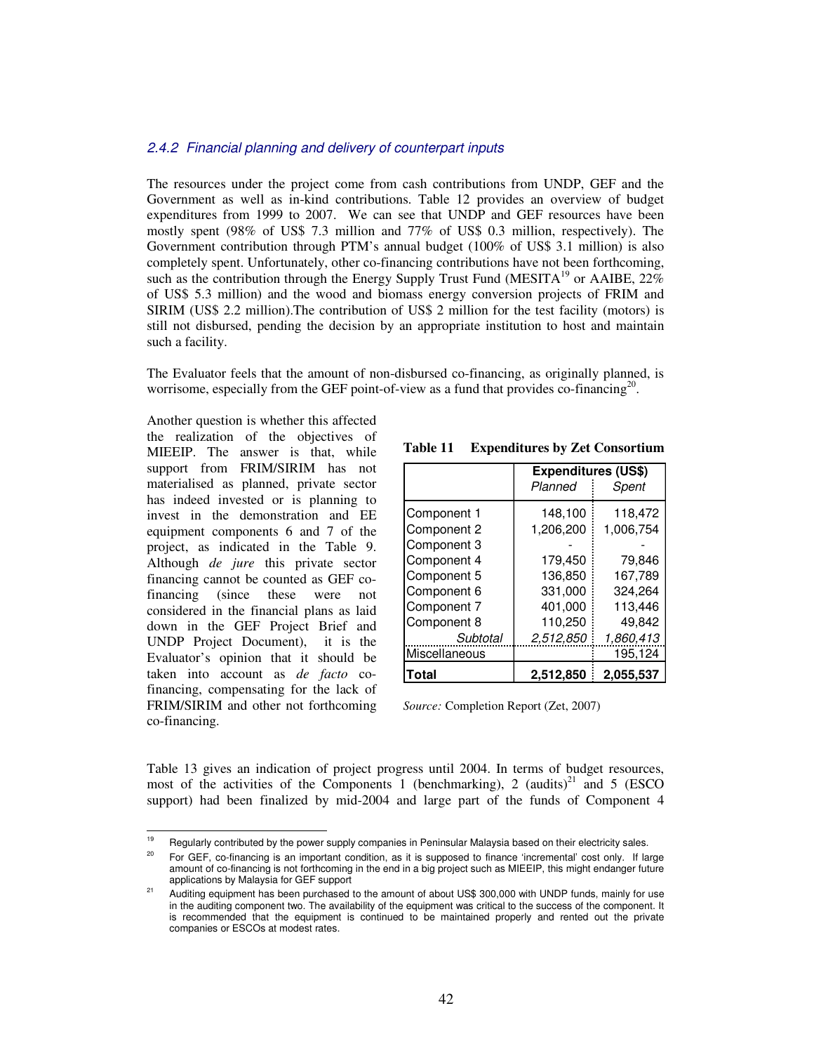### *2.4.2 Financial planning and delivery of counterpart inputs*

The resources under the project come from cash contributions from UNDP, GEF and the Government as well as in-kind contributions. Table 12 provides an overview of budget expenditures from 1999 to 2007. We can see that UNDP and GEF resources have been mostly spent (98% of US$ 7.3 million and 77% of US$ 0.3 million, respectively). The Government contribution through PTM's annual budget (100% of US$ 3.1 million) is also completely spent. Unfortunately, other co-financing contributions have not been forthcoming, such as the contribution through the Energy Supply Trust Fund (MESITA[19] or AAIBE, 22% of US$ 5.3 million) and the wood and biomass energy conversion projects of FRIM and SIRIM (US$ 2.2 million).The contribution of US$ 2 million for the test facility (motors) is still not disbursed, pending the decision by an appropriate institution to host and maintain such a facility.

The Evaluator feels that the amount of non-disbursed co-financing, as originally planned, is worrisome, especially from the GEF point-of-view as a fund that provides co-financing[20].

Another question is whether this affected the realization of the objectives of MIEEIP. The answer is that, while support from FRIM/SIRIM has not materialised as planned, private sector has indeed invested or is planning to invest in the demonstration and EE equipment components 6 and 7 of the project, as indicated in the Table 9. Although *de jure* this private sector financing cannot be counted as GEF co-financing (since these were not considered in the financial plans as laid down in the GEF Project Brief and UNDP Project Document), it is the Evaluator's opinion that it should be taken into account as *de facto* co-financing, compensating for the lack of FRIM/SIRIM and other not forthcoming co-financing.

**Table 11 Expenditures by Zet Consortium**

| | Expenditures (US$) | |
|---|---|---|
| | *Planned* | *Spent* |
| Component 1 | 148,100 | 118,472 |
| Component 2 | 1,206,200 | 1,006,754 |
| Component 3 | - | - |
| Component 4 | 179,450 | 79,846 |
| Component 5 | 136,850 | 167,789 |
| Component 6 | 331,000 | 324,264 |
| Component 7 | 401,000 | 113,446 |
| Component 8 | 110,250 | 49,842 |
| *Subtotal* | *2,512,850* | *1,860,413* |
| Miscellaneous | | 195,124 |
| **Total** | **2,512,850** | **2,055,537** |

*Source:* Completion Report (Zet, 2007)

Table 13 gives an indication of project progress until 2004. In terms of budget resources, most of the activities of the Components 1 (benchmarking), 2 (audits)[21] and 5 (ESCO support) had been finalized by mid-2004 and large part of the funds of Component 4

---

[19] Regularly contributed by the power supply companies in Peninsular Malaysia based on their electricity sales.

[20] For GEF, co-financing is an important condition, as it is supposed to finance 'incremental' cost only. If large amount of co-financing is not forthcoming in the end in a big project such as MIEEIP, this might endanger future applications by Malaysia for GEF support

[21] Auditing equipment has been purchased to the amount of about US$ 300,000 with UNDP funds, mainly for use in the auditing component two. The availability of the equipment was critical to the success of the component. It is recommended that the equipment is continued to be maintained properly and rented out the private companies or ESCOs at modest rates.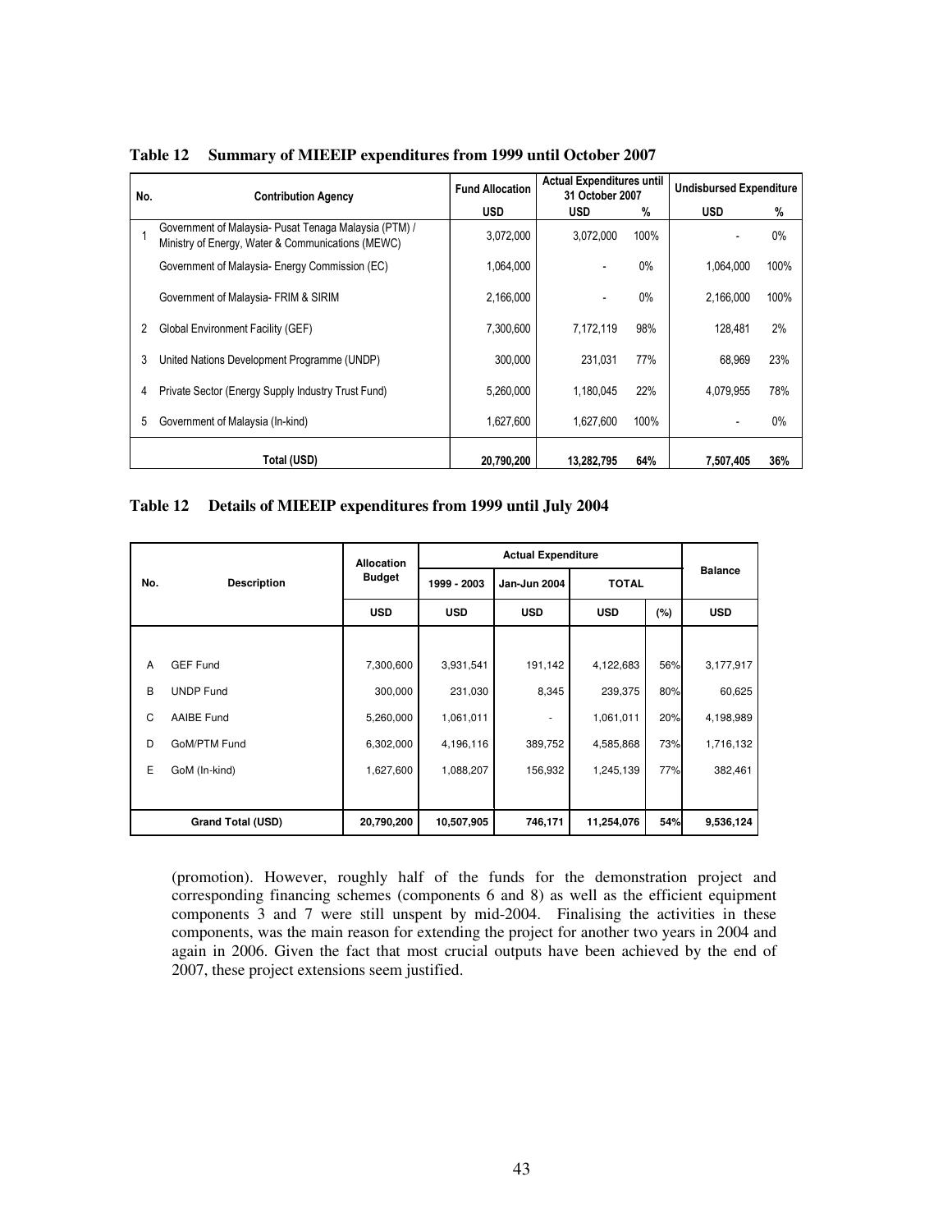**Table 12 Summary of MIEEIP expenditures from 1999 until October 2007**

| No. | Contribution Agency | Fund Allocation | Actual Expenditures until 31 October 2007 | | Undisbursed Expenditure | |
|---|---|---|---|---|---|---|
| | | USD | USD | % | USD | % |
| 1 | Government of Malaysia- Pusat Tenaga Malaysia (PTM) / Ministry of Energy, Water & Communications (MEWC) | 3,072,000 | 3,072,000 | 100% | - | 0% |
| | Government of Malaysia- Energy Commission (EC) | 1,064,000 | - | 0% | 1,064,000 | 100% |
| | Government of Malaysia- FRIM & SIRIM | 2,166,000 | - | 0% | 2,166,000 | 100% |
| 2 | Global Environment Facility (GEF) | 7,300,600 | 7,172,119 | 98% | 128,481 | 2% |
| 3 | United Nations Development Programme (UNDP) | 300,000 | 231,031 | 77% | 68,969 | 23% |
| 4 | Private Sector (Energy Supply Industry Trust Fund) | 5,260,000 | 1,180,045 | 22% | 4,079,955 | 78% |
| 5 | Government of Malaysia (In-kind) | 1,627,600 | 1,627,600 | 100% | - | 0% |
| | **Total (USD)** | **20,790,200** | **13,282,795** | **64%** | **7,507,405** | **36%** |

**Table 12 Details of MIEEIP expenditures from 1999 until July 2004**

| No. | Description | Allocation Budget | Actual Expenditure | | | | Balance |
|---|---|---|---|---|---|---|---|
| | | | 1999 - 2003 | Jan-Jun 2004 | TOTAL | | |
| | | USD | USD | USD | USD | (%) | USD |
| A | GEF Fund | 7,300,600 | 3,931,541 | 191,142 | 4,122,683 | 56% | 3,177,917 |
| B | UNDP Fund | 300,000 | 231,030 | 8,345 | 239,375 | 80% | 60,625 |
| C | AAIBE Fund | 5,260,000 | 1,061,011 | - | 1,061,011 | 20% | 4,198,989 |
| D | GoM/PTM Fund | 6,302,000 | 4,196,116 | 389,752 | 4,585,868 | 73% | 1,716,132 |
| E | GoM (In-kind) | 1,627,600 | 1,088,207 | 156,932 | 1,245,139 | 77% | 382,461 |
| | **Grand Total (USD)** | **20,790,200** | **10,507,905** | **746,171** | **11,254,076** | **54%** | **9,536,124** |

(promotion). However, roughly half of the funds for the demonstration project and corresponding financing schemes (components 6 and 8) as well as the efficient equipment components 3 and 7 were still unspent by mid-2004. Finalising the activities in these components, was the main reason for extending the project for another two years in 2004 and again in 2006. Given the fact that most crucial outputs have been achieved by the end of 2007, these project extensions seem justified.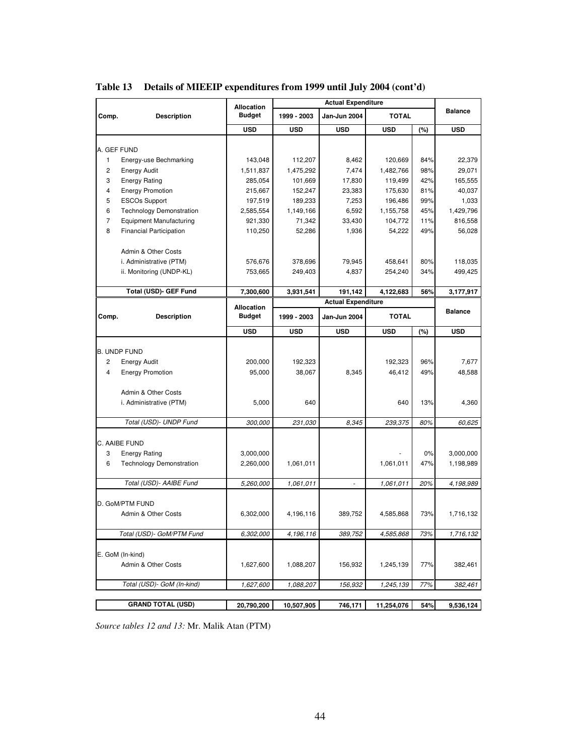**Table 13 Details of MIEEIP expenditures from 1999 until July 2004 (cont'd)**

| Comp. | Description | Allocation Budget | Actual Expenditure | | | | Balance |
|---|---|---|---|---|---|---|---|
| | | | 1999 - 2003 | Jan-Jun 2004 | TOTAL | | |
| | | USD | USD | USD | USD | (%) | USD |
| A. GEF FUND | | | | | | | |
| 1 | Energy-use Bechmarking | 143,048 | 112,207 | 8,462 | 120,669 | 84% | 22,379 |
| 2 | Energy Audit | 1,511,837 | 1,475,292 | 7,474 | 1,482,766 | 98% | 29,071 |
| 3 | Energy Rating | 285,054 | 101,669 | 17,830 | 119,499 | 42% | 165,555 |
| 4 | Energy Promotion | 215,667 | 152,247 | 23,383 | 175,630 | 81% | 40,037 |
| 5 | ESCOs Support | 197,519 | 189,233 | 7,253 | 196,486 | 99% | 1,033 |
| 6 | Technology Demonstration | 2,585,554 | 1,149,166 | 6,592 | 1,155,758 | 45% | 1,429,796 |
| 7 | Equipment Manufacturing | 921,330 | 71,342 | 33,430 | 104,772 | 11% | 816,558 |
| 8 | Financial Participation | 110,250 | 52,286 | 1,936 | 54,222 | 49% | 56,028 |
| | Admin & Other Costs | | | | | | |
| | i. Administrative (PTM) | 576,676 | 378,696 | 79,945 | 458,641 | 80% | 118,035 |
| | ii. Monitoring (UNDP-KL) | 753,665 | 249,403 | 4,837 | 254,240 | 34% | 499,425 |
| | **Total (USD)- GEF Fund** | **7,300,600** | **3,931,541** | **191,142** | **4,122,683** | **56%** | **3,177,917** |
| B. UNDP FUND | | | | | | | |
| 2 | Energy Audit | 200,000 | 192,323 | | 192,323 | 96% | 7,677 |
| 4 | Energy Promotion | 95,000 | 38,067 | 8,345 | 46,412 | 49% | 48,588 |
| | Admin & Other Costs | | | | | | |
| | i. Administrative (PTM) | 5,000 | 640 | | 640 | 13% | 4,360 |
| | *Total (USD)- UNDP Fund* | *300,000* | *231,030* | *8,345* | *239,375* | *80%* | *60,625* |
| C. AAIBE FUND | | | | | | | |
| 3 | Energy Rating | 3,000,000 | | | - | 0% | 3,000,000 |
| 6 | Technology Demonstration | 2,260,000 | 1,061,011 | | 1,061,011 | 47% | 1,198,989 |
| | *Total (USD)- AAIBE Fund* | *5,260,000* | *1,061,011* | *-* | *1,061,011* | *20%* | *4,198,989* |
| D. GoM/PTM FUND | | | | | | | |
| | Admin & Other Costs | 6,302,000 | 4,196,116 | 389,752 | 4,585,868 | 73% | 1,716,132 |
| | *Total (USD)- GoM/PTM Fund* | *6,302,000* | *4,196,116* | *389,752* | *4,585,868* | *73%* | *1,716,132* |
| E. GoM (In-kind) | | | | | | | |
| | Admin & Other Costs | 1,627,600 | 1,088,207 | 156,932 | 1,245,139 | 77% | 382,461 |
| | *Total (USD)- GoM (In-kind)* | *1,627,600* | *1,088,207* | *156,932* | *1,245,139* | *77%* | *382,461* |
| | **GRAND TOTAL (USD)** | **20,790,200** | **10,507,905** | **746,171** | **11,254,076** | **54%** | **9,536,124** |

*Source tables 12 and 13:* Mr. Malik Atan (PTM)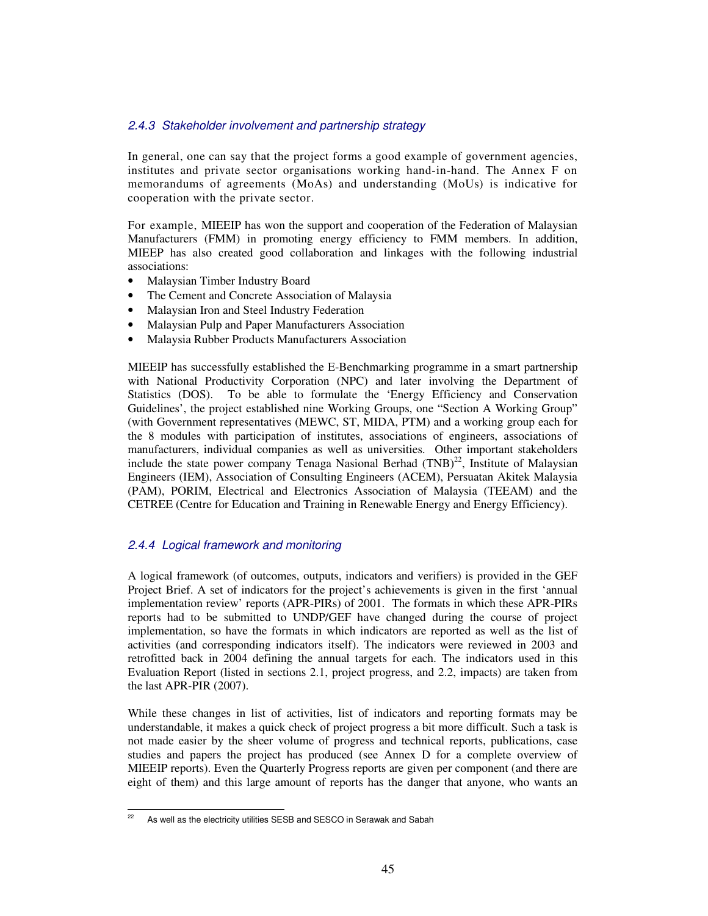### *2.4.3 Stakeholder involvement and partnership strategy*

In general, one can say that the project forms a good example of government agencies, institutes and private sector organisations working hand-in-hand. The Annex F on memorandums of agreements (MoAs) and understanding (MoUs) is indicative for cooperation with the private sector.

For example, MIEEIP has won the support and cooperation of the Federation of Malaysian Manufacturers (FMM) in promoting energy efficiency to FMM members. In addition, MIEEP has also created good collaboration and linkages with the following industrial associations:

- Malaysian Timber Industry Board
- The Cement and Concrete Association of Malaysia
- Malaysian Iron and Steel Industry Federation
- Malaysian Pulp and Paper Manufacturers Association
- Malaysia Rubber Products Manufacturers Association

MIEEIP has successfully established the E-Benchmarking programme in a smart partnership with National Productivity Corporation (NPC) and later involving the Department of Statistics (DOS). To be able to formulate the 'Energy Efficiency and Conservation Guidelines', the project established nine Working Groups, one "Section A Working Group" (with Government representatives (MEWC, ST, MIDA, PTM) and a working group each for the 8 modules with participation of institutes, associations of engineers, associations of manufacturers, individual companies as well as universities. Other important stakeholders include the state power company Tenaga Nasional Berhad (TNB)[22], Institute of Malaysian Engineers (IEM), Association of Consulting Engineers (ACEM), Persuatan Akitek Malaysia (PAM), PORIM, Electrical and Electronics Association of Malaysia (TEEAM) and the CETREE (Centre for Education and Training in Renewable Energy and Energy Efficiency).

### *2.4.4 Logical framework and monitoring*

A logical framework (of outcomes, outputs, indicators and verifiers) is provided in the GEF Project Brief. A set of indicators for the project's achievements is given in the first 'annual implementation review' reports (APR-PIRs) of 2001. The formats in which these APR-PIRs reports had to be submitted to UNDP/GEF have changed during the course of project implementation, so have the formats in which indicators are reported as well as the list of activities (and corresponding indicators itself). The indicators were reviewed in 2003 and retrofitted back in 2004 defining the annual targets for each. The indicators used in this Evaluation Report (listed in sections 2.1, project progress, and 2.2, impacts) are taken from the last APR-PIR (2007).

While these changes in list of activities, list of indicators and reporting formats may be understandable, it makes a quick check of project progress a bit more difficult. Such a task is not made easier by the sheer volume of progress and technical reports, publications, case studies and papers the project has produced (see Annex D for a complete overview of MIEEIP reports). Even the Quarterly Progress reports are given per component (and there are eight of them) and this large amount of reports has the danger that anyone, who wants an

---

[22] As well as the electricity utilities SESB and SESCO in Serawak and Sabah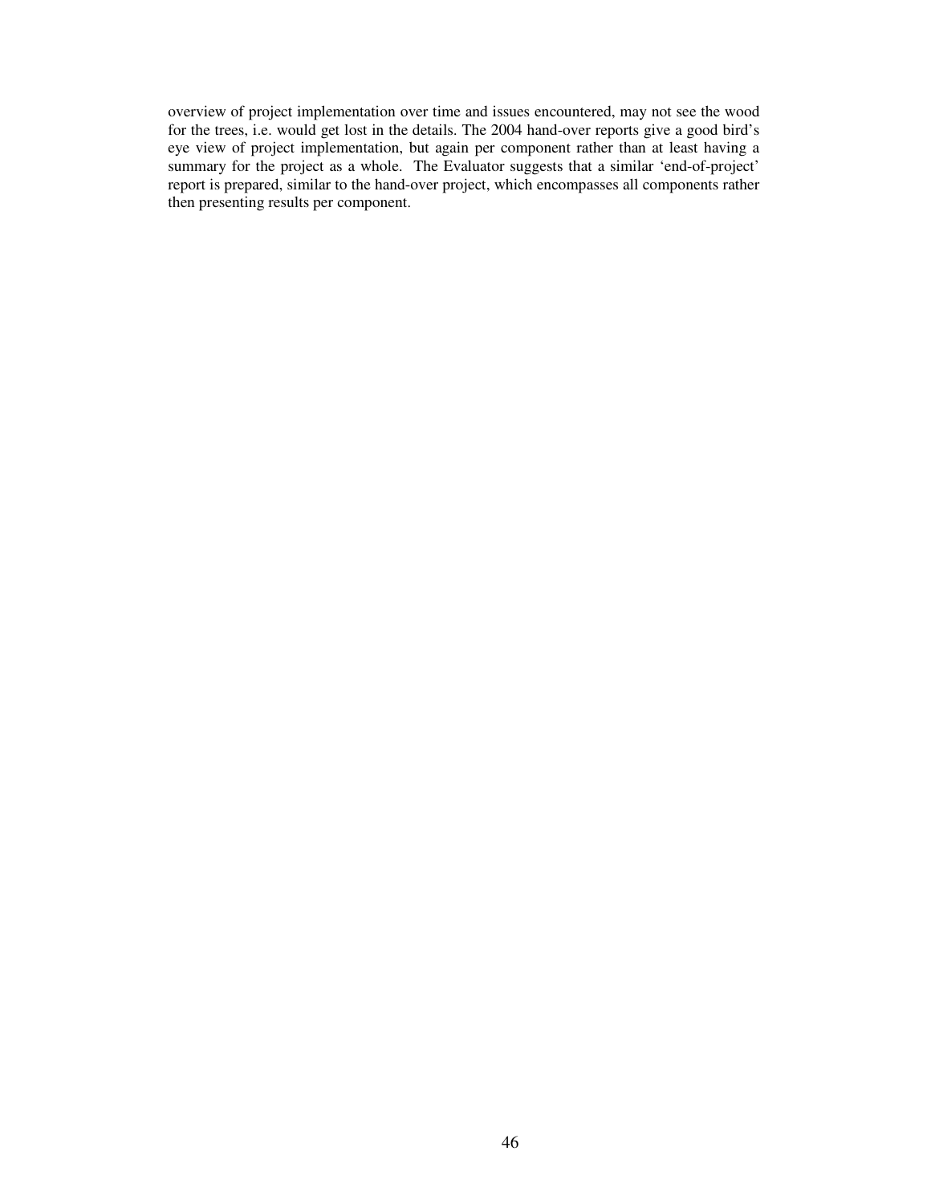overview of project implementation over time and issues encountered, may not see the wood for the trees, i.e. would get lost in the details. The 2004 hand-over reports give a good bird's eye view of project implementation, but again per component rather than at least having a summary for the project as a whole. The Evaluator suggests that a similar 'end-of-project' report is prepared, similar to the hand-over project, which encompasses all components rather then presenting results per component.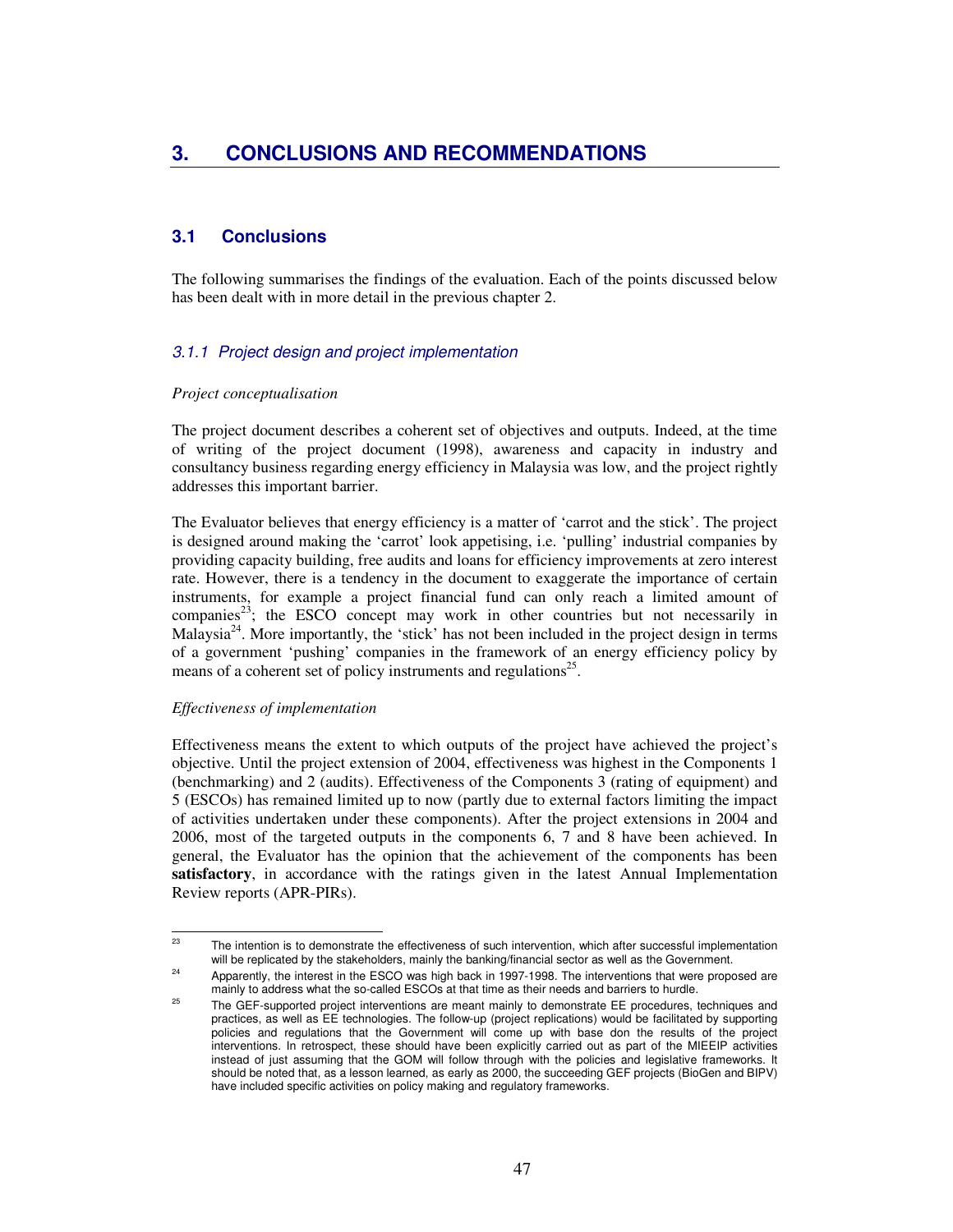# 3. CONCLUSIONS AND RECOMMENDATIONS

## 3.1 Conclusions

The following summarises the findings of the evaluation. Each of the points discussed below has been dealt with in more detail in the previous chapter 2.

### *3.1.1 Project design and project implementation*

*Project conceptualisation*

The project document describes a coherent set of objectives and outputs. Indeed, at the time of writing of the project document (1998), awareness and capacity in industry and consultancy business regarding energy efficiency in Malaysia was low, and the project rightly addresses this important barrier.

The Evaluator believes that energy efficiency is a matter of 'carrot and the stick'. The project is designed around making the 'carrot' look appetising, i.e. 'pulling' industrial companies by providing capacity building, free audits and loans for efficiency improvements at zero interest rate. However, there is a tendency in the document to exaggerate the importance of certain instruments, for example a project financial fund can only reach a limited amount of companies[23]; the ESCO concept may work in other countries but not necessarily in Malaysia[24]. More importantly, the 'stick' has not been included in the project design in terms of a government 'pushing' companies in the framework of an energy efficiency policy by means of a coherent set of policy instruments and regulations[25].

*Effectiveness of implementation*

Effectiveness means the extent to which outputs of the project have achieved the project's objective. Until the project extension of 2004, effectiveness was highest in the Components 1 (benchmarking) and 2 (audits). Effectiveness of the Components 3 (rating of equipment) and 5 (ESCOs) has remained limited up to now (partly due to external factors limiting the impact of activities undertaken under these components). After the project extensions in 2004 and 2006, most of the targeted outputs in the components 6, 7 and 8 have been achieved. In general, the Evaluator has the opinion that the achievement of the components has been **satisfactory**, in accordance with the ratings given in the latest Annual Implementation Review reports (APR-PIRs).

---

[23] The intention is to demonstrate the effectiveness of such intervention, which after successful implementation will be replicated by the stakeholders, mainly the banking/financial sector as well as the Government.

[24] Apparently, the interest in the ESCO was high back in 1997-1998. The interventions that were proposed are mainly to address what the so-called ESCOs at that time as their needs and barriers to hurdle.

[25] The GEF-supported project interventions are meant mainly to demonstrate EE procedures, techniques and practices, as well as EE technologies. The follow-up (project replications) would be facilitated by supporting policies and regulations that the Government will come up with base don the results of the project interventions. In retrospect, these should have been explicitly carried out as part of the MIEEIP activities instead of just assuming that the GOM will follow through with the policies and legislative frameworks. It should be noted that, as a lesson learned, as early as 2000, the succeeding GEF projects (BioGen and BIPV) have included specific activities on policy making and regulatory frameworks.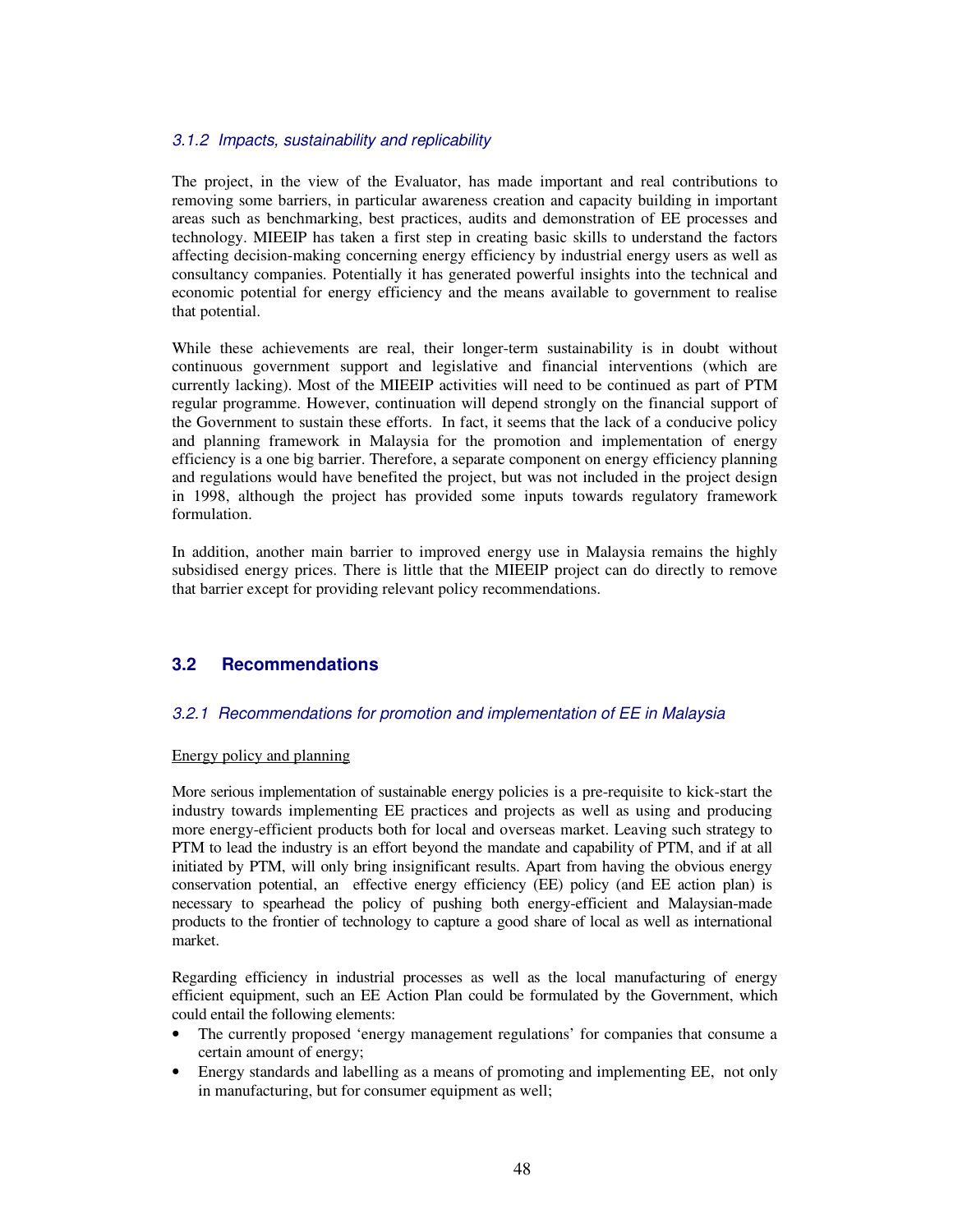### *3.1.2 Impacts, sustainability and replicability*

The project, in the view of the Evaluator, has made important and real contributions to removing some barriers, in particular awareness creation and capacity building in important areas such as benchmarking, best practices, audits and demonstration of EE processes and technology. MIEEIP has taken a first step in creating basic skills to understand the factors affecting decision-making concerning energy efficiency by industrial energy users as well as consultancy companies. Potentially it has generated powerful insights into the technical and economic potential for energy efficiency and the means available to government to realise that potential.

While these achievements are real, their longer-term sustainability is in doubt without continuous government support and legislative and financial interventions (which are currently lacking). Most of the MIEEIP activities will need to be continued as part of PTM regular programme. However, continuation will depend strongly on the financial support of the Government to sustain these efforts. In fact, it seems that the lack of a conducive policy and planning framework in Malaysia for the promotion and implementation of energy efficiency is a one big barrier. Therefore, a separate component on energy efficiency planning and regulations would have benefited the project, but was not included in the project design in 1998, although the project has provided some inputs towards regulatory framework formulation.

In addition, another main barrier to improved energy use in Malaysia remains the highly subsidised energy prices. There is little that the MIEEIP project can do directly to remove that barrier except for providing relevant policy recommendations.

## 3.2 Recommendations

### *3.2.1 Recommendations for promotion and implementation of EE in Malaysia*

Energy policy and planning

More serious implementation of sustainable energy policies is a pre-requisite to kick-start the industry towards implementing EE practices and projects as well as using and producing more energy-efficient products both for local and overseas market. Leaving such strategy to PTM to lead the industry is an effort beyond the mandate and capability of PTM, and if at all initiated by PTM, will only bring insignificant results. Apart from having the obvious energy conservation potential, an effective energy efficiency (EE) policy (and EE action plan) is necessary to spearhead the policy of pushing both energy-efficient and Malaysian-made products to the frontier of technology to capture a good share of local as well as international market.

Regarding efficiency in industrial processes as well as the local manufacturing of energy efficient equipment, such an EE Action Plan could be formulated by the Government, which could entail the following elements:

- The currently proposed 'energy management regulations' for companies that consume a certain amount of energy;
- Energy standards and labelling as a means of promoting and implementing EE, not only in manufacturing, but for consumer equipment as well;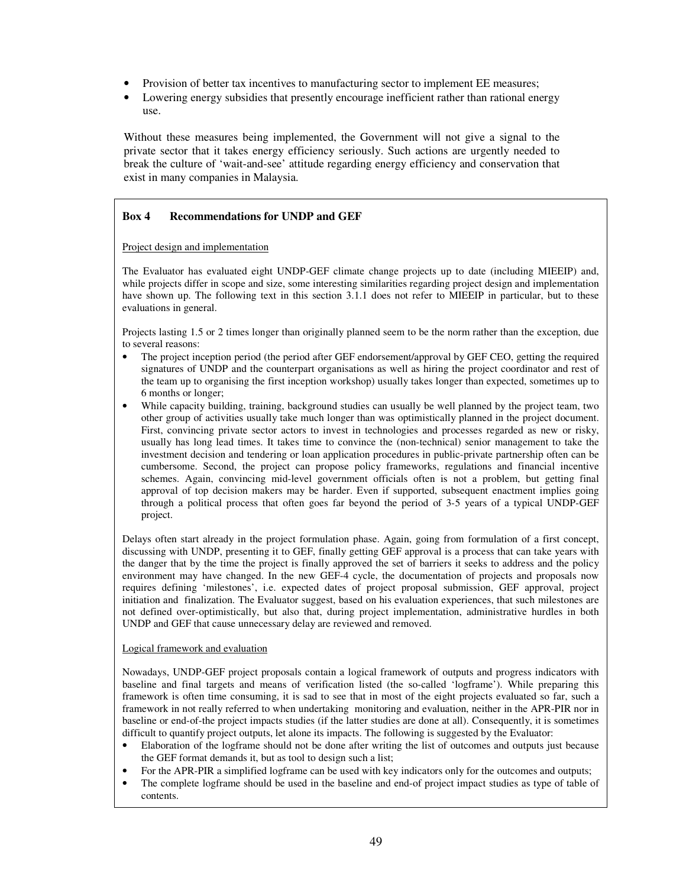- Provision of better tax incentives to manufacturing sector to implement EE measures;
- Lowering energy subsidies that presently encourage inefficient rather than rational energy use.

Without these measures being implemented, the Government will not give a signal to the private sector that it takes energy efficiency seriously. Such actions are urgently needed to break the culture of 'wait-and-see' attitude regarding energy efficiency and conservation that exist in many companies in Malaysia.

**Box 4 Recommendations for UNDP and GEF**

Project design and implementation

The Evaluator has evaluated eight UNDP-GEF climate change projects up to date (including MIEEIP) and, while projects differ in scope and size, some interesting similarities regarding project design and implementation have shown up. The following text in this section 3.1.1 does not refer to MIEEIP in particular, but to these evaluations in general.

Projects lasting 1.5 or 2 times longer than originally planned seem to be the norm rather than the exception, due to several reasons:

- The project inception period (the period after GEF endorsement/approval by GEF CEO, getting the required signatures of UNDP and the counterpart organisations as well as hiring the project coordinator and rest of the team up to organising the first inception workshop) usually takes longer than expected, sometimes up to 6 months or longer;
- While capacity building, training, background studies can usually be well planned by the project team, two other group of activities usually take much longer than was optimistically planned in the project document. First, convincing private sector actors to invest in technologies and processes regarded as new or risky, usually has long lead times. It takes time to convince the (non-technical) senior management to take the investment decision and tendering or loan application procedures in public-private partnership often can be cumbersome. Second, the project can propose policy frameworks, regulations and financial incentive schemes. Again, convincing mid-level government officials often is not a problem, but getting final approval of top decision makers may be harder. Even if supported, subsequent enactment implies going through a political process that often goes far beyond the period of 3-5 years of a typical UNDP-GEF project.

Delays often start already in the project formulation phase. Again, going from formulation of a first concept, discussing with UNDP, presenting it to GEF, finally getting GEF approval is a process that can take years with the danger that by the time the project is finally approved the set of barriers it seeks to address and the policy environment may have changed. In the new GEF-4 cycle, the documentation of projects and proposals now requires defining 'milestones', i.e. expected dates of project proposal submission, GEF approval, project initiation and finalization. The Evaluator suggest, based on his evaluation experiences, that such milestones are not defined over-optimistically, but also that, during project implementation, administrative hurdles in both UNDP and GEF that cause unnecessary delay are reviewed and removed.

Logical framework and evaluation

Nowadays, UNDP-GEF project proposals contain a logical framework of outputs and progress indicators with baseline and final targets and means of verification listed (the so-called 'logframe'). While preparing this framework is often time consuming, it is sad to see that in most of the eight projects evaluated so far, such a framework in not really referred to when undertaking monitoring and evaluation, neither in the APR-PIR nor in baseline or end-of-the project impacts studies (if the latter studies are done at all). Consequently, it is sometimes difficult to quantify project outputs, let alone its impacts. The following is suggested by the Evaluator:

- Elaboration of the logframe should not be done after writing the list of outcomes and outputs just because the GEF format demands it, but as tool to design such a list;
- For the APR-PIR a simplified logframe can be used with key indicators only for the outcomes and outputs;
- The complete logframe should be used in the baseline and end-of project impact studies as type of table of contents.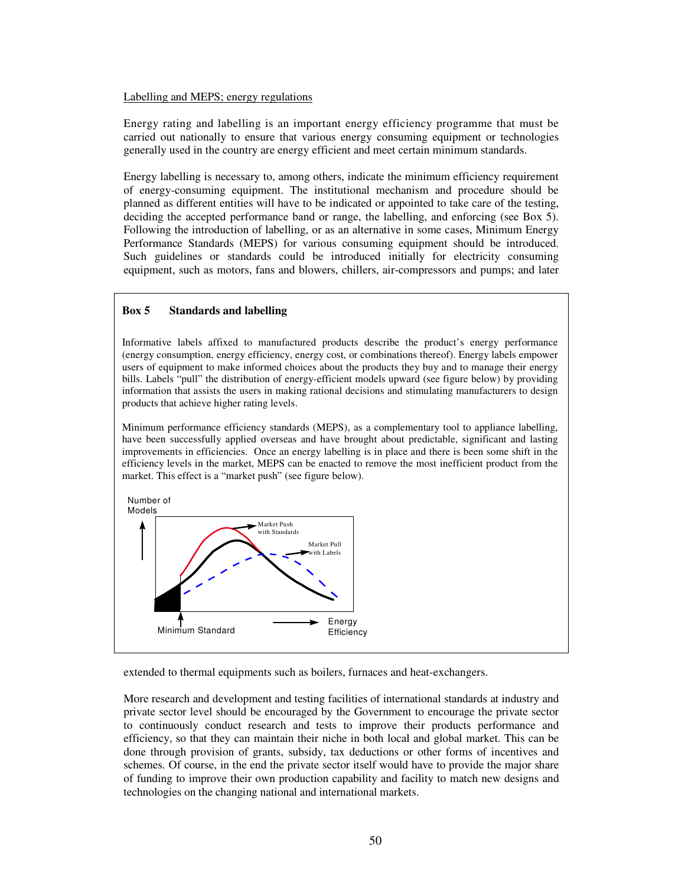Labelling and MEPS; energy regulations

Energy rating and labelling is an important energy efficiency programme that must be carried out nationally to ensure that various energy consuming equipment or technologies generally used in the country are energy efficient and meet certain minimum standards.

Energy labelling is necessary to, among others, indicate the minimum efficiency requirement of energy-consuming equipment. The institutional mechanism and procedure should be planned as different entities will have to be indicated or appointed to take care of the testing, deciding the accepted performance band or range, the labelling, and enforcing (see Box 5). Following the introduction of labelling, or as an alternative in some cases, Minimum Energy Performance Standards (MEPS) for various consuming equipment should be introduced. Such guidelines or standards could be introduced initially for electricity consuming equipment, such as motors, fans and blowers, chillers, air-compressors and pumps; and later extended to thermal equipments such as boilers, furnaces and heat-exchangers.

> **Box 5 Standards and labelling**
>
> Informative labels affixed to manufactured products describe the product's energy performance (energy consumption, energy efficiency, energy cost, or combinations thereof). Energy labels empower users of equipment to make informed choices about the products they buy and to manage their energy bills. Labels "pull" the distribution of energy-efficient models upward (see figure below) by providing information that assists the users in making rational decisions and stimulating manufacturers to design products that achieve higher rating levels.
>
> Minimum performance efficiency standards (MEPS), as a complementary tool to appliance labelling, have been successfully applied overseas and have brought about predictable, significant and lasting improvements in efficiencies. Once an energy labelling is in place and there is been some shift in the efficiency levels in the market, MEPS can be enacted to remove the most inefficient product from the market. This effect is a "market push" (see figure below).
>
> Number of Models — Market Push with Standards — Market Pull with Labels — Minimum Standard — Energy Efficiency

More research and development and testing facilities of international standards at industry and private sector level should be encouraged by the Government to encourage the private sector to continuously conduct research and tests to improve their products performance and efficiency, so that they can maintain their niche in both local and global market. This can be done through provision of grants, subsidy, tax deductions or other forms of incentives and schemes. Of course, in the end the private sector itself would have to provide the major share of funding to improve their own production capability and facility to match new designs and technologies on the changing national and international markets.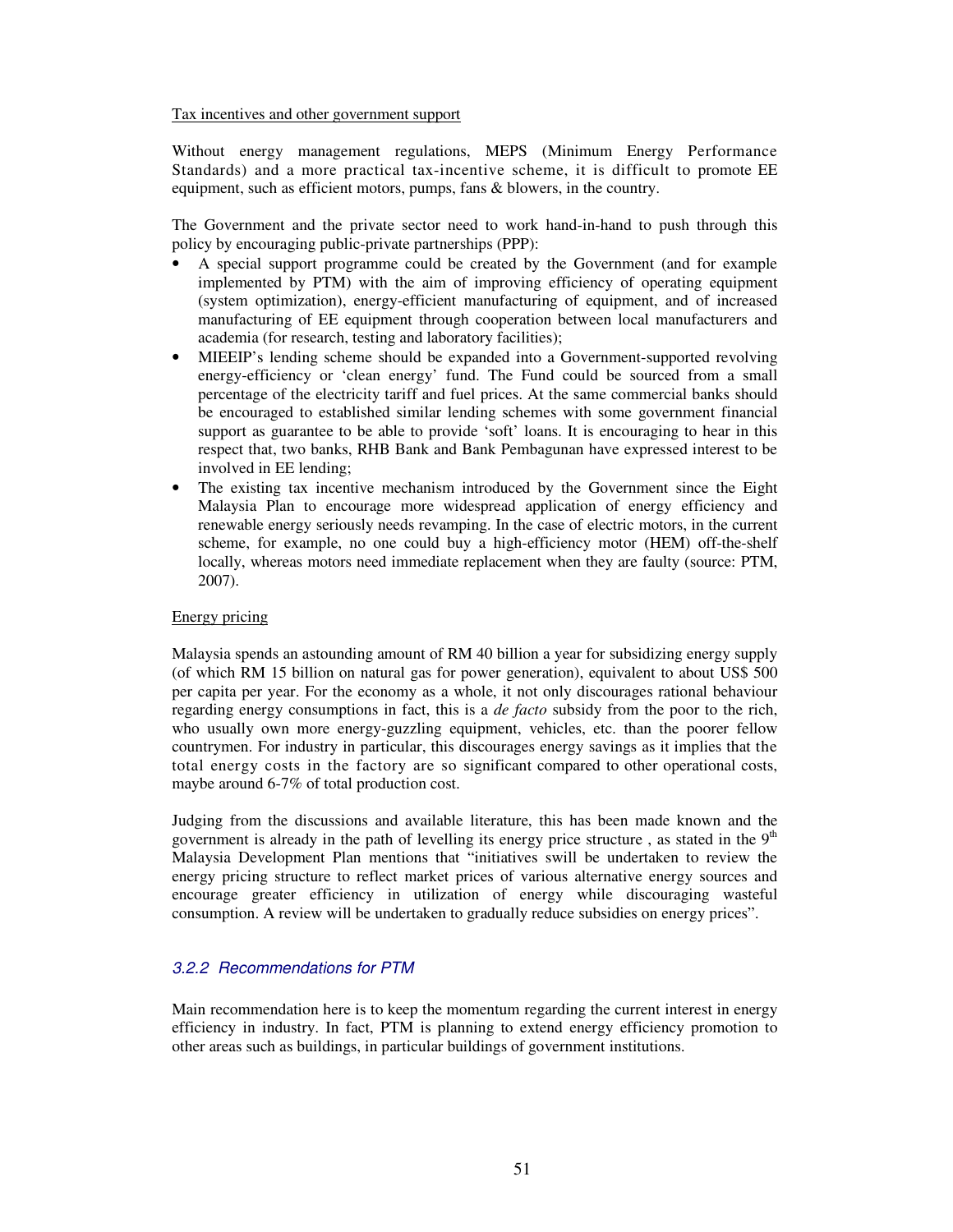Tax incentives and other government support

Without energy management regulations, MEPS (Minimum Energy Performance Standards) and a more practical tax-incentive scheme, it is difficult to promote EE equipment, such as efficient motors, pumps, fans & blowers, in the country.

The Government and the private sector need to work hand-in-hand to push through this policy by encouraging public-private partnerships (PPP):

- A special support programme could be created by the Government (and for example implemented by PTM) with the aim of improving efficiency of operating equipment (system optimization), energy-efficient manufacturing of equipment, and of increased manufacturing of EE equipment through cooperation between local manufacturers and academia (for research, testing and laboratory facilities);
- MIEEIP's lending scheme should be expanded into a Government-supported revolving energy-efficiency or 'clean energy' fund. The Fund could be sourced from a small percentage of the electricity tariff and fuel prices. At the same commercial banks should be encouraged to established similar lending schemes with some government financial support as guarantee to be able to provide 'soft' loans. It is encouraging to hear in this respect that, two banks, RHB Bank and Bank Pembagunan have expressed interest to be involved in EE lending;
- The existing tax incentive mechanism introduced by the Government since the Eight Malaysia Plan to encourage more widespread application of energy efficiency and renewable energy seriously needs revamping. In the case of electric motors, in the current scheme, for example, no one could buy a high-efficiency motor (HEM) off-the-shelf locally, whereas motors need immediate replacement when they are faulty (source: PTM, 2007).

Energy pricing

Malaysia spends an astounding amount of RM 40 billion a year for subsidizing energy supply (of which RM 15 billion on natural gas for power generation), equivalent to about US$ 500 per capita per year. For the economy as a whole, it not only discourages rational behaviour regarding energy consumptions in fact, this is a *de facto* subsidy from the poor to the rich, who usually own more energy-guzzling equipment, vehicles, etc. than the poorer fellow countrymen. For industry in particular, this discourages energy savings as it implies that the total energy costs in the factory are so significant compared to other operational costs, maybe around 6-7% of total production cost.

Judging from the discussions and available literature, this has been made known and the government is already in the path of levelling its energy price structure , as stated in the 9th Malaysia Development Plan mentions that "initiatives swill be undertaken to review the energy pricing structure to reflect market prices of various alternative energy sources and encourage greater efficiency in utilization of energy while discouraging wasteful consumption. A review will be undertaken to gradually reduce subsidies on energy prices".

### 3.2.2 Recommendations for PTM

Main recommendation here is to keep the momentum regarding the current interest in energy efficiency in industry. In fact, PTM is planning to extend energy efficiency promotion to other areas such as buildings, in particular buildings of government institutions.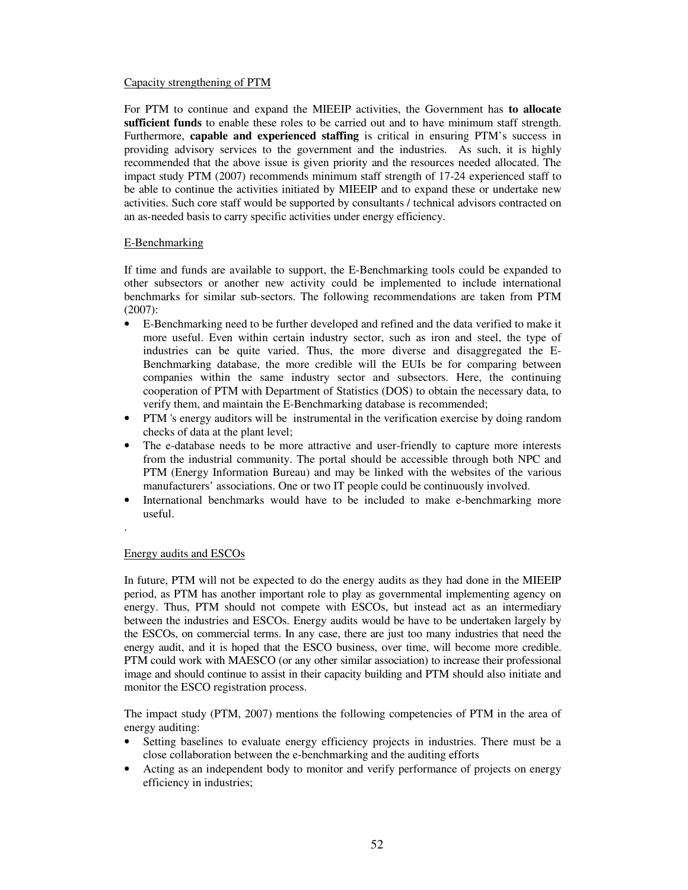Capacity strengthening of PTM

For PTM to continue and expand the MIEEIP activities, the Government has **to allocate sufficient funds** to enable these roles to be carried out and to have minimum staff strength. Furthermore, **capable and experienced staffing** is critical in ensuring PTM's success in providing advisory services to the government and the industries. As such, it is highly recommended that the above issue is given priority and the resources needed allocated. The impact study PTM (2007) recommends minimum staff strength of 17-24 experienced staff to be able to continue the activities initiated by MIEEIP and to expand these or undertake new activities. Such core staff would be supported by consultants / technical advisors contracted on an as-needed basis to carry specific activities under energy efficiency.

E-Benchmarking

If time and funds are available to support, the E-Benchmarking tools could be expanded to other subsectors or another new activity could be implemented to include international benchmarks for similar sub-sectors. The following recommendations are taken from PTM (2007):

- E-Benchmarking need to be further developed and refined and the data verified to make it more useful. Even within certain industry sector, such as iron and steel, the type of industries can be quite varied. Thus, the more diverse and disaggregated the E-Benchmarking database, the more credible will the EUIs be for comparing between companies within the same industry sector and subsectors. Here, the continuing cooperation of PTM with Department of Statistics (DOS) to obtain the necessary data, to verify them, and maintain the E-Benchmarking database is recommended;
- PTM 's energy auditors will be instrumental in the verification exercise by doing random checks of data at the plant level;
- The e-database needs to be more attractive and user-friendly to capture more interests from the industrial community. The portal should be accessible through both NPC and PTM (Energy Information Bureau) and may be linked with the websites of the various manufacturers' associations. One or two IT people could be continuously involved.
- International benchmarks would have to be included to make e-benchmarking more useful.

.

Energy audits and ESCOs

In future, PTM will not be expected to do the energy audits as they had done in the MIEEIP period, as PTM has another important role to play as governmental implementing agency on energy. Thus, PTM should not compete with ESCOs, but instead act as an intermediary between the industries and ESCOs. Energy audits would be have to be undertaken largely by the ESCOs, on commercial terms. In any case, there are just too many industries that need the energy audit, and it is hoped that the ESCO business, over time, will become more credible. PTM could work with MAESCO (or any other similar association) to increase their professional image and should continue to assist in their capacity building and PTM should also initiate and monitor the ESCO registration process.

The impact study (PTM, 2007) mentions the following competencies of PTM in the area of energy auditing:

- Setting baselines to evaluate energy efficiency projects in industries. There must be a close collaboration between the e-benchmarking and the auditing efforts
- Acting as an independent body to monitor and verify performance of projects on energy efficiency in industries;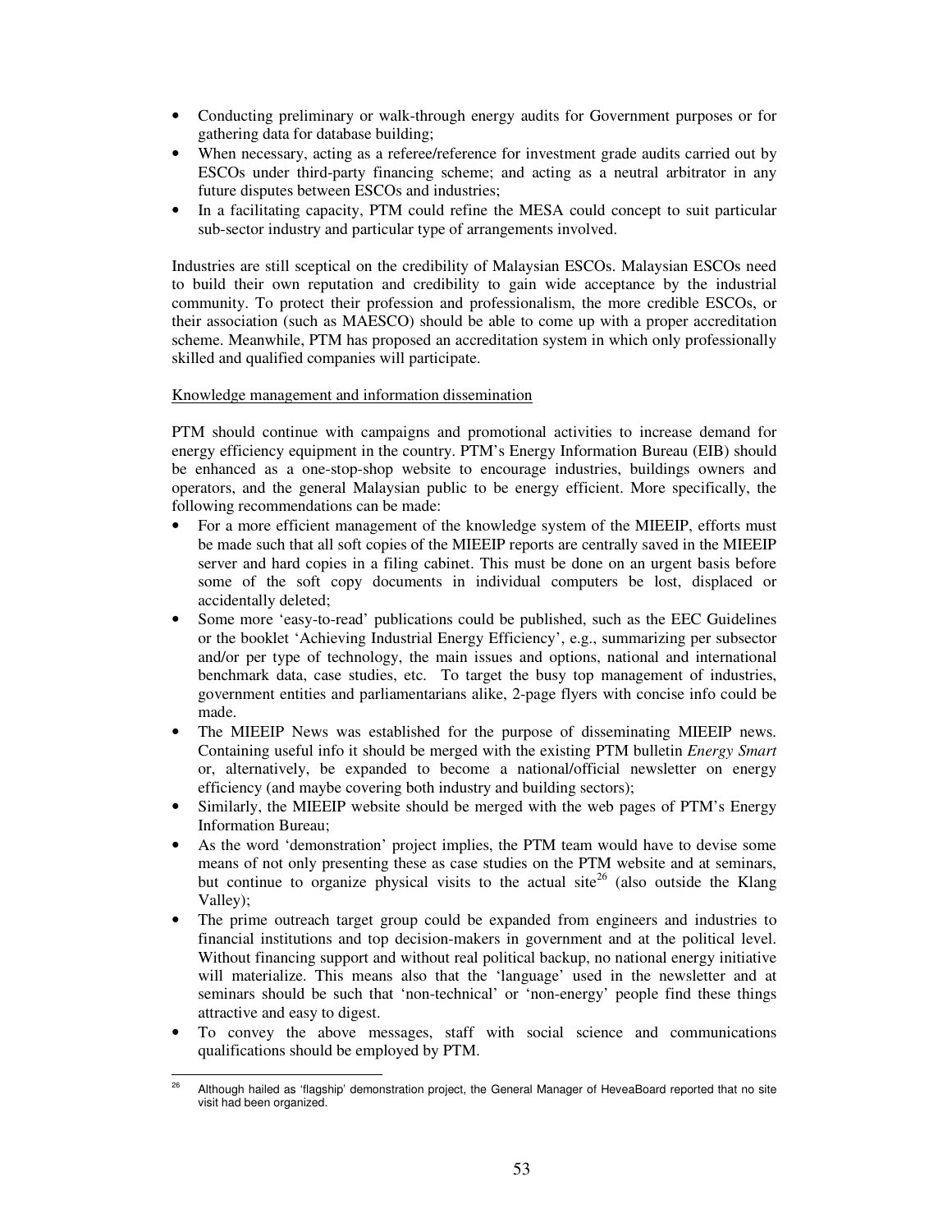- Conducting preliminary or walk-through energy audits for Government purposes or for gathering data for database building;
- When necessary, acting as a referee/reference for investment grade audits carried out by ESCOs under third-party financing scheme; and acting as a neutral arbitrator in any future disputes between ESCOs and industries;
- In a facilitating capacity, PTM could refine the MESA could concept to suit particular sub-sector industry and particular type of arrangements involved.

Industries are still sceptical on the credibility of Malaysian ESCOs. Malaysian ESCOs need to build their own reputation and credibility to gain wide acceptance by the industrial community. To protect their profession and professionalism, the more credible ESCOs, or their association (such as MAESCO) should be able to come up with a proper accreditation scheme. Meanwhile, PTM has proposed an accreditation system in which only professionally skilled and qualified companies will participate.

<u>Knowledge management and information dissemination</u>

PTM should continue with campaigns and promotional activities to increase demand for energy efficiency equipment in the country. PTM's Energy Information Bureau (EIB) should be enhanced as a one-stop-shop website to encourage industries, buildings owners and operators, and the general Malaysian public to be energy efficient. More specifically, the following recommendations can be made:

- For a more efficient management of the knowledge system of the MIEEIP, efforts must be made such that all soft copies of the MIEEIP reports are centrally saved in the MIEEIP server and hard copies in a filing cabinet. This must be done on an urgent basis before some of the soft copy documents in individual computers be lost, displaced or accidentally deleted;
- Some more 'easy-to-read' publications could be published, such as the EEC Guidelines or the booklet 'Achieving Industrial Energy Efficiency', e.g., summarizing per subsector and/or per type of technology, the main issues and options, national and international benchmark data, case studies, etc. To target the busy top management of industries, government entities and parliamentarians alike, 2-page flyers with concise info could be made.
- The MIEEIP News was established for the purpose of disseminating MIEEIP news. Containing useful info it should be merged with the existing PTM bulletin *Energy Smart* or, alternatively, be expanded to become a national/official newsletter on energy efficiency (and maybe covering both industry and building sectors);
- Similarly, the MIEEIP website should be merged with the web pages of PTM's Energy Information Bureau;
- As the word 'demonstration' project implies, the PTM team would have to devise some means of not only presenting these as case studies on the PTM website and at seminars, but continue to organize physical visits to the actual site[26] (also outside the Klang Valley);
- The prime outreach target group could be expanded from engineers and industries to financial institutions and top decision-makers in government and at the political level. Without financing support and without real political backup, no national energy initiative will materialize. This means also that the 'language' used in the newsletter and at seminars should be such that 'non-technical' or 'non-energy' people find these things attractive and easy to digest.
- To convey the above messages, staff with social science and communications qualifications should be employed by PTM.

---

[26] Although hailed as 'flagship' demonstration project, the General Manager of HeveaBoard reported that no site visit had been organized.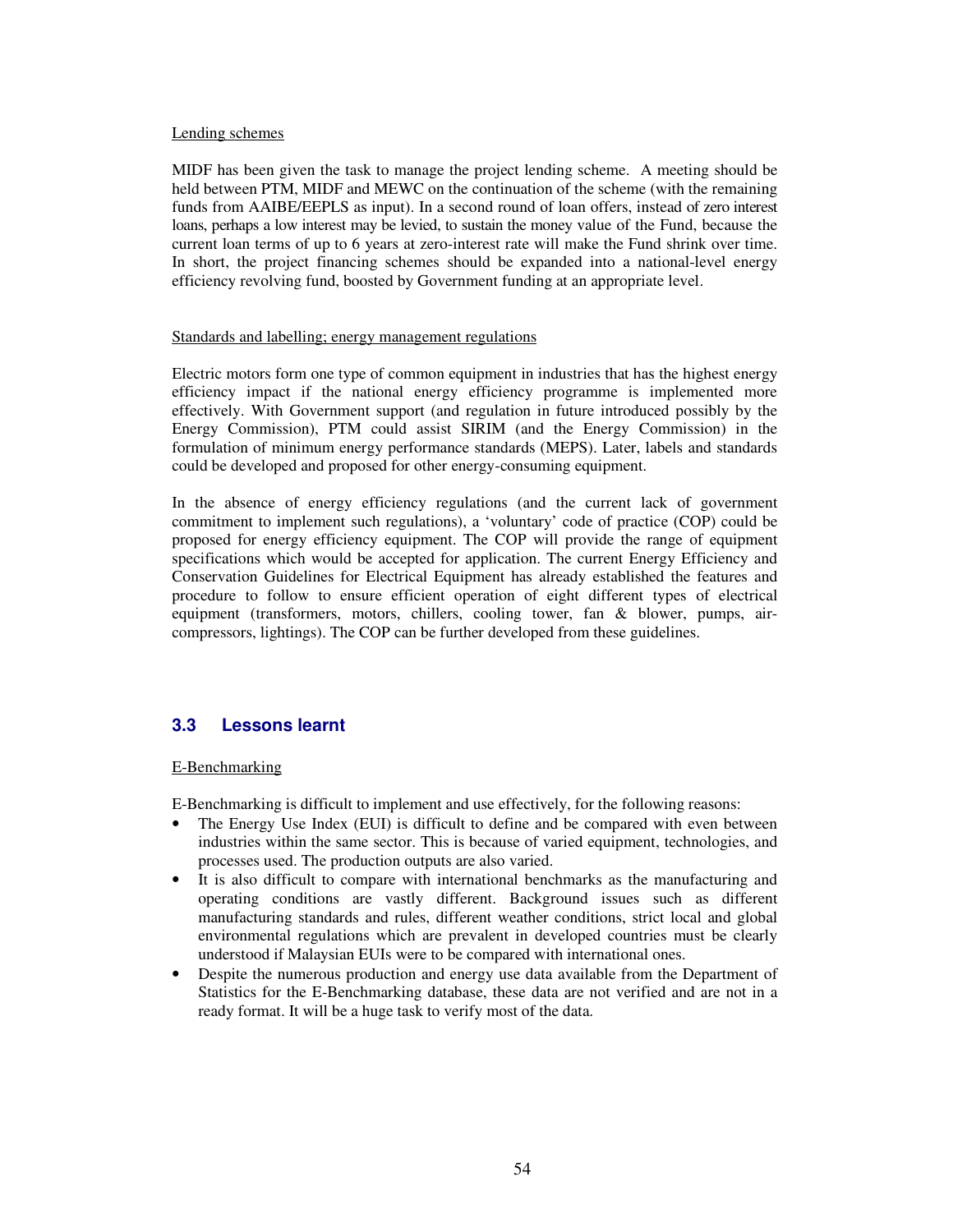Lending schemes

MIDF has been given the task to manage the project lending scheme. A meeting should be held between PTM, MIDF and MEWC on the continuation of the scheme (with the remaining funds from AAIBE/EEPLS as input). In a second round of loan offers, instead of zero interest loans, perhaps a low interest may be levied, to sustain the money value of the Fund, because the current loan terms of up to 6 years at zero-interest rate will make the Fund shrink over time. In short, the project financing schemes should be expanded into a national-level energy efficiency revolving fund, boosted by Government funding at an appropriate level.

Standards and labelling; energy management regulations

Electric motors form one type of common equipment in industries that has the highest energy efficiency impact if the national energy efficiency programme is implemented more effectively. With Government support (and regulation in future introduced possibly by the Energy Commission), PTM could assist SIRIM (and the Energy Commission) in the formulation of minimum energy performance standards (MEPS). Later, labels and standards could be developed and proposed for other energy-consuming equipment.

In the absence of energy efficiency regulations (and the current lack of government commitment to implement such regulations), a 'voluntary' code of practice (COP) could be proposed for energy efficiency equipment. The COP will provide the range of equipment specifications which would be accepted for application. The current Energy Efficiency and Conservation Guidelines for Electrical Equipment has already established the features and procedure to follow to ensure efficient operation of eight different types of electrical equipment (transformers, motors, chillers, cooling tower, fan & blower, pumps, air-compressors, lightings). The COP can be further developed from these guidelines.

## 3.3 Lessons learnt

E-Benchmarking

E-Benchmarking is difficult to implement and use effectively, for the following reasons:

- The Energy Use Index (EUI) is difficult to define and be compared with even between industries within the same sector. This is because of varied equipment, technologies, and processes used. The production outputs are also varied.
- It is also difficult to compare with international benchmarks as the manufacturing and operating conditions are vastly different. Background issues such as different manufacturing standards and rules, different weather conditions, strict local and global environmental regulations which are prevalent in developed countries must be clearly understood if Malaysian EUIs were to be compared with international ones.
- Despite the numerous production and energy use data available from the Department of Statistics for the E-Benchmarking database, these data are not verified and are not in a ready format. It will be a huge task to verify most of the data.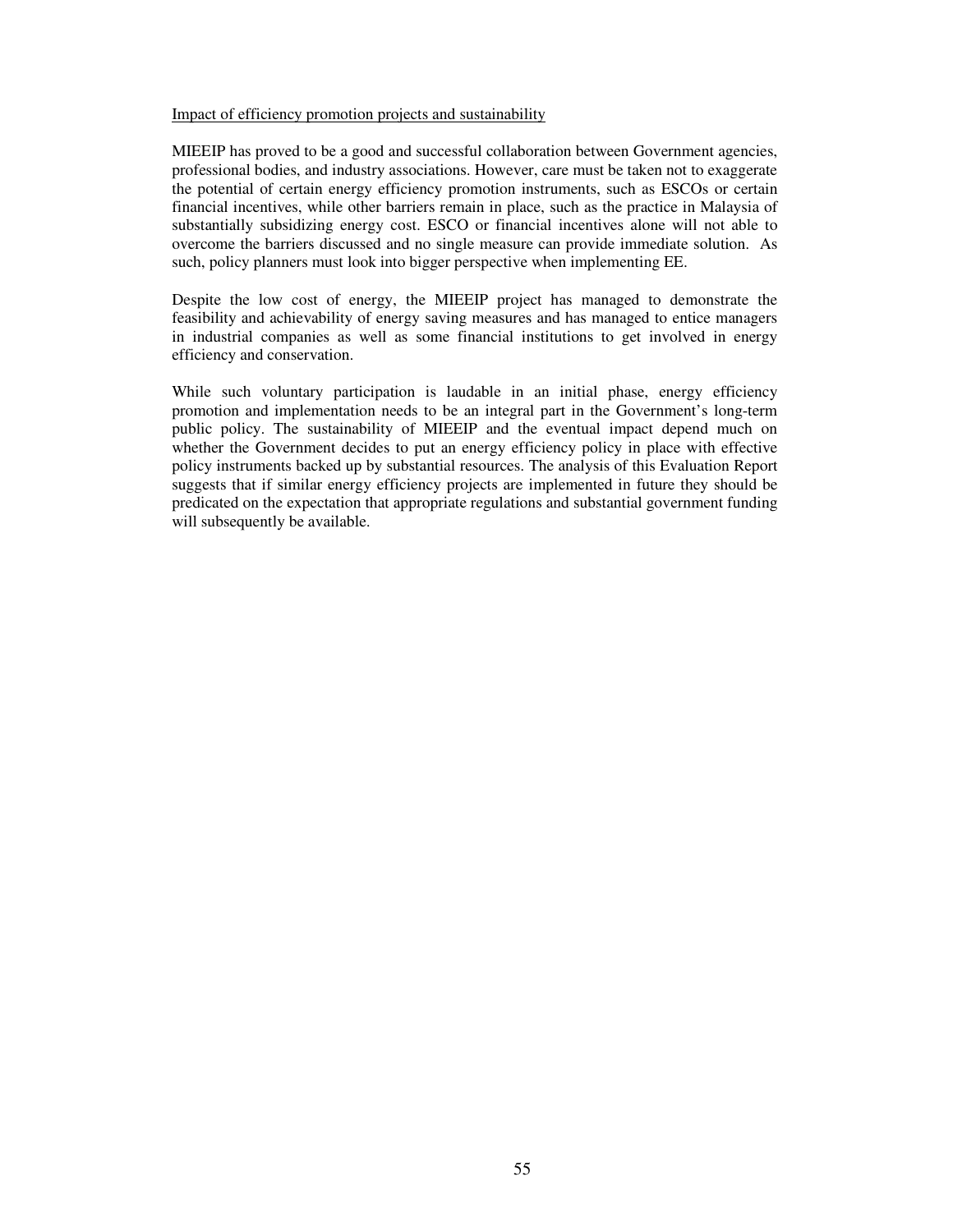<u>Impact of efficiency promotion projects and sustainability</u>

MIEEIP has proved to be a good and successful collaboration between Government agencies, professional bodies, and industry associations. However, care must be taken not to exaggerate the potential of certain energy efficiency promotion instruments, such as ESCOs or certain financial incentives, while other barriers remain in place, such as the practice in Malaysia of substantially subsidizing energy cost. ESCO or financial incentives alone will not able to overcome the barriers discussed and no single measure can provide immediate solution. As such, policy planners must look into bigger perspective when implementing EE.

Despite the low cost of energy, the MIEEIP project has managed to demonstrate the feasibility and achievability of energy saving measures and has managed to entice managers in industrial companies as well as some financial institutions to get involved in energy efficiency and conservation.

While such voluntary participation is laudable in an initial phase, energy efficiency promotion and implementation needs to be an integral part in the Government's long-term public policy. The sustainability of MIEEIP and the eventual impact depend much on whether the Government decides to put an energy efficiency policy in place with effective policy instruments backed up by substantial resources. The analysis of this Evaluation Report suggests that if similar energy efficiency projects are implemented in future they should be predicated on the expectation that appropriate regulations and substantial government funding will subsequently be available.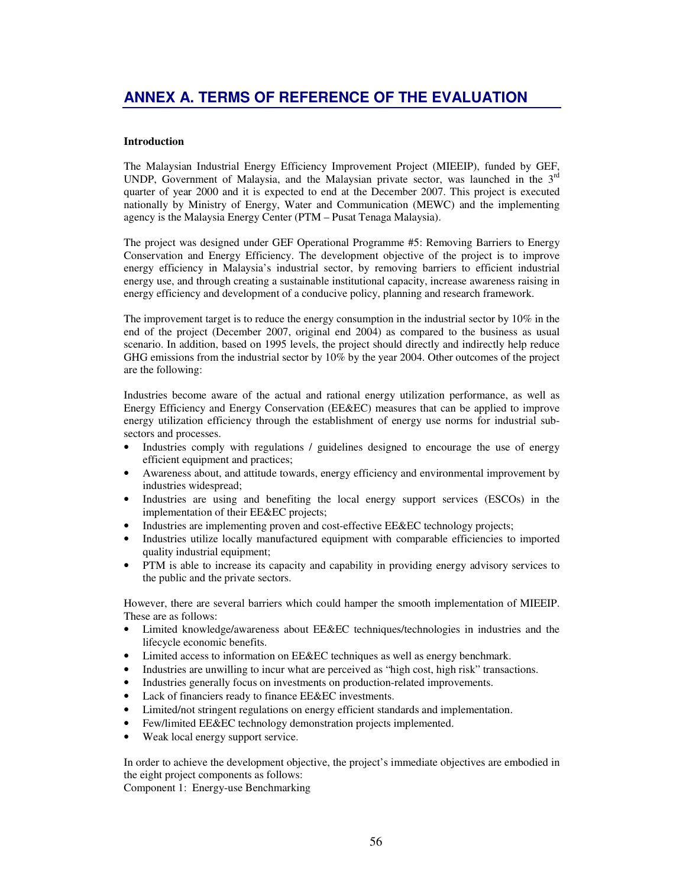# ANNEX A. TERMS OF REFERENCE OF THE EVALUATION

**Introduction**

The Malaysian Industrial Energy Efficiency Improvement Project (MIEEIP), funded by GEF, UNDP, Government of Malaysia, and the Malaysian private sector, was launched in the 3rd quarter of year 2000 and it is expected to end at the December 2007. This project is executed nationally by Ministry of Energy, Water and Communication (MEWC) and the implementing agency is the Malaysia Energy Center (PTM – Pusat Tenaga Malaysia).

The project was designed under GEF Operational Programme #5: Removing Barriers to Energy Conservation and Energy Efficiency. The development objective of the project is to improve energy efficiency in Malaysia's industrial sector, by removing barriers to efficient industrial energy use, and through creating a sustainable institutional capacity, increase awareness raising in energy efficiency and development of a conducive policy, planning and research framework.

The improvement target is to reduce the energy consumption in the industrial sector by 10% in the end of the project (December 2007, original end 2004) as compared to the business as usual scenario. In addition, based on 1995 levels, the project should directly and indirectly help reduce GHG emissions from the industrial sector by 10% by the year 2004. Other outcomes of the project are the following:

Industries become aware of the actual and rational energy utilization performance, as well as Energy Efficiency and Energy Conservation (EE&EC) measures that can be applied to improve energy utilization efficiency through the establishment of energy use norms for industrial sub-sectors and processes.

- Industries comply with regulations / guidelines designed to encourage the use of energy efficient equipment and practices;
- Awareness about, and attitude towards, energy efficiency and environmental improvement by industries widespread;
- Industries are using and benefiting the local energy support services (ESCOs) in the implementation of their EE&EC projects;
- Industries are implementing proven and cost-effective EE&EC technology projects;
- Industries utilize locally manufactured equipment with comparable efficiencies to imported quality industrial equipment;
- PTM is able to increase its capacity and capability in providing energy advisory services to the public and the private sectors.

However, there are several barriers which could hamper the smooth implementation of MIEEIP. These are as follows:

- Limited knowledge/awareness about EE&EC techniques/technologies in industries and the lifecycle economic benefits.
- Limited access to information on EE&EC techniques as well as energy benchmark.
- Industries are unwilling to incur what are perceived as "high cost, high risk" transactions.
- Industries generally focus on investments on production-related improvements.
- Lack of financiers ready to finance EE&EC investments.
- Limited/not stringent regulations on energy efficient standards and implementation.
- Few/limited EE&EC technology demonstration projects implemented.
- Weak local energy support service.

In order to achieve the development objective, the project's immediate objectives are embodied in the eight project components as follows:

Component 1: Energy-use Benchmarking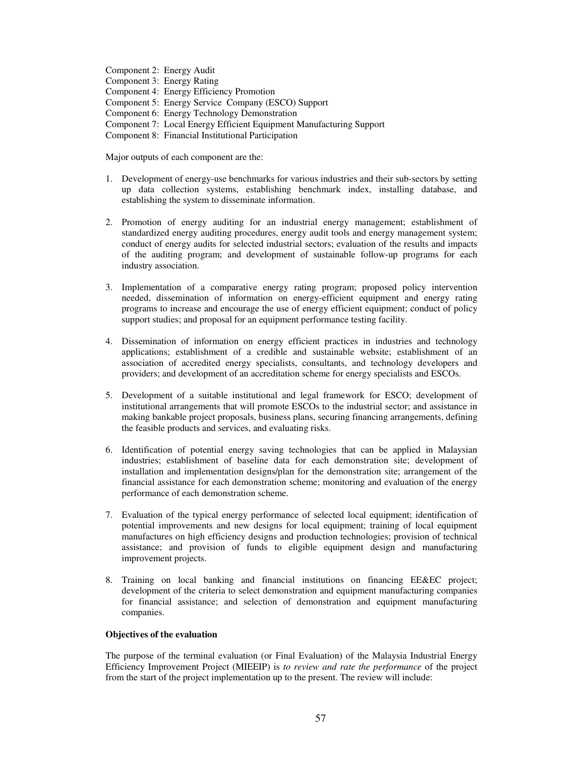Component 2: Energy Audit
Component 3: Energy Rating
Component 4: Energy Efficiency Promotion
Component 5: Energy Service Company (ESCO) Support
Component 6: Energy Technology Demonstration
Component 7: Local Energy Efficient Equipment Manufacturing Support
Component 8: Financial Institutional Participation

Major outputs of each component are the:

1. Development of energy-use benchmarks for various industries and their sub-sectors by setting up data collection systems, establishing benchmark index, installing database, and establishing the system to disseminate information.

2. Promotion of energy auditing for an industrial energy management; establishment of standardized energy auditing procedures, energy audit tools and energy management system; conduct of energy audits for selected industrial sectors; evaluation of the results and impacts of the auditing program; and development of sustainable follow-up programs for each industry association.

3. Implementation of a comparative energy rating program; proposed policy intervention needed, dissemination of information on energy-efficient equipment and energy rating programs to increase and encourage the use of energy efficient equipment; conduct of policy support studies; and proposal for an equipment performance testing facility.

4. Dissemination of information on energy efficient practices in industries and technology applications; establishment of a credible and sustainable website; establishment of an association of accredited energy specialists, consultants, and technology developers and providers; and development of an accreditation scheme for energy specialists and ESCOs.

5. Development of a suitable institutional and legal framework for ESCO; development of institutional arrangements that will promote ESCOs to the industrial sector; and assistance in making bankable project proposals, business plans, securing financing arrangements, defining the feasible products and services, and evaluating risks.

6. Identification of potential energy saving technologies that can be applied in Malaysian industries; establishment of baseline data for each demonstration site; development of installation and implementation designs/plan for the demonstration site; arrangement of the financial assistance for each demonstration scheme; monitoring and evaluation of the energy performance of each demonstration scheme.

7. Evaluation of the typical energy performance of selected local equipment; identification of potential improvements and new designs for local equipment; training of local equipment manufactures on high efficiency designs and production technologies; provision of technical assistance; and provision of funds to eligible equipment design and manufacturing improvement projects.

8. Training on local banking and financial institutions on financing EE&EC project; development of the criteria to select demonstration and equipment manufacturing companies for financial assistance; and selection of demonstration and equipment manufacturing companies.

**Objectives of the evaluation**

The purpose of the terminal evaluation (or Final Evaluation) of the Malaysia Industrial Energy Efficiency Improvement Project (MIEEIP) is *to review and rate the performance* of the project from the start of the project implementation up to the present. The review will include: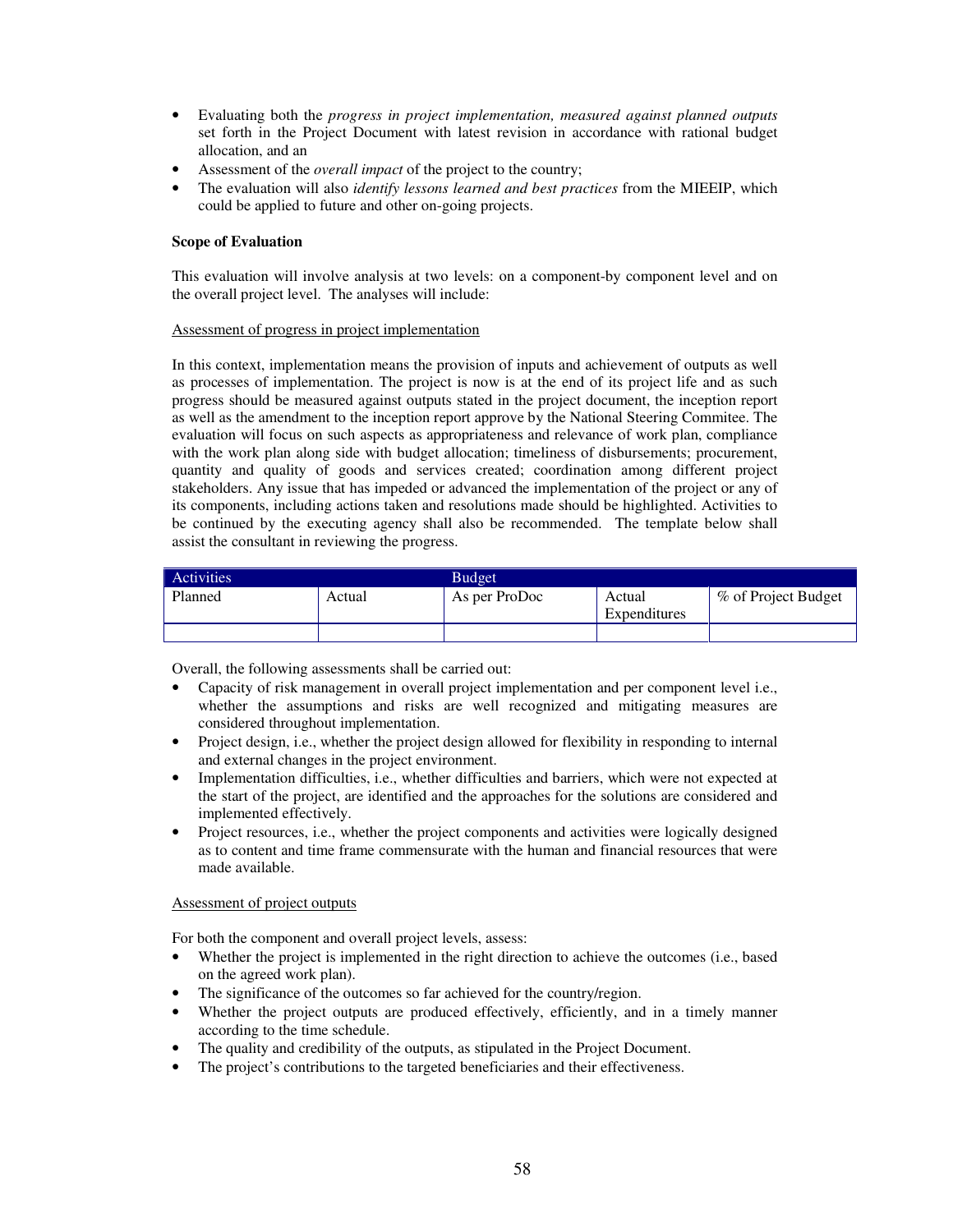- Evaluating both the *progress in project implementation, measured against planned outputs* set forth in the Project Document with latest revision in accordance with rational budget allocation, and an
- Assessment of the *overall impact* of the project to the country;
- The evaluation will also *identify lessons learned and best practices* from the MIEEIP, which could be applied to future and other on-going projects.

**Scope of Evaluation**

This evaluation will involve analysis at two levels: on a component-by component level and on the overall project level. The analyses will include:

<u>Assessment of progress in project implementation</u>

In this context, implementation means the provision of inputs and achievement of outputs as well as processes of implementation. The project is now is at the end of its project life and as such progress should be measured against outputs stated in the project document, the inception report as well as the amendment to the inception report approve by the National Steering Commitee. The evaluation will focus on such aspects as appropriateness and relevance of work plan, compliance with the work plan along side with budget allocation; timeliness of disbursements; procurement, quantity and quality of goods and services created; coordination among different project stakeholders. Any issue that has impeded or advanced the implementation of the project or any of its components, including actions taken and resolutions made should be highlighted. Activities to be continued by the executing agency shall also be recommended. The template below shall assist the consultant in reviewing the progress.

| Activities | | Budget | | |
|---|---|---|---|---|
| Planned | Actual | As per ProDoc | Actual Expenditures | % of Project Budget |
| | | | | |

Overall, the following assessments shall be carried out:

- Capacity of risk management in overall project implementation and per component level i.e., whether the assumptions and risks are well recognized and mitigating measures are considered throughout implementation.
- Project design, i.e., whether the project design allowed for flexibility in responding to internal and external changes in the project environment.
- Implementation difficulties, i.e., whether difficulties and barriers, which were not expected at the start of the project, are identified and the approaches for the solutions are considered and implemented effectively.
- Project resources, i.e., whether the project components and activities were logically designed as to content and time frame commensurate with the human and financial resources that were made available.

<u>Assessment of project outputs</u>

For both the component and overall project levels, assess:

- Whether the project is implemented in the right direction to achieve the outcomes (i.e., based on the agreed work plan).
- The significance of the outcomes so far achieved for the country/region.
- Whether the project outputs are produced effectively, efficiently, and in a timely manner according to the time schedule.
- The quality and credibility of the outputs, as stipulated in the Project Document.
- The project's contributions to the targeted beneficiaries and their effectiveness.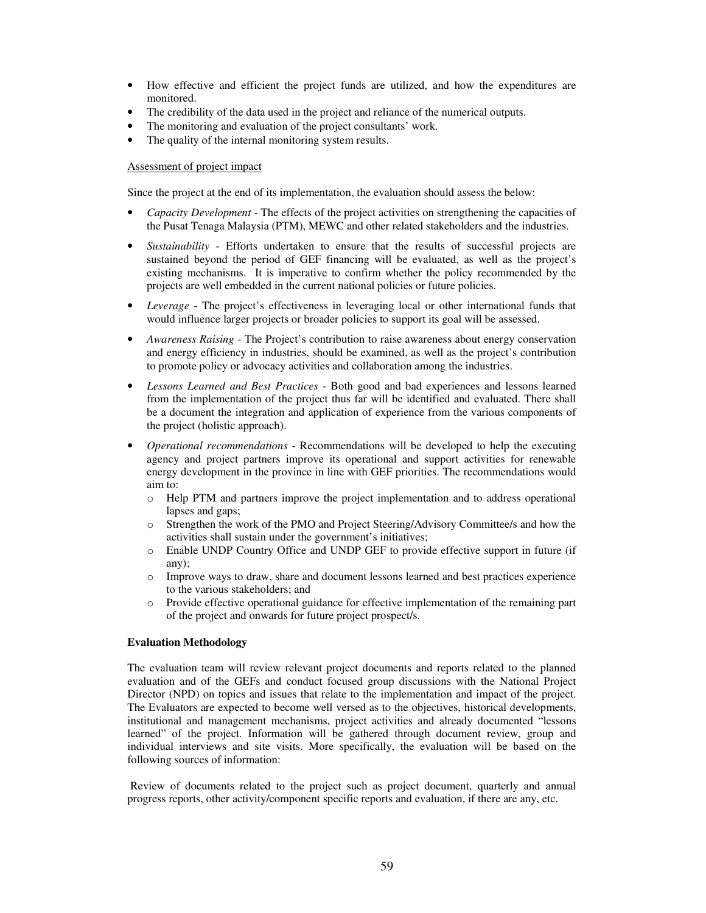- How effective and efficient the project funds are utilized, and how the expenditures are monitored.
- The credibility of the data used in the project and reliance of the numerical outputs.
- The monitoring and evaluation of the project consultants' work.
- The quality of the internal monitoring system results.

<u>Assessment of project impact</u>

Since the project at the end of its implementation, the evaluation should assess the below:

- *Capacity Development* - The effects of the project activities on strengthening the capacities of the Pusat Tenaga Malaysia (PTM), MEWC and other related stakeholders and the industries.
- *Sustainability* - Efforts undertaken to ensure that the results of successful projects are sustained beyond the period of GEF financing will be evaluated, as well as the project's existing mechanisms. It is imperative to confirm whether the policy recommended by the projects are well embedded in the current national policies or future policies.
- *Leverage* - The project's effectiveness in leveraging local or other international funds that would influence larger projects or broader policies to support its goal will be assessed.
- *Awareness Raising* - The Project's contribution to raise awareness about energy conservation and energy efficiency in industries, should be examined, as well as the project's contribution to promote policy or advocacy activities and collaboration among the industries.
- *Lessons Learned and Best Practices* - Both good and bad experiences and lessons learned from the implementation of the project thus far will be identified and evaluated. There shall be a document the integration and application of experience from the various components of the project (holistic approach).
- *Operational recommendations* - Recommendations will be developed to help the executing agency and project partners improve its operational and support activities for renewable energy development in the province in line with GEF priorities. The recommendations would aim to:
  - Help PTM and partners improve the project implementation and to address operational lapses and gaps;
  - Strengthen the work of the PMO and Project Steering/Advisory Committee/s and how the activities shall sustain under the government's initiatives;
  - Enable UNDP Country Office and UNDP GEF to provide effective support in future (if any);
  - Improve ways to draw, share and document lessons learned and best practices experience to the various stakeholders; and
  - Provide effective operational guidance for effective implementation of the remaining part of the project and onwards for future project prospect/s.

**Evaluation Methodology**

The evaluation team will review relevant project documents and reports related to the planned evaluation and of the GEFs and conduct focused group discussions with the National Project Director (NPD) on topics and issues that relate to the implementation and impact of the project. The Evaluators are expected to become well versed as to the objectives, historical developments, institutional and management mechanisms, project activities and already documented "lessons learned" of the project. Information will be gathered through document review, group and individual interviews and site visits. More specifically, the evaluation will be based on the following sources of information:

Review of documents related to the project such as project document, quarterly and annual progress reports, other activity/component specific reports and evaluation, if there are any, etc.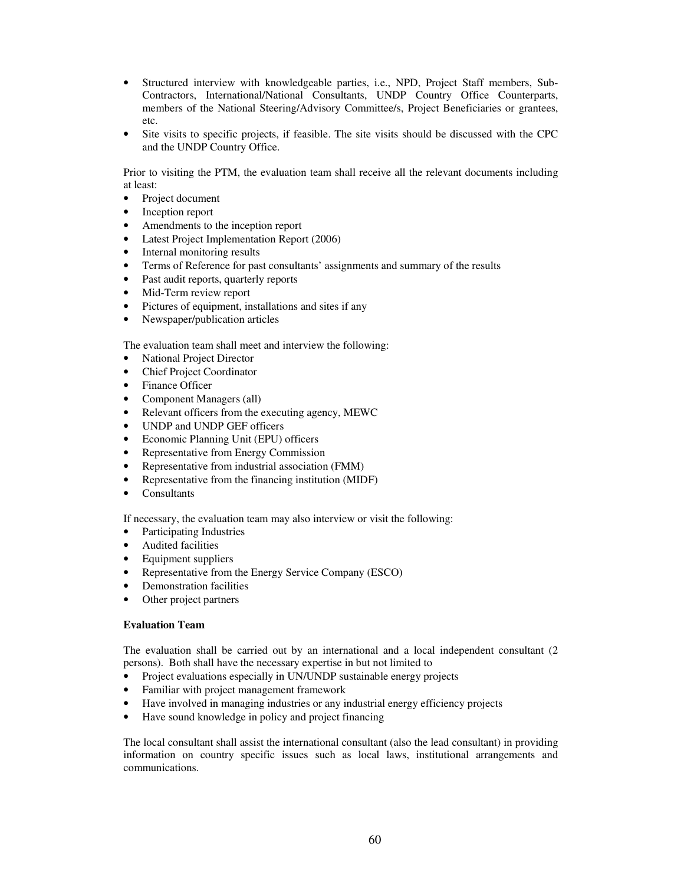- Structured interview with knowledgeable parties, i.e., NPD, Project Staff members, Sub-Contractors, International/National Consultants, UNDP Country Office Counterparts, members of the National Steering/Advisory Committee/s, Project Beneficiaries or grantees, etc.
- Site visits to specific projects, if feasible. The site visits should be discussed with the CPC and the UNDP Country Office.

Prior to visiting the PTM, the evaluation team shall receive all the relevant documents including at least:

- Project document
- Inception report
- Amendments to the inception report
- Latest Project Implementation Report (2006)
- Internal monitoring results
- Terms of Reference for past consultants' assignments and summary of the results
- Past audit reports, quarterly reports
- Mid-Term review report
- Pictures of equipment, installations and sites if any
- Newspaper/publication articles

The evaluation team shall meet and interview the following:

- National Project Director
- Chief Project Coordinator
- Finance Officer
- Component Managers (all)
- Relevant officers from the executing agency, MEWC
- UNDP and UNDP GEF officers
- Economic Planning Unit (EPU) officers
- Representative from Energy Commission
- Representative from industrial association (FMM)
- Representative from the financing institution (MIDF)
- Consultants

If necessary, the evaluation team may also interview or visit the following:

- Participating Industries
- Audited facilities
- Equipment suppliers
- Representative from the Energy Service Company (ESCO)
- Demonstration facilities
- Other project partners

**Evaluation Team**

The evaluation shall be carried out by an international and a local independent consultant (2 persons). Both shall have the necessary expertise in but not limited to

- Project evaluations especially in UN/UNDP sustainable energy projects
- Familiar with project management framework
- Have involved in managing industries or any industrial energy efficiency projects
- Have sound knowledge in policy and project financing

The local consultant shall assist the international consultant (also the lead consultant) in providing information on country specific issues such as local laws, institutional arrangements and communications.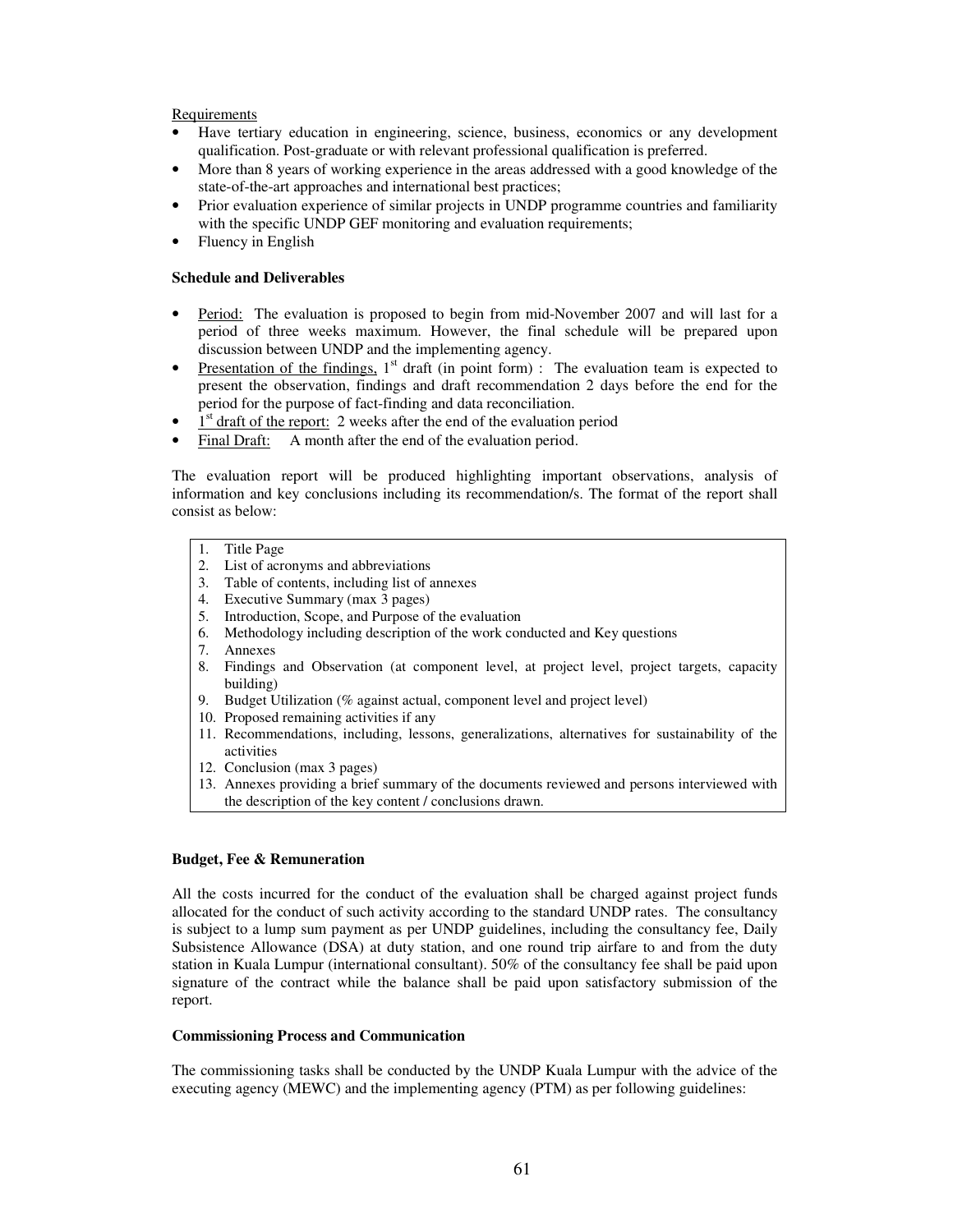Requirements

- Have tertiary education in engineering, science, business, economics or any development qualification. Post-graduate or with relevant professional qualification is preferred.
- More than 8 years of working experience in the areas addressed with a good knowledge of the state-of-the-art approaches and international best practices;
- Prior evaluation experience of similar projects in UNDP programme countries and familiarity with the specific UNDP GEF monitoring and evaluation requirements;
- Fluency in English

**Schedule and Deliverables**

- Period: The evaluation is proposed to begin from mid-November 2007 and will last for a period of three weeks maximum. However, the final schedule will be prepared upon discussion between UNDP and the implementing agency.
- Presentation of the findings, 1st draft (in point form) : The evaluation team is expected to present the observation, findings and draft recommendation 2 days before the end for the period for the purpose of fact-finding and data reconciliation.
- 1st draft of the report: 2 weeks after the end of the evaluation period
- Final Draft: A month after the end of the evaluation period.

The evaluation report will be produced highlighting important observations, analysis of information and key conclusions including its recommendation/s. The format of the report shall consist as below:

1. Title Page
2. List of acronyms and abbreviations
3. Table of contents, including list of annexes
4. Executive Summary (max 3 pages)
5. Introduction, Scope, and Purpose of the evaluation
6. Methodology including description of the work conducted and Key questions
7. Annexes
8. Findings and Observation (at component level, at project level, project targets, capacity building)
9. Budget Utilization (% against actual, component level and project level)
10. Proposed remaining activities if any
11. Recommendations, including, lessons, generalizations, alternatives for sustainability of the activities
12. Conclusion (max 3 pages)
13. Annexes providing a brief summary of the documents reviewed and persons interviewed with the description of the key content / conclusions drawn.

**Budget, Fee & Remuneration**

All the costs incurred for the conduct of the evaluation shall be charged against project funds allocated for the conduct of such activity according to the standard UNDP rates. The consultancy is subject to a lump sum payment as per UNDP guidelines, including the consultancy fee, Daily Subsistence Allowance (DSA) at duty station, and one round trip airfare to and from the duty station in Kuala Lumpur (international consultant). 50% of the consultancy fee shall be paid upon signature of the contract while the balance shall be paid upon satisfactory submission of the report.

**Commissioning Process and Communication**

The commissioning tasks shall be conducted by the UNDP Kuala Lumpur with the advice of the executing agency (MEWC) and the implementing agency (PTM) as per following guidelines: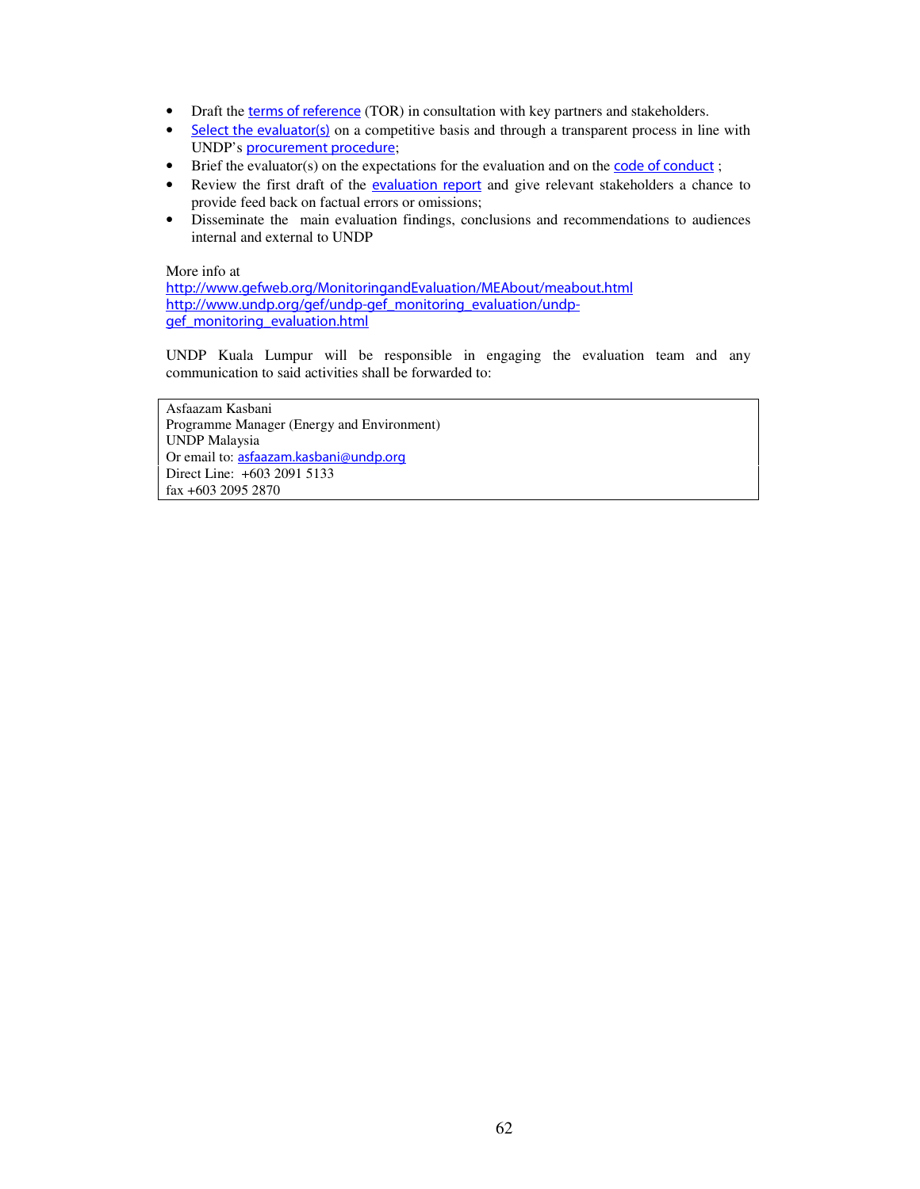- Draft the terms of reference (TOR) in consultation with key partners and stakeholders.
- Select the evaluator(s) on a competitive basis and through a transparent process in line with UNDP's procurement procedure;
- Brief the evaluator(s) on the expectations for the evaluation and on the code of conduct ;
- Review the first draft of the evaluation report and give relevant stakeholders a chance to provide feed back on factual errors or omissions;
- Disseminate the main evaluation findings, conclusions and recommendations to audiences internal and external to UNDP

More info at
http://www.gefweb.org/MonitoringandEvaluation/MEAbout/meabout.html
http://www.undp.org/gef/undp-gef_monitoring_evaluation/undp-gef_monitoring_evaluation.html

UNDP Kuala Lumpur will be responsible in engaging the evaluation team and any communication to said activities shall be forwarded to:

| Asfaazam Kasbani<br>Programme Manager (Energy and Environment)<br>UNDP Malaysia<br>Or email to: asfaazam.kasbani@undp.org<br>Direct Line: +603 2091 5133<br>fax +603 2095 2870 |
|---|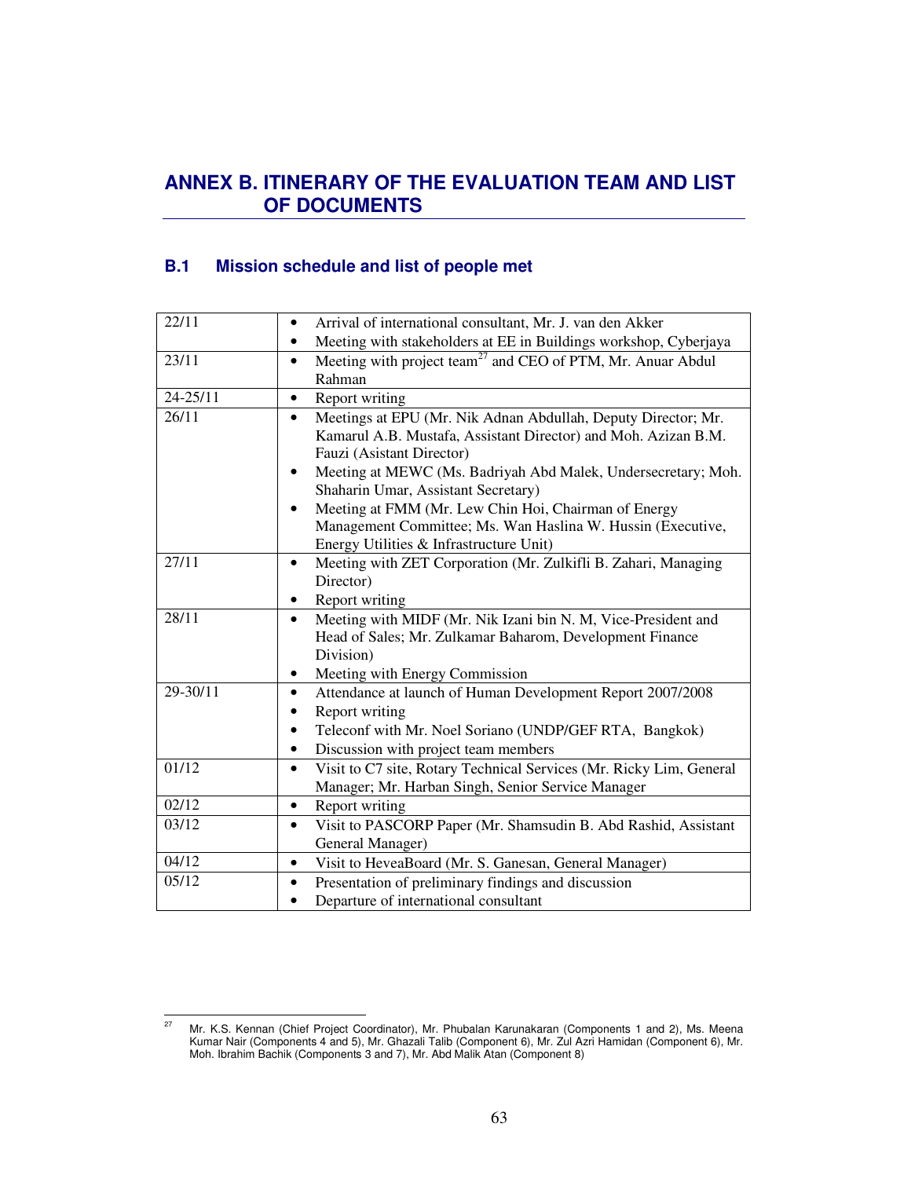# ANNEX B. ITINERARY OF THE EVALUATION TEAM AND LIST OF DOCUMENTS

## B.1 Mission schedule and list of people met

| | |
|---|---|
| 22/11 | • Arrival of international consultant, Mr. J. van den Akker<br>• Meeting with stakeholders at EE in Buildings workshop, Cyberjaya |
| 23/11 | • Meeting with project team[27] and CEO of PTM, Mr. Anuar Abdul Rahman |
| 24-25/11 | • Report writing |
| 26/11 | • Meetings at EPU (Mr. Nik Adnan Abdullah, Deputy Director; Mr. Kamarul A.B. Mustafa, Assistant Director) and Moh. Azizan B.M. Fauzi (Asistant Director)<br>• Meeting at MEWC (Ms. Badriyah Abd Malek, Undersecretary; Moh. Shaharin Umar, Assistant Secretary)<br>• Meeting at FMM (Mr. Lew Chin Hoi, Chairman of Energy Management Committee; Ms. Wan Haslina W. Hussin (Executive, Energy Utilities & Infrastructure Unit) |
| 27/11 | • Meeting with ZET Corporation (Mr. Zulkifli B. Zahari, Managing Director)<br>• Report writing |
| 28/11 | • Meeting with MIDF (Mr. Nik Izani bin N. M, Vice-President and Head of Sales; Mr. Zulkamar Baharom, Development Finance Division)<br>• Meeting with Energy Commission |
| 29-30/11 | • Attendance at launch of Human Development Report 2007/2008<br>• Report writing<br>• Teleconf with Mr. Noel Soriano (UNDP/GEF RTA, Bangkok)<br>• Discussion with project team members |
| 01/12 | • Visit to C7 site, Rotary Technical Services (Mr. Ricky Lim, General Manager; Mr. Harban Singh, Senior Service Manager |
| 02/12 | • Report writing |
| 03/12 | • Visit to PASCORP Paper (Mr. Shamsudin B. Abd Rashid, Assistant General Manager) |
| 04/12 | • Visit to HeveaBoard (Mr. S. Ganesan, General Manager) |
| 05/12 | • Presentation of preliminary findings and discussion<br>• Departure of international consultant |

[27] Mr. K.S. Kennan (Chief Project Coordinator), Mr. Phubalan Karunakaran (Components 1 and 2), Ms. Meena Kumar Nair (Components 4 and 5), Mr. Ghazali Talib (Component 6), Mr. Zul Azri Hamidan (Component 6), Mr. Moh. Ibrahim Bachik (Components 3 and 7), Mr. Abd Malik Atan (Component 8)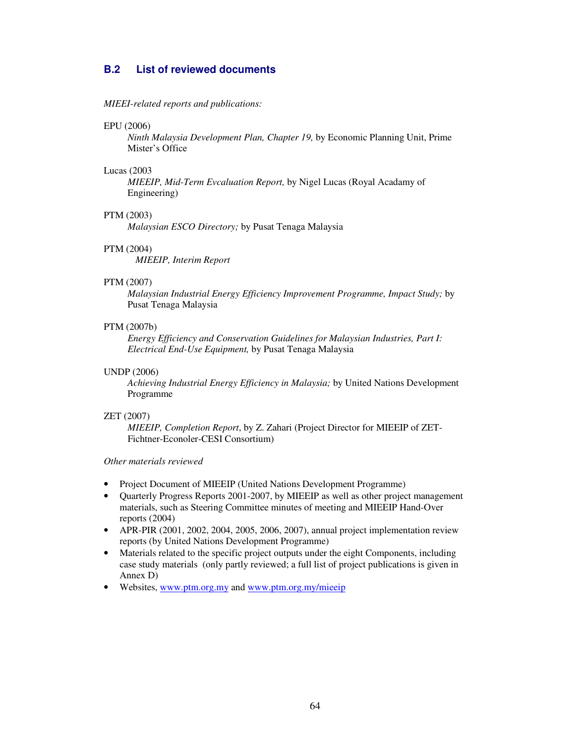## B.2 List of reviewed documents

*MIEEI-related reports and publications:*

EPU (2006)
: *Ninth Malaysia Development Plan, Chapter 19,* by Economic Planning Unit, Prime Mister's Office

Lucas (2003
: *MIEEIP, Mid-Term Evcaluation Report,* by Nigel Lucas (Royal Acadamy of Engineering)

PTM (2003)
: *Malaysian ESCO Directory;* by Pusat Tenaga Malaysia

PTM (2004)
: *MIEEIP, Interim Report*

PTM (2007)
: *Malaysian Industrial Energy Efficiency Improvement Programme, Impact Study;* by Pusat Tenaga Malaysia

PTM (2007b)
: *Energy Efficiency and Conservation Guidelines for Malaysian Industries, Part I: Electrical End-Use Equipment,* by Pusat Tenaga Malaysia

UNDP (2006)
: *Achieving Industrial Energy Efficiency in Malaysia;* by United Nations Development Programme

ZET (2007)
: *MIEEIP, Completion Report*, by Z. Zahari (Project Director for MIEEIP of ZET-Fichtner-Econoler-CESI Consortium)

*Other materials reviewed*

- Project Document of MIEEIP (United Nations Development Programme)
- Quarterly Progress Reports 2001-2007, by MIEEIP as well as other project management materials, such as Steering Committee minutes of meeting and MIEEIP Hand-Over reports (2004)
- APR-PIR (2001, 2002, 2004, 2005, 2006, 2007), annual project implementation review reports (by United Nations Development Programme)
- Materials related to the specific project outputs under the eight Components, including case study materials (only partly reviewed; a full list of project publications is given in Annex D)
- Websites, www.ptm.org.my and www.ptm.org.my/mieeip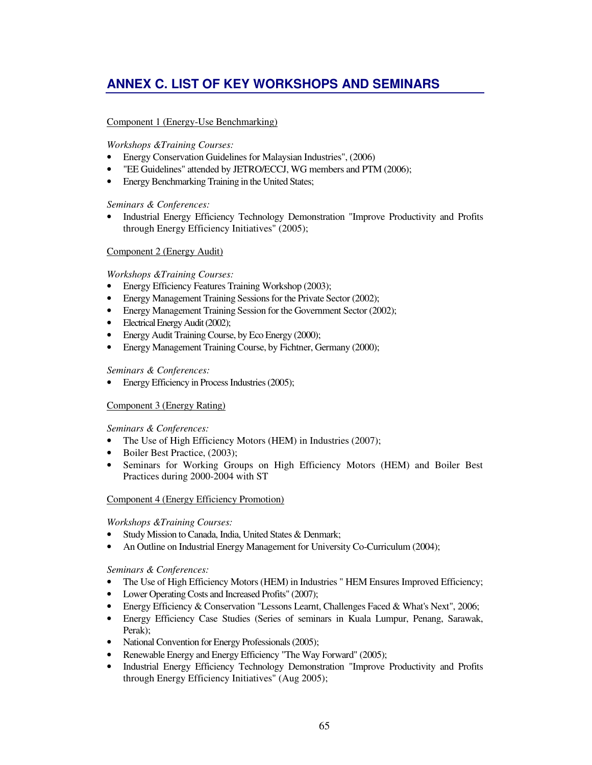# ANNEX C. LIST OF KEY WORKSHOPS AND SEMINARS

Component 1 (Energy-Use Benchmarking)

*Workshops &Training Courses:*

- Energy Conservation Guidelines for Malaysian Industries", (2006)
- "EE Guidelines" attended by JETRO/ECCJ, WG members and PTM (2006);
- Energy Benchmarking Training in the United States;

*Seminars & Conferences:*

- Industrial Energy Efficiency Technology Demonstration "Improve Productivity and Profits through Energy Efficiency Initiatives" (2005);

Component 2 (Energy Audit)

*Workshops &Training Courses:*

- Energy Efficiency Features Training Workshop (2003);
- Energy Management Training Sessions for the Private Sector (2002);
- Energy Management Training Session for the Government Sector (2002);
- Electrical Energy Audit (2002);
- Energy Audit Training Course, by Eco Energy (2000);
- Energy Management Training Course, by Fichtner, Germany (2000);

*Seminars & Conferences:*

- Energy Efficiency in Process Industries (2005);

Component 3 (Energy Rating)

*Seminars & Conferences:*

- The Use of High Efficiency Motors (HEM) in Industries (2007);
- Boiler Best Practice, (2003);
- Seminars for Working Groups on High Efficiency Motors (HEM) and Boiler Best Practices during 2000-2004 with ST

Component 4 (Energy Efficiency Promotion)

*Workshops &Training Courses:*

- Study Mission to Canada, India, United States & Denmark;
- An Outline on Industrial Energy Management for University Co-Curriculum (2004);

*Seminars & Conferences:*

- The Use of High Efficiency Motors (HEM) in Industries " HEM Ensures Improved Efficiency;
- Lower Operating Costs and Increased Profits" (2007);
- Energy Efficiency & Conservation "Lessons Learnt, Challenges Faced & What's Next", 2006;
- Energy Efficiency Case Studies (Series of seminars in Kuala Lumpur, Penang, Sarawak, Perak);
- National Convention for Energy Professionals (2005);
- Renewable Energy and Energy Efficiency "The Way Forward" (2005);
- Industrial Energy Efficiency Technology Demonstration "Improve Productivity and Profits through Energy Efficiency Initiatives" (Aug 2005);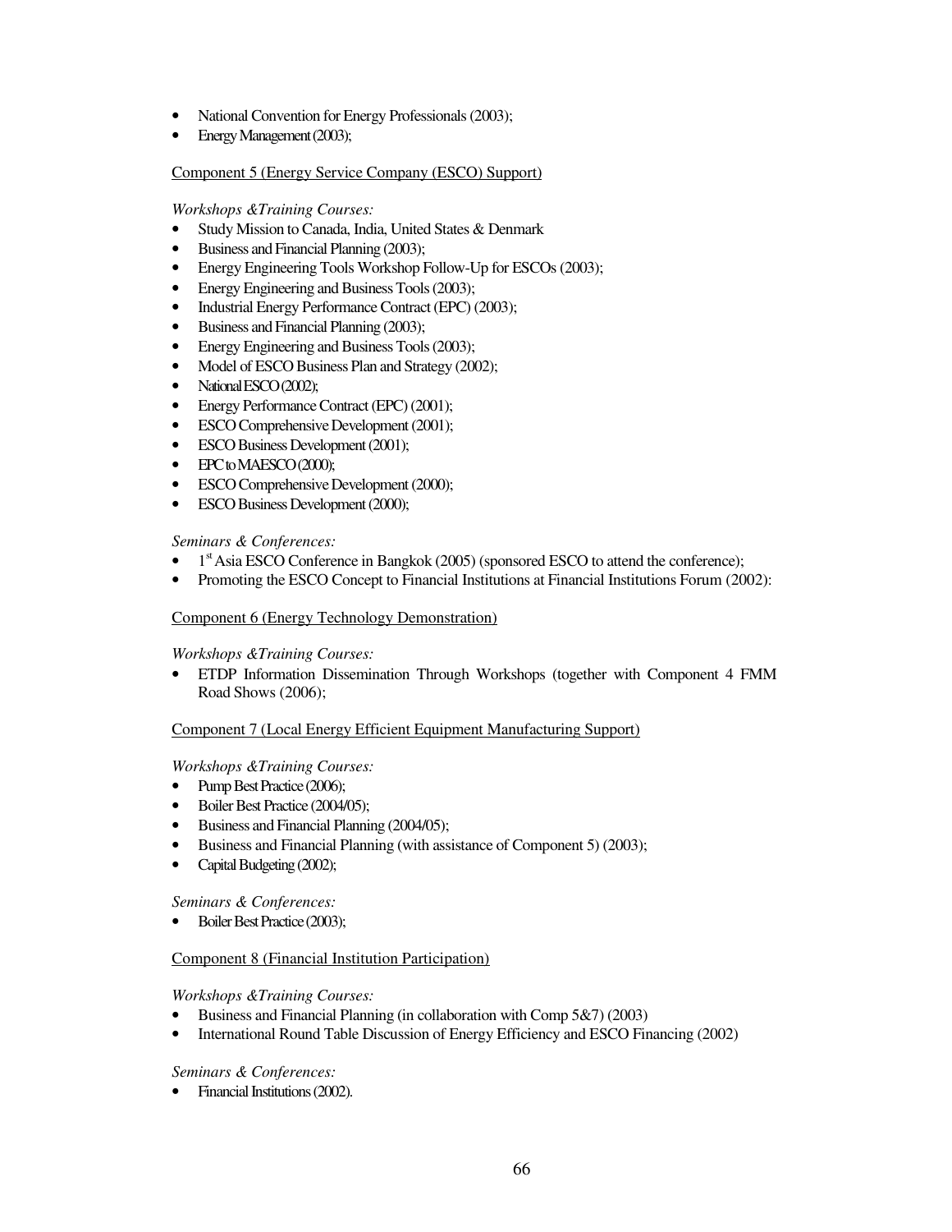- National Convention for Energy Professionals (2003);
- Energy Management (2003);

Component 5 (Energy Service Company (ESCO) Support)

*Workshops &Training Courses:*

- Study Mission to Canada, India, United States & Denmark
- Business and Financial Planning (2003);
- Energy Engineering Tools Workshop Follow-Up for ESCOs (2003);
- Energy Engineering and Business Tools (2003);
- Industrial Energy Performance Contract (EPC) (2003);
- Business and Financial Planning (2003);
- Energy Engineering and Business Tools (2003);
- Model of ESCO Business Plan and Strategy (2002);
- National ESCO (2002);
- Energy Performance Contract (EPC) (2001);
- ESCO Comprehensive Development (2001);
- ESCO Business Development (2001);
- EPC to MAESCO (2000);
- ESCO Comprehensive Development (2000);
- ESCO Business Development (2000);

*Seminars & Conferences:*

- 1st Asia ESCO Conference in Bangkok (2005) (sponsored ESCO to attend the conference);
- Promoting the ESCO Concept to Financial Institutions at Financial Institutions Forum (2002):

Component 6 (Energy Technology Demonstration)

*Workshops &Training Courses:*

- ETDP Information Dissemination Through Workshops (together with Component 4 FMM Road Shows (2006);

Component 7 (Local Energy Efficient Equipment Manufacturing Support)

*Workshops &Training Courses:*

- Pump Best Practice (2006);
- Boiler Best Practice (2004/05);
- Business and Financial Planning (2004/05);
- Business and Financial Planning (with assistance of Component 5) (2003);
- Capital Budgeting (2002);

*Seminars & Conferences:*

- Boiler Best Practice (2003);

Component 8 (Financial Institution Participation)

*Workshops &Training Courses:*

- Business and Financial Planning (in collaboration with Comp 5&7) (2003)
- International Round Table Discussion of Energy Efficiency and ESCO Financing (2002)

*Seminars & Conferences:*

- Financial Institutions (2002).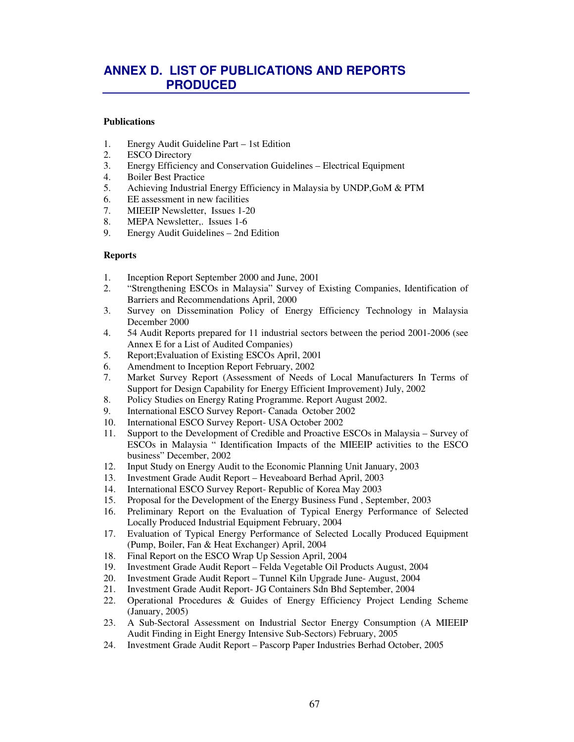# ANNEX D. LIST OF PUBLICATIONS AND REPORTS PRODUCED

**Publications**

1. Energy Audit Guideline Part – 1st Edition
2. ESCO Directory
3. Energy Efficiency and Conservation Guidelines – Electrical Equipment
4. Boiler Best Practice
5. Achieving Industrial Energy Efficiency in Malaysia by UNDP,GoM & PTM
6. EE assessment in new facilities
7. MIEEIP Newsletter, Issues 1-20
8. MEPA Newsletter,. Issues 1-6
9. Energy Audit Guidelines – 2nd Edition

**Reports**

1. Inception Report September 2000 and June, 2001
2. "Strengthening ESCOs in Malaysia" Survey of Existing Companies, Identification of Barriers and Recommendations April, 2000
3. Survey on Dissemination Policy of Energy Efficiency Technology in Malaysia December 2000
4. 54 Audit Reports prepared for 11 industrial sectors between the period 2001-2006 (see Annex E for a List of Audited Companies)
5. Report;Evaluation of Existing ESCOs April, 2001
6. Amendment to Inception Report February, 2002
7. Market Survey Report (Assessment of Needs of Local Manufacturers In Terms of Support for Design Capability for Energy Efficient Improvement) July, 2002
8. Policy Studies on Energy Rating Programme. Report August 2002.
9. International ESCO Survey Report- Canada October 2002
10. International ESCO Survey Report- USA October 2002
11. Support to the Development of Credible and Proactive ESCOs in Malaysia – Survey of ESCOs in Malaysia " Identification Impacts of the MIEEIP activities to the ESCO business" December, 2002
12. Input Study on Energy Audit to the Economic Planning Unit January, 2003
13. Investment Grade Audit Report – Heveaboard Berhad April, 2003
14. International ESCO Survey Report- Republic of Korea May 2003
15. Proposal for the Development of the Energy Business Fund , September, 2003
16. Preliminary Report on the Evaluation of Typical Energy Performance of Selected Locally Produced Industrial Equipment February, 2004
17. Evaluation of Typical Energy Performance of Selected Locally Produced Equipment (Pump, Boiler, Fan & Heat Exchanger) April, 2004
18. Final Report on the ESCO Wrap Up Session April, 2004
19. Investment Grade Audit Report – Felda Vegetable Oil Products August, 2004
20. Investment Grade Audit Report – Tunnel Kiln Upgrade June- August, 2004
21. Investment Grade Audit Report- JG Containers Sdn Bhd September, 2004
22. Operational Procedures & Guides of Energy Efficiency Project Lending Scheme (January, 2005)
23. A Sub-Sectoral Assessment on Industrial Sector Energy Consumption (A MIEEIP Audit Finding in Eight Energy Intensive Sub-Sectors) February, 2005
24. Investment Grade Audit Report – Pascorp Paper Industries Berhad October, 2005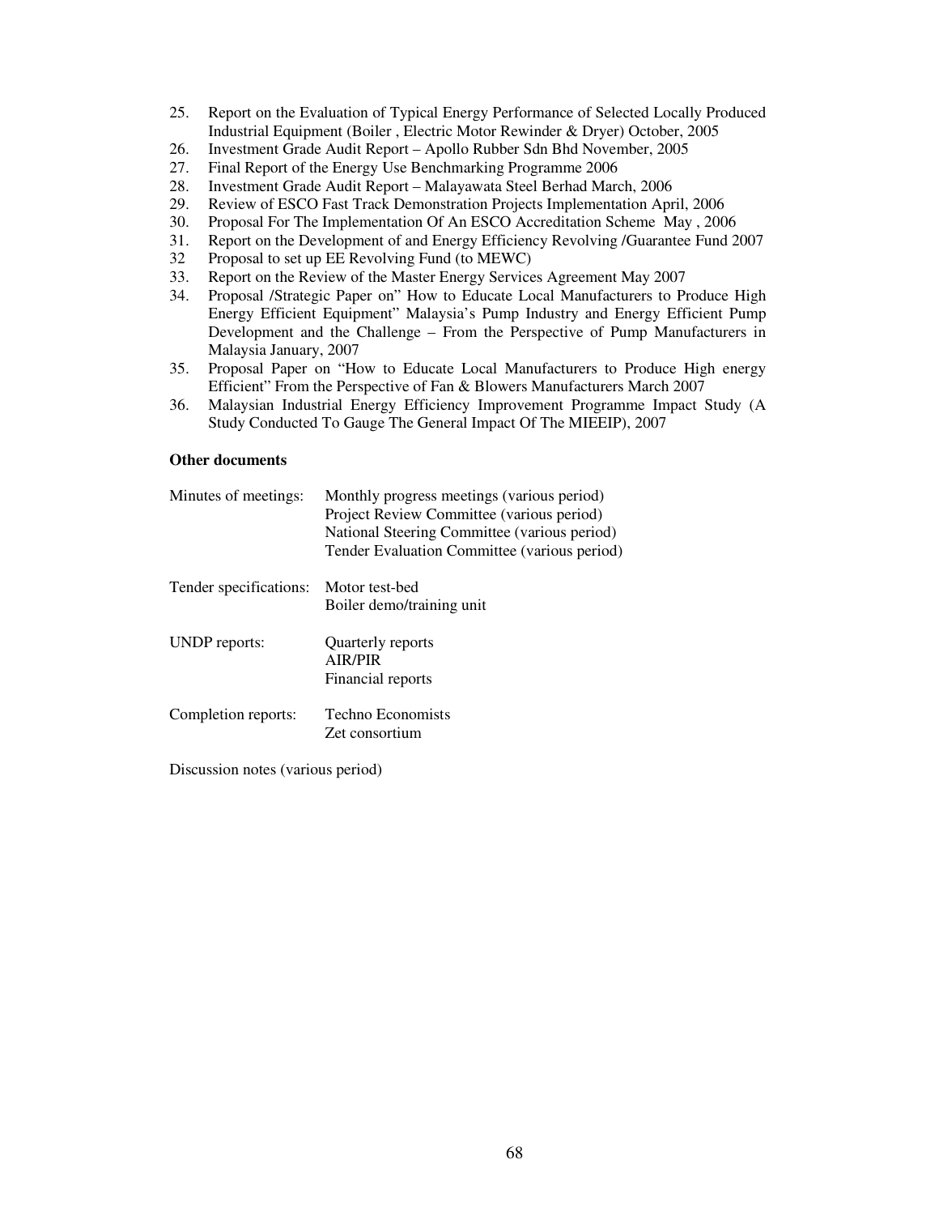25. Report on the Evaluation of Typical Energy Performance of Selected Locally Produced Industrial Equipment (Boiler , Electric Motor Rewinder & Dryer) October, 2005
26. Investment Grade Audit Report – Apollo Rubber Sdn Bhd November, 2005
27. Final Report of the Energy Use Benchmarking Programme 2006
28. Investment Grade Audit Report – Malayawata Steel Berhad March, 2006
29. Review of ESCO Fast Track Demonstration Projects Implementation April, 2006
30. Proposal For The Implementation Of An ESCO Accreditation Scheme May , 2006
31. Report on the Development of and Energy Efficiency Revolving /Guarantee Fund 2007
32 Proposal to set up EE Revolving Fund (to MEWC)
33. Report on the Review of the Master Energy Services Agreement May 2007
34. Proposal /Strategic Paper on" How to Educate Local Manufacturers to Produce High Energy Efficient Equipment" Malaysia's Pump Industry and Energy Efficient Pump Development and the Challenge – From the Perspective of Pump Manufacturers in Malaysia January, 2007
35. Proposal Paper on "How to Educate Local Manufacturers to Produce High energy Efficient" From the Perspective of Fan & Blowers Manufacturers March 2007
36. Malaysian Industrial Energy Efficiency Improvement Programme Impact Study (A Study Conducted To Gauge The General Impact Of The MIEEIP), 2007

**Other documents**

| | |
|---|---|
| Minutes of meetings: | Monthly progress meetings (various period)<br>Project Review Committee (various period)<br>National Steering Committee (various period)<br>Tender Evaluation Committee (various period) |
| Tender specifications: | Motor test-bed<br>Boiler demo/training unit |
| UNDP reports: | Quarterly reports<br>AIR/PIR<br>Financial reports |
| Completion reports: | Techno Economists<br>Zet consortium |

Discussion notes (various period)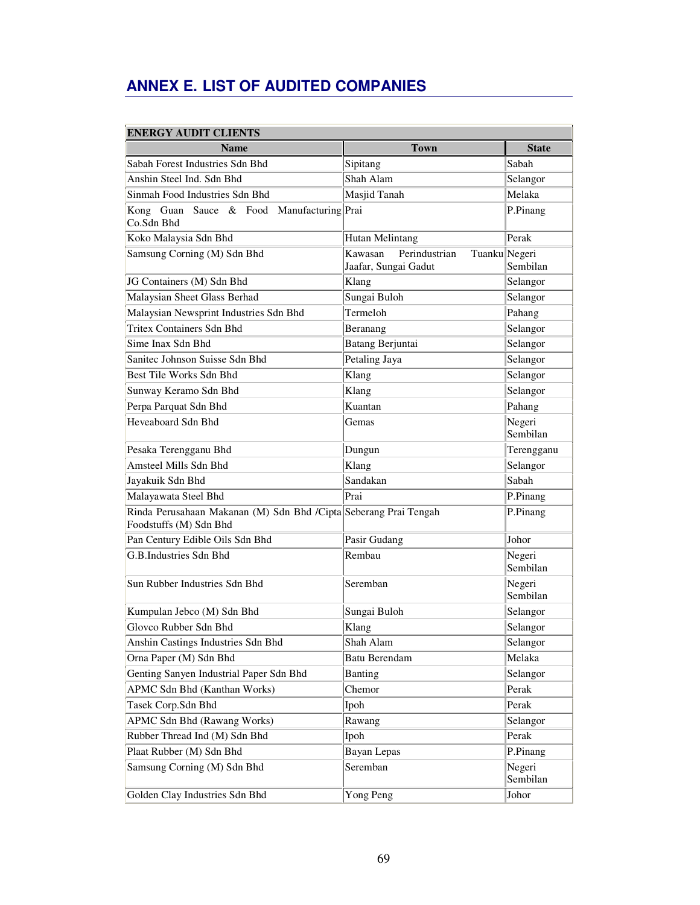## ANNEX E. LIST OF AUDITED COMPANIES

| ENERGY AUDIT CLIENTS | | |
|---|---|---|
| **Name** | **Town** | **State** |
| Sabah Forest Industries Sdn Bhd | Sipitang | Sabah |
| Anshin Steel Ind. Sdn Bhd | Shah Alam | Selangor |
| Sinmah Food Industries Sdn Bhd | Masjid Tanah | Melaka |
| Kong Guan Sauce & Food Manufacturing Co.Sdn Bhd | Prai | P.Pinang |
| Koko Malaysia Sdn Bhd | Hutan Melintang | Perak |
| Samsung Corning (M) Sdn Bhd | Kawasan Perindustrian Tuanku Jaafar, Sungai Gadut | Negeri Sembilan |
| JG Containers (M) Sdn Bhd | Klang | Selangor |
| Malaysian Sheet Glass Berhad | Sungai Buloh | Selangor |
| Malaysian Newsprint Industries Sdn Bhd | Termeloh | Pahang |
| Tritex Containers Sdn Bhd | Beranang | Selangor |
| Sime Inax Sdn Bhd | Batang Berjuntai | Selangor |
| Sanitec Johnson Suisse Sdn Bhd | Petaling Jaya | Selangor |
| Best Tile Works Sdn Bhd | Klang | Selangor |
| Sunway Keramo Sdn Bhd | Klang | Selangor |
| Perpa Parquat Sdn Bhd | Kuantan | Pahang |
| Heveaboard Sdn Bhd | Gemas | Negeri Sembilan |
| Pesaka Terengganu Bhd | Dungun | Terengganu |
| Amsteel Mills Sdn Bhd | Klang | Selangor |
| Jayakuik Sdn Bhd | Sandakan | Sabah |
| Malayawata Steel Bhd | Prai | P.Pinang |
| Rinda Perusahaan Makanan (M) Sdn Bhd /Cipta Foodstuffs (M) Sdn Bhd | Seberang Prai Tengah | P.Pinang |
| Pan Century Edible Oils Sdn Bhd | Pasir Gudang | Johor |
| G.B.Industries Sdn Bhd | Rembau | Negeri Sembilan |
| Sun Rubber Industries Sdn Bhd | Seremban | Negeri Sembilan |
| Kumpulan Jebco (M) Sdn Bhd | Sungai Buloh | Selangor |
| Glovco Rubber Sdn Bhd | Klang | Selangor |
| Anshin Castings Industries Sdn Bhd | Shah Alam | Selangor |
| Orna Paper (M) Sdn Bhd | Batu Berendam | Melaka |
| Genting Sanyen Industrial Paper Sdn Bhd | Banting | Selangor |
| APMC Sdn Bhd (Kanthan Works) | Chemor | Perak |
| Tasek Corp.Sdn Bhd | Ipoh | Perak |
| APMC Sdn Bhd (Rawang Works) | Rawang | Selangor |
| Rubber Thread Ind (M) Sdn Bhd | Ipoh | Perak |
| Plaat Rubber (M) Sdn Bhd | Bayan Lepas | P.Pinang |
| Samsung Corning (M) Sdn Bhd | Seremban | Negeri Sembilan |
| Golden Clay Industries Sdn Bhd | Yong Peng | Johor |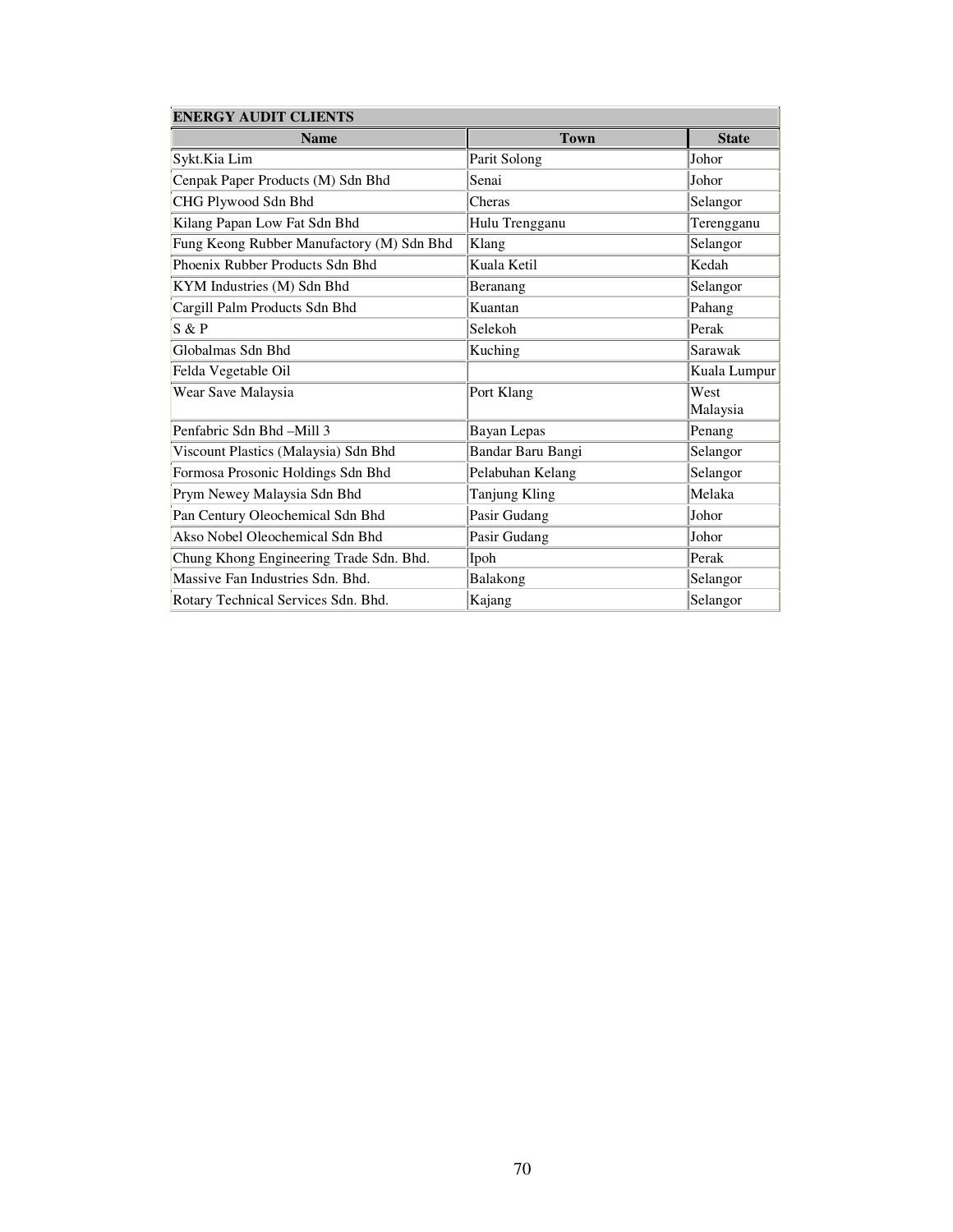| ENERGY AUDIT CLIENTS | | |
|---|---|---|
| **Name** | **Town** | **State** |
| Sykt.Kia Lim | Parit Solong | Johor |
| Cenpak Paper Products (M) Sdn Bhd | Senai | Johor |
| CHG Plywood Sdn Bhd | Cheras | Selangor |
| Kilang Papan Low Fat Sdn Bhd | Hulu Trengganu | Terengganu |
| Fung Keong Rubber Manufactory (M) Sdn Bhd | Klang | Selangor |
| Phoenix Rubber Products Sdn Bhd | Kuala Ketil | Kedah |
| KYM Industries (M) Sdn Bhd | Beranang | Selangor |
| Cargill Palm Products Sdn Bhd | Kuantan | Pahang |
| S & P | Selekoh | Perak |
| Globalmas Sdn Bhd | Kuching | Sarawak |
| Felda Vegetable Oil | | Kuala Lumpur |
| Wear Save Malaysia | Port Klang | West Malaysia |
| Penfabric Sdn Bhd –Mill 3 | Bayan Lepas | Penang |
| Viscount Plastics (Malaysia) Sdn Bhd | Bandar Baru Bangi | Selangor |
| Formosa Prosonic Holdings Sdn Bhd | Pelabuhan Kelang | Selangor |
| Prym Newey Malaysia Sdn Bhd | Tanjung Kling | Melaka |
| Pan Century Oleochemical Sdn Bhd | Pasir Gudang | Johor |
| Akso Nobel Oleochemical Sdn Bhd | Pasir Gudang | Johor |
| Chung Khong Engineering Trade Sdn. Bhd. | Ipoh | Perak |
| Massive Fan Industries Sdn. Bhd. | Balakong | Selangor |
| Rotary Technical Services Sdn. Bhd. | Kajang | Selangor |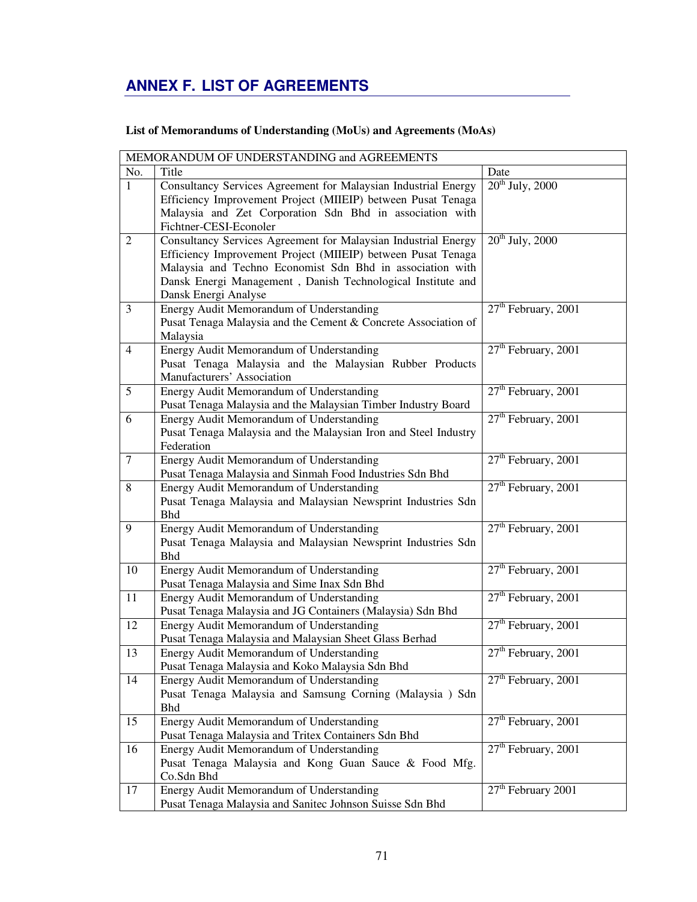## ANNEX F. LIST OF AGREEMENTS

**List of Memorandums of Understanding (MoUs) and Agreements (MoAs)**

| MEMORANDUM OF UNDERSTANDING and AGREEMENTS | | |
|---|---|---|
| No. | Title | Date |
| 1 | Consultancy Services Agreement for Malaysian Industrial Energy Efficiency Improvement Project (MIIEIP) between Pusat Tenaga Malaysia and Zet Corporation Sdn Bhd in association with Fichtner-CESI-Econoler | 20th July, 2000 |
| 2 | Consultancy Services Agreement for Malaysian Industrial Energy Efficiency Improvement Project (MIIEIP) between Pusat Tenaga Malaysia and Techno Economist Sdn Bhd in association with Dansk Energi Management , Danish Technological Institute and Dansk Energi Analyse | 20th July, 2000 |
| 3 | Energy Audit Memorandum of Understanding Pusat Tenaga Malaysia and the Cement & Concrete Association of Malaysia | 27th February, 2001 |
| 4 | Energy Audit Memorandum of Understanding Pusat Tenaga Malaysia and the Malaysian Rubber Products Manufacturers' Association | 27th February, 2001 |
| 5 | Energy Audit Memorandum of Understanding Pusat Tenaga Malaysia and the Malaysian Timber Industry Board | 27th February, 2001 |
| 6 | Energy Audit Memorandum of Understanding Pusat Tenaga Malaysia and the Malaysian Iron and Steel Industry Federation | 27th February, 2001 |
| 7 | Energy Audit Memorandum of Understanding Pusat Tenaga Malaysia and Sinmah Food Industries Sdn Bhd | 27th February, 2001 |
| 8 | Energy Audit Memorandum of Understanding Pusat Tenaga Malaysia and Malaysian Newsprint Industries Sdn Bhd | 27th February, 2001 |
| 9 | Energy Audit Memorandum of Understanding Pusat Tenaga Malaysia and Malaysian Newsprint Industries Sdn Bhd | 27th February, 2001 |
| 10 | Energy Audit Memorandum of Understanding Pusat Tenaga Malaysia and Sime Inax Sdn Bhd | 27th February, 2001 |
| 11 | Energy Audit Memorandum of Understanding Pusat Tenaga Malaysia and JG Containers (Malaysia) Sdn Bhd | 27th February, 2001 |
| 12 | Energy Audit Memorandum of Understanding Pusat Tenaga Malaysia and Malaysian Sheet Glass Berhad | 27th February, 2001 |
| 13 | Energy Audit Memorandum of Understanding Pusat Tenaga Malaysia and Koko Malaysia Sdn Bhd | 27th February, 2001 |
| 14 | Energy Audit Memorandum of Understanding Pusat Tenaga Malaysia and Samsung Corning (Malaysia ) Sdn Bhd | 27th February, 2001 |
| 15 | Energy Audit Memorandum of Understanding Pusat Tenaga Malaysia and Tritex Containers Sdn Bhd | 27th February, 2001 |
| 16 | Energy Audit Memorandum of Understanding Pusat Tenaga Malaysia and Kong Guan Sauce & Food Mfg. Co.Sdn Bhd | 27th February, 2001 |
| 17 | Energy Audit Memorandum of Understanding Pusat Tenaga Malaysia and Sanitec Johnson Suisse Sdn Bhd | 27th February 2001 |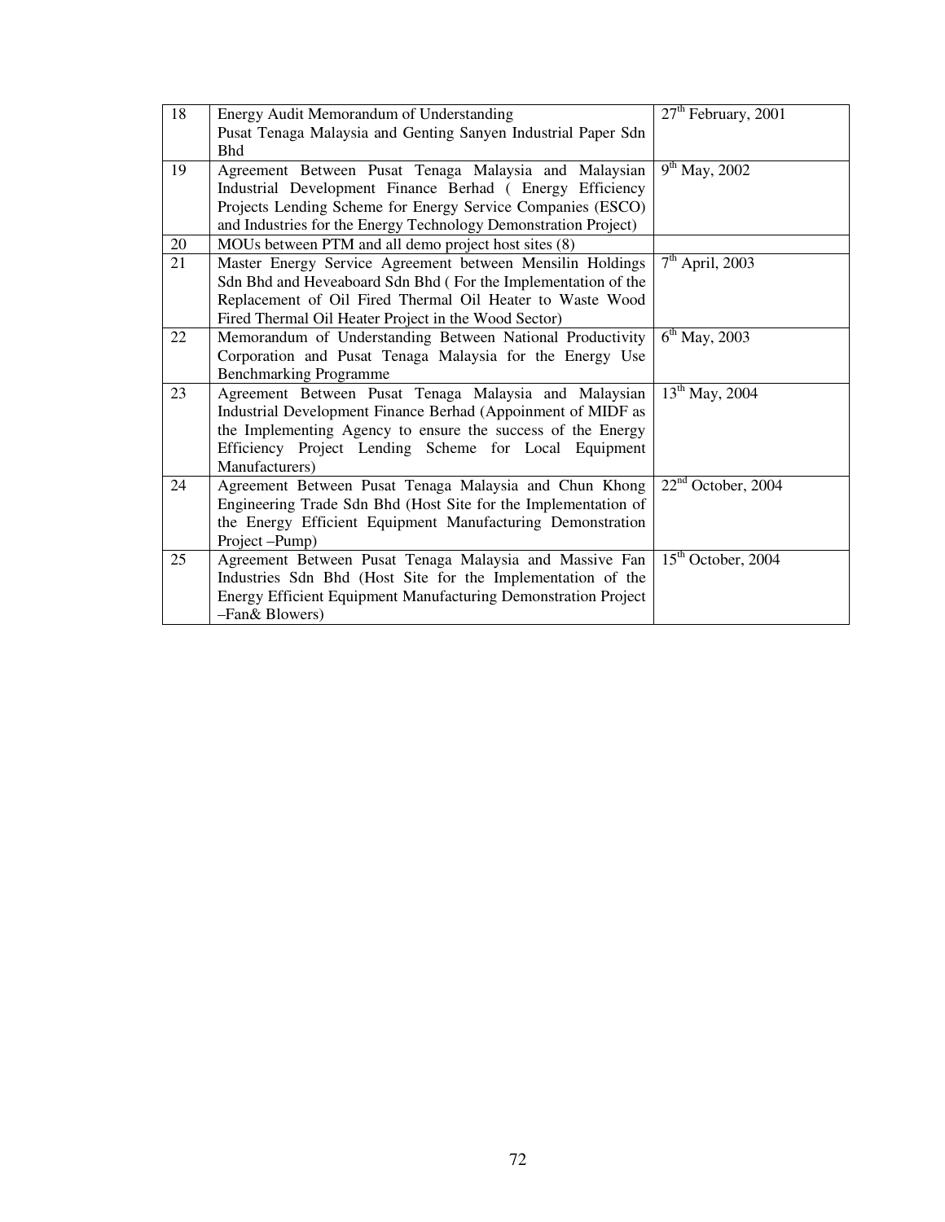| | | |
|---|---|---|
| 18 | Energy Audit Memorandum of Understanding Pusat Tenaga Malaysia and Genting Sanyen Industrial Paper Sdn Bhd | 27th February, 2001 |
| 19 | Agreement Between Pusat Tenaga Malaysia and Malaysian Industrial Development Finance Berhad ( Energy Efficiency Projects Lending Scheme for Energy Service Companies (ESCO) and Industries for the Energy Technology Demonstration Project) | 9th May, 2002 |
| 20 | MOUs between PTM and all demo project host sites (8) | |
| 21 | Master Energy Service Agreement between Mensilin Holdings Sdn Bhd and Heveaboard Sdn Bhd ( For the Implementation of the Replacement of Oil Fired Thermal Oil Heater to Waste Wood Fired Thermal Oil Heater Project in the Wood Sector) | 7th April, 2003 |
| 22 | Memorandum of Understanding Between National Productivity Corporation and Pusat Tenaga Malaysia for the Energy Use Benchmarking Programme | 6th May, 2003 |
| 23 | Agreement Between Pusat Tenaga Malaysia and Malaysian Industrial Development Finance Berhad (Appoinment of MIDF as the Implementing Agency to ensure the success of the Energy Efficiency Project Lending Scheme for Local Equipment Manufacturers) | 13th May, 2004 |
| 24 | Agreement Between Pusat Tenaga Malaysia and Chun Khong Engineering Trade Sdn Bhd (Host Site for the Implementation of the Energy Efficient Equipment Manufacturing Demonstration Project –Pump) | 22nd October, 2004 |
| 25 | Agreement Between Pusat Tenaga Malaysia and Massive Fan Industries Sdn Bhd (Host Site for the Implementation of the Energy Efficient Equipment Manufacturing Demonstration Project –Fan& Blowers) | 15th October, 2004 |